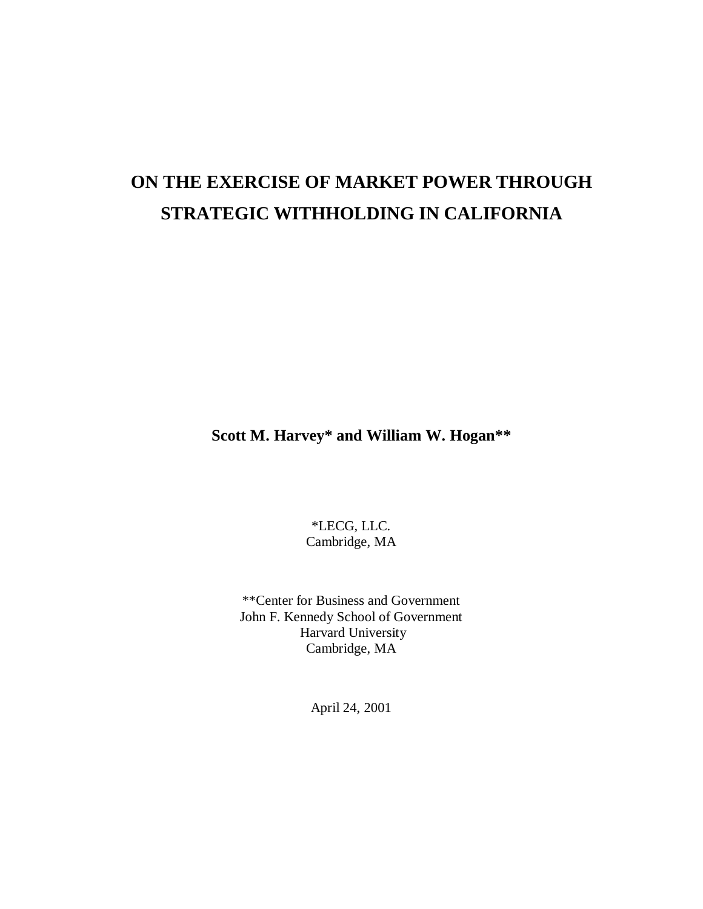# ON THE EXERCISE OF MARKET POWER THROUGH STRATEGIC WITHHOLDING IN CALIFORNIA

**Scott M. Harvey* and William W. Hogan****

*LECG, LLC.
Cambridge, MA

**Center for Business and Government
John F. Kennedy School of Government
Harvard University
Cambridge, MA

April 24, 2001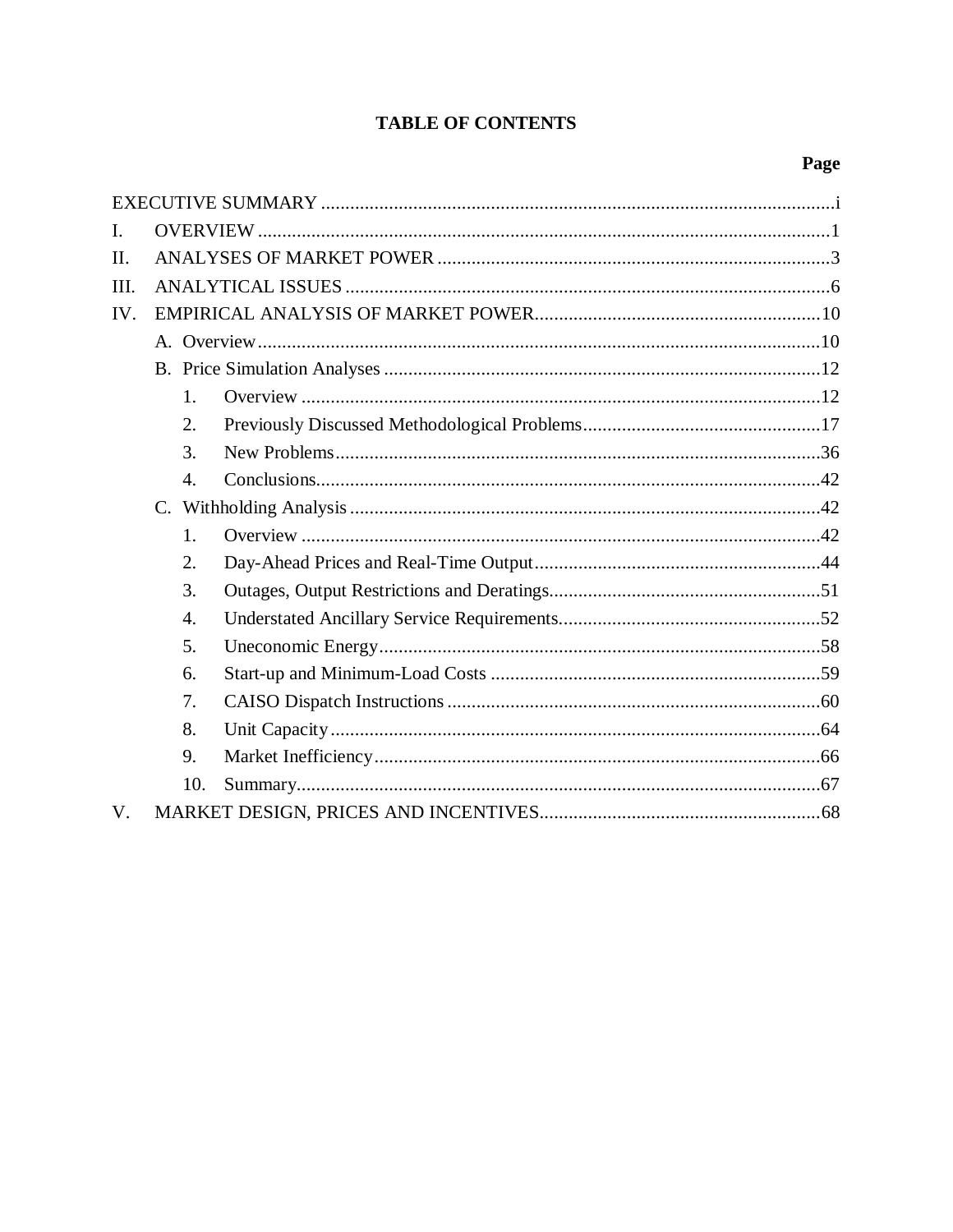# TABLE OF CONTENTS

| | Page |
|---|---|
| EXECUTIVE SUMMARY | i |
| I. OVERVIEW | 1 |
| II. ANALYSES OF MARKET POWER | 3 |
| III. ANALYTICAL ISSUES | 6 |
| IV. EMPIRICAL ANALYSIS OF MARKET POWER | 10 |
| A. Overview | 10 |
| B. Price Simulation Analyses | 12 |
| 1. Overview | 12 |
| 2. Previously Discussed Methodological Problems | 17 |
| 3. New Problems | 36 |
| 4. Conclusions | 42 |
| C. Withholding Analysis | 42 |
| 1. Overview | 42 |
| 2. Day-Ahead Prices and Real-Time Output | 44 |
| 3. Outages, Output Restrictions and Deratings | 51 |
| 4. Understated Ancillary Service Requirements | 52 |
| 5. Uneconomic Energy | 58 |
| 6. Start-up and Minimum-Load Costs | 59 |
| 7. CAISO Dispatch Instructions | 60 |
| 8. Unit Capacity | 64 |
| 9. Market Inefficiency | 66 |
| 10. Summary | 67 |
| V. MARKET DESIGN, PRICES AND INCENTIVES | 68 |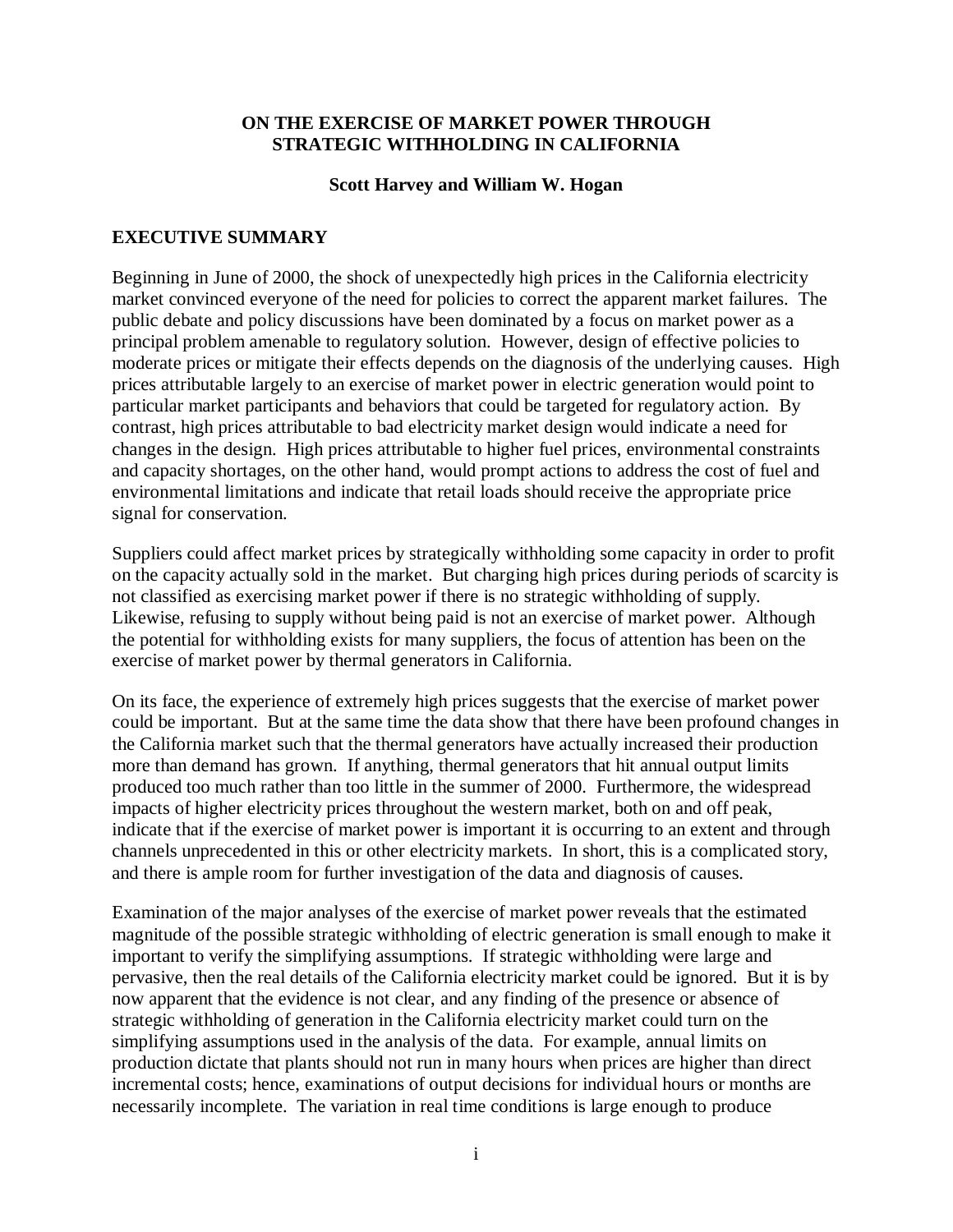# ON THE EXERCISE OF MARKET POWER THROUGH STRATEGIC WITHHOLDING IN CALIFORNIA

**Scott Harvey and William W. Hogan**

## EXECUTIVE SUMMARY

Beginning in June of 2000, the shock of unexpectedly high prices in the California electricity market convinced everyone of the need for policies to correct the apparent market failures. The public debate and policy discussions have been dominated by a focus on market power as a principal problem amenable to regulatory solution. However, design of effective policies to moderate prices or mitigate their effects depends on the diagnosis of the underlying causes. High prices attributable largely to an exercise of market power in electric generation would point to particular market participants and behaviors that could be targeted for regulatory action. By contrast, high prices attributable to bad electricity market design would indicate a need for changes in the design. High prices attributable to higher fuel prices, environmental constraints and capacity shortages, on the other hand, would prompt actions to address the cost of fuel and environmental limitations and indicate that retail loads should receive the appropriate price signal for conservation.

Suppliers could affect market prices by strategically withholding some capacity in order to profit on the capacity actually sold in the market. But charging high prices during periods of scarcity is not classified as exercising market power if there is no strategic withholding of supply. Likewise, refusing to supply without being paid is not an exercise of market power. Although the potential for withholding exists for many suppliers, the focus of attention has been on the exercise of market power by thermal generators in California.

On its face, the experience of extremely high prices suggests that the exercise of market power could be important. But at the same time the data show that there have been profound changes in the California market such that the thermal generators have actually increased their production more than demand has grown. If anything, thermal generators that hit annual output limits produced too much rather than too little in the summer of 2000. Furthermore, the widespread impacts of higher electricity prices throughout the western market, both on and off peak, indicate that if the exercise of market power is important it is occurring to an extent and through channels unprecedented in this or other electricity markets. In short, this is a complicated story, and there is ample room for further investigation of the data and diagnosis of causes.

Examination of the major analyses of the exercise of market power reveals that the estimated magnitude of the possible strategic withholding of electric generation is small enough to make it important to verify the simplifying assumptions. If strategic withholding were large and pervasive, then the real details of the California electricity market could be ignored. But it is by now apparent that the evidence is not clear, and any finding of the presence or absence of strategic withholding of generation in the California electricity market could turn on the simplifying assumptions used in the analysis of the data. For example, annual limits on production dictate that plants should not run in many hours when prices are higher than direct incremental costs; hence, examinations of output decisions for individual hours or months are necessarily incomplete. The variation in real time conditions is large enough to produce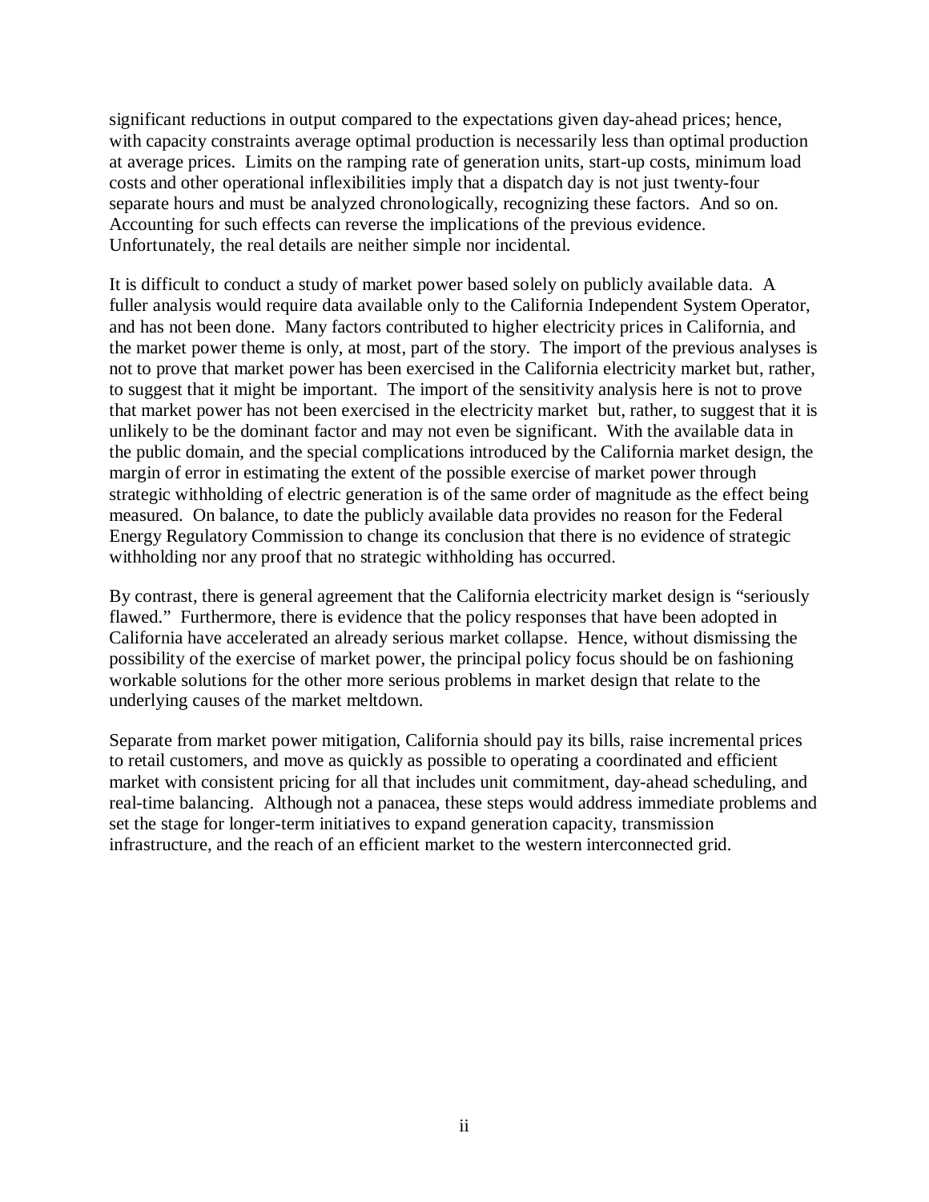significant reductions in output compared to the expectations given day-ahead prices; hence, with capacity constraints average optimal production is necessarily less than optimal production at average prices. Limits on the ramping rate of generation units, start-up costs, minimum load costs and other operational inflexibilities imply that a dispatch day is not just twenty-four separate hours and must be analyzed chronologically, recognizing these factors. And so on. Accounting for such effects can reverse the implications of the previous evidence. Unfortunately, the real details are neither simple nor incidental.

It is difficult to conduct a study of market power based solely on publicly available data. A fuller analysis would require data available only to the California Independent System Operator, and has not been done. Many factors contributed to higher electricity prices in California, and the market power theme is only, at most, part of the story. The import of the previous analyses is not to prove that market power has been exercised in the California electricity market but, rather, to suggest that it might be important. The import of the sensitivity analysis here is not to prove that market power has not been exercised in the electricity market but, rather, to suggest that it is unlikely to be the dominant factor and may not even be significant. With the available data in the public domain, and the special complications introduced by the California market design, the margin of error in estimating the extent of the possible exercise of market power through strategic withholding of electric generation is of the same order of magnitude as the effect being measured. On balance, to date the publicly available data provides no reason for the Federal Energy Regulatory Commission to change its conclusion that there is no evidence of strategic withholding nor any proof that no strategic withholding has occurred.

By contrast, there is general agreement that the California electricity market design is "seriously flawed." Furthermore, there is evidence that the policy responses that have been adopted in California have accelerated an already serious market collapse. Hence, without dismissing the possibility of the exercise of market power, the principal policy focus should be on fashioning workable solutions for the other more serious problems in market design that relate to the underlying causes of the market meltdown.

Separate from market power mitigation, California should pay its bills, raise incremental prices to retail customers, and move as quickly as possible to operating a coordinated and efficient market with consistent pricing for all that includes unit commitment, day-ahead scheduling, and real-time balancing. Although not a panacea, these steps would address immediate problems and set the stage for longer-term initiatives to expand generation capacity, transmission infrastructure, and the reach of an efficient market to the western interconnected grid.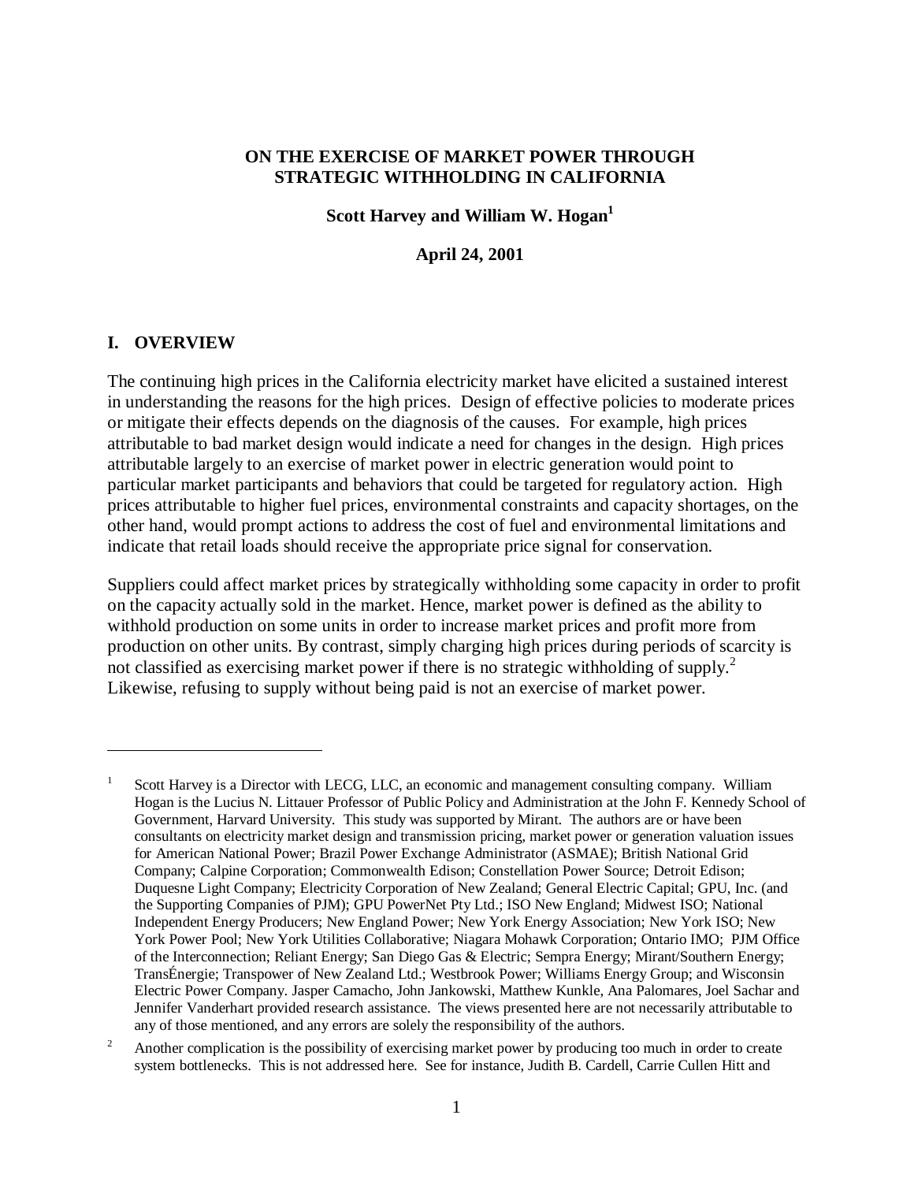# ON THE EXERCISE OF MARKET POWER THROUGH STRATEGIC WITHHOLDING IN CALIFORNIA

**Scott Harvey and William W. Hogan[1]**

**April 24, 2001**

## I. OVERVIEW

The continuing high prices in the California electricity market have elicited a sustained interest in understanding the reasons for the high prices. Design of effective policies to moderate prices or mitigate their effects depends on the diagnosis of the causes. For example, high prices attributable to bad market design would indicate a need for changes in the design. High prices attributable largely to an exercise of market power in electric generation would point to particular market participants and behaviors that could be targeted for regulatory action. High prices attributable to higher fuel prices, environmental constraints and capacity shortages, on the other hand, would prompt actions to address the cost of fuel and environmental limitations and indicate that retail loads should receive the appropriate price signal for conservation.

Suppliers could affect market prices by strategically withholding some capacity in order to profit on the capacity actually sold in the market. Hence, market power is defined as the ability to withhold production on some units in order to increase market prices and profit more from production on other units. By contrast, simply charging high prices during periods of scarcity is not classified as exercising market power if there is no strategic withholding of supply.[2] Likewise, refusing to supply without being paid is not an exercise of market power.

---

[1] Scott Harvey is a Director with LECG, LLC, an economic and management consulting company. William Hogan is the Lucius N. Littauer Professor of Public Policy and Administration at the John F. Kennedy School of Government, Harvard University. This study was supported by Mirant. The authors are or have been consultants on electricity market design and transmission pricing, market power or generation valuation issues for American National Power; Brazil Power Exchange Administrator (ASMAE); British National Grid Company; Calpine Corporation; Commonwealth Edison; Constellation Power Source; Detroit Edison; Duquesne Light Company; Electricity Corporation of New Zealand; General Electric Capital; GPU, Inc. (and the Supporting Companies of PJM); GPU PowerNet Pty Ltd.; ISO New England; Midwest ISO; National Independent Energy Producers; New England Power; New York Energy Association; New York ISO; New York Power Pool; New York Utilities Collaborative; Niagara Mohawk Corporation; Ontario IMO; PJM Office of the Interconnection; Reliant Energy; San Diego Gas & Electric; Sempra Energy; Mirant/Southern Energy; TransÉnergie; Transpower of New Zealand Ltd.; Westbrook Power; Williams Energy Group; and Wisconsin Electric Power Company. Jasper Camacho, John Jankowski, Matthew Kunkle, Ana Palomares, Joel Sachar and Jennifer Vanderhart provided research assistance. The views presented here are not necessarily attributable to any of those mentioned, and any errors are solely the responsibility of the authors.

[2] Another complication is the possibility of exercising market power by producing too much in order to create system bottlenecks. This is not addressed here. See for instance, Judith B. Cardell, Carrie Cullen Hitt and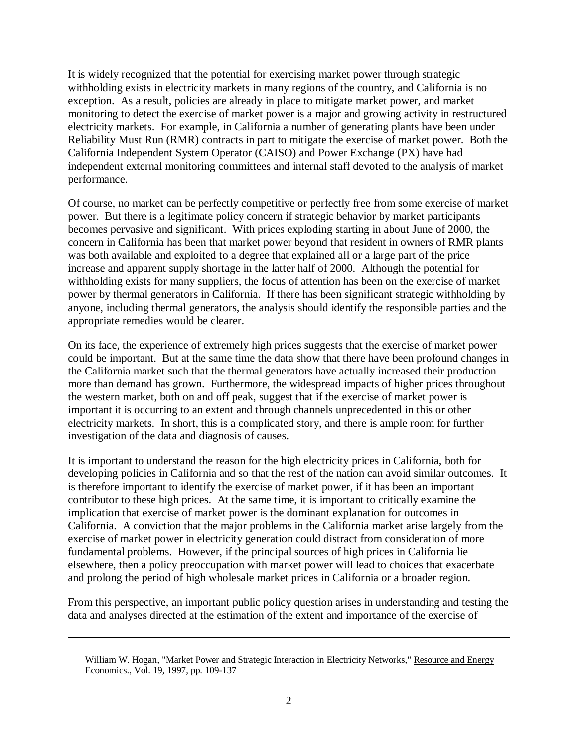It is widely recognized that the potential for exercising market power through strategic withholding exists in electricity markets in many regions of the country, and California is no exception. As a result, policies are already in place to mitigate market power, and market monitoring to detect the exercise of market power is a major and growing activity in restructured electricity markets. For example, in California a number of generating plants have been under Reliability Must Run (RMR) contracts in part to mitigate the exercise of market power. Both the California Independent System Operator (CAISO) and Power Exchange (PX) have had independent external monitoring committees and internal staff devoted to the analysis of market performance.

Of course, no market can be perfectly competitive or perfectly free from some exercise of market power. But there is a legitimate policy concern if strategic behavior by market participants becomes pervasive and significant. With prices exploding starting in about June of 2000, the concern in California has been that market power beyond that resident in owners of RMR plants was both available and exploited to a degree that explained all or a large part of the price increase and apparent supply shortage in the latter half of 2000. Although the potential for withholding exists for many suppliers, the focus of attention has been on the exercise of market power by thermal generators in California. If there has been significant strategic withholding by anyone, including thermal generators, the analysis should identify the responsible parties and the appropriate remedies would be clearer.

On its face, the experience of extremely high prices suggests that the exercise of market power could be important. But at the same time the data show that there have been profound changes in the California market such that the thermal generators have actually increased their production more than demand has grown. Furthermore, the widespread impacts of higher prices throughout the western market, both on and off peak, suggest that if the exercise of market power is important it is occurring to an extent and through channels unprecedented in this or other electricity markets. In short, this is a complicated story, and there is ample room for further investigation of the data and diagnosis of causes.

It is important to understand the reason for the high electricity prices in California, both for developing policies in California and so that the rest of the nation can avoid similar outcomes. It is therefore important to identify the exercise of market power, if it has been an important contributor to these high prices. At the same time, it is important to critically examine the implication that exercise of market power is the dominant explanation for outcomes in California. A conviction that the major problems in the California market arise largely from the exercise of market power in electricity generation could distract from consideration of more fundamental problems. However, if the principal sources of high prices in California lie elsewhere, then a policy preoccupation with market power will lead to choices that exacerbate and prolong the period of high wholesale market prices in California or a broader region.

From this perspective, an important public policy question arises in understanding and testing the data and analyses directed at the estimation of the extent and importance of the exercise of

---

William W. Hogan, "Market Power and Strategic Interaction in Electricity Networks," Resource and Energy Economics., Vol. 19, 1997, pp. 109-137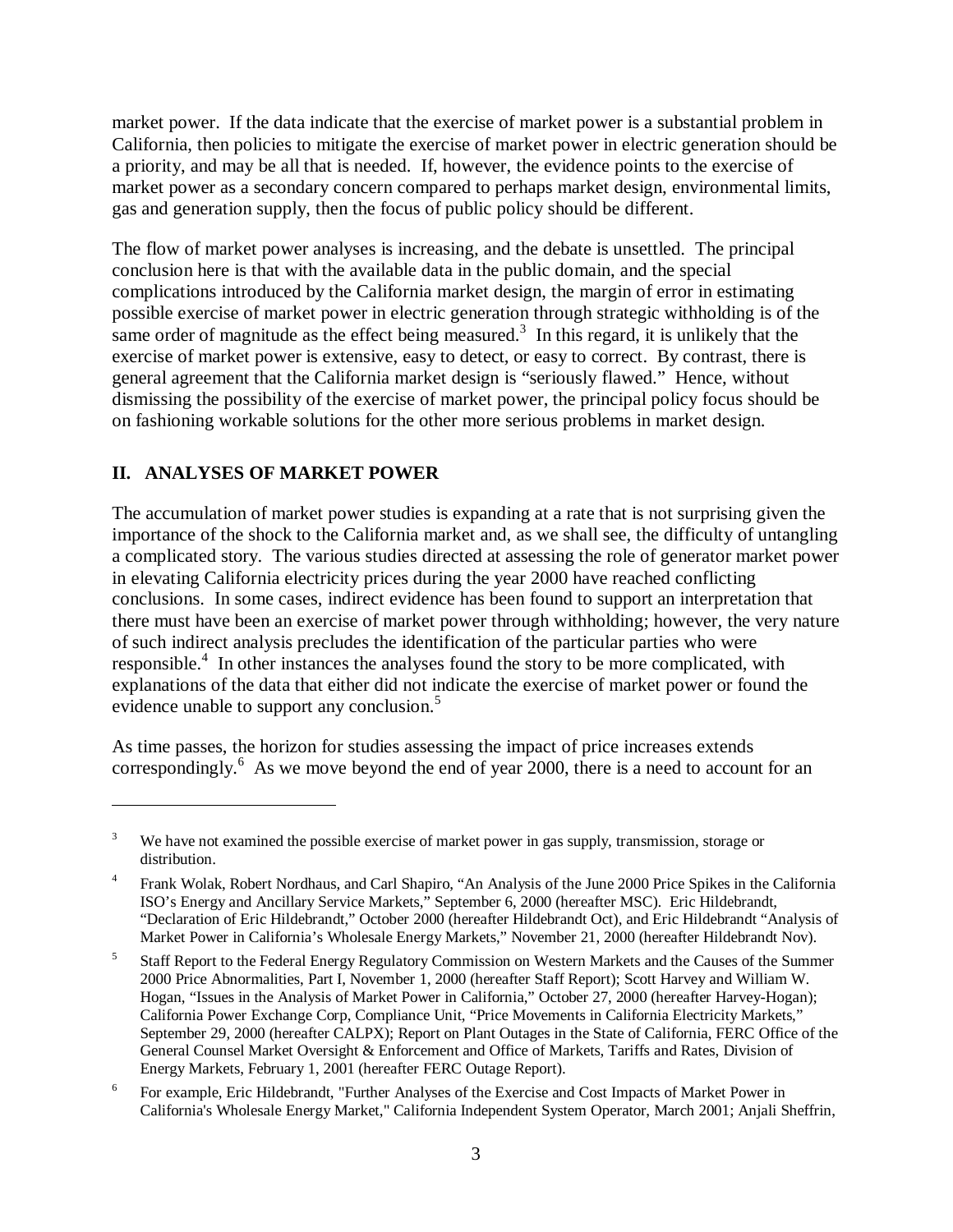market power. If the data indicate that the exercise of market power is a substantial problem in California, then policies to mitigate the exercise of market power in electric generation should be a priority, and may be all that is needed. If, however, the evidence points to the exercise of market power as a secondary concern compared to perhaps market design, environmental limits, gas and generation supply, then the focus of public policy should be different.

The flow of market power analyses is increasing, and the debate is unsettled. The principal conclusion here is that with the available data in the public domain, and the special complications introduced by the California market design, the margin of error in estimating possible exercise of market power in electric generation through strategic withholding is of the same order of magnitude as the effect being measured.[3] In this regard, it is unlikely that the exercise of market power is extensive, easy to detect, or easy to correct. By contrast, there is general agreement that the California market design is "seriously flawed." Hence, without dismissing the possibility of the exercise of market power, the principal policy focus should be on fashioning workable solutions for the other more serious problems in market design.

## II. ANALYSES OF MARKET POWER

The accumulation of market power studies is expanding at a rate that is not surprising given the importance of the shock to the California market and, as we shall see, the difficulty of untangling a complicated story. The various studies directed at assessing the role of generator market power in elevating California electricity prices during the year 2000 have reached conflicting conclusions. In some cases, indirect evidence has been found to support an interpretation that there must have been an exercise of market power through withholding; however, the very nature of such indirect analysis precludes the identification of the particular parties who were responsible.[4] In other instances the analyses found the story to be more complicated, with explanations of the data that either did not indicate the exercise of market power or found the evidence unable to support any conclusion.[5]

As time passes, the horizon for studies assessing the impact of price increases extends correspondingly.[6] As we move beyond the end of year 2000, there is a need to account for an

---

[3] We have not examined the possible exercise of market power in gas supply, transmission, storage or distribution.

[4] Frank Wolak, Robert Nordhaus, and Carl Shapiro, "An Analysis of the June 2000 Price Spikes in the California ISO's Energy and Ancillary Service Markets," September 6, 2000 (hereafter MSC). Eric Hildebrandt, "Declaration of Eric Hildebrandt," October 2000 (hereafter Hildebrandt Oct), and Eric Hildebrandt "Analysis of Market Power in California's Wholesale Energy Markets," November 21, 2000 (hereafter Hildebrandt Nov).

[5] Staff Report to the Federal Energy Regulatory Commission on Western Markets and the Causes of the Summer 2000 Price Abnormalities, Part I, November 1, 2000 (hereafter Staff Report); Scott Harvey and William W. Hogan, "Issues in the Analysis of Market Power in California," October 27, 2000 (hereafter Harvey-Hogan); California Power Exchange Corp, Compliance Unit, "Price Movements in California Electricity Markets," September 29, 2000 (hereafter CALPX); Report on Plant Outages in the State of California, FERC Office of the General Counsel Market Oversight & Enforcement and Office of Markets, Tariffs and Rates, Division of Energy Markets, February 1, 2001 (hereafter FERC Outage Report).

[6] For example, Eric Hildebrandt, "Further Analyses of the Exercise and Cost Impacts of Market Power in California's Wholesale Energy Market," California Independent System Operator, March 2001; Anjali Sheffrin,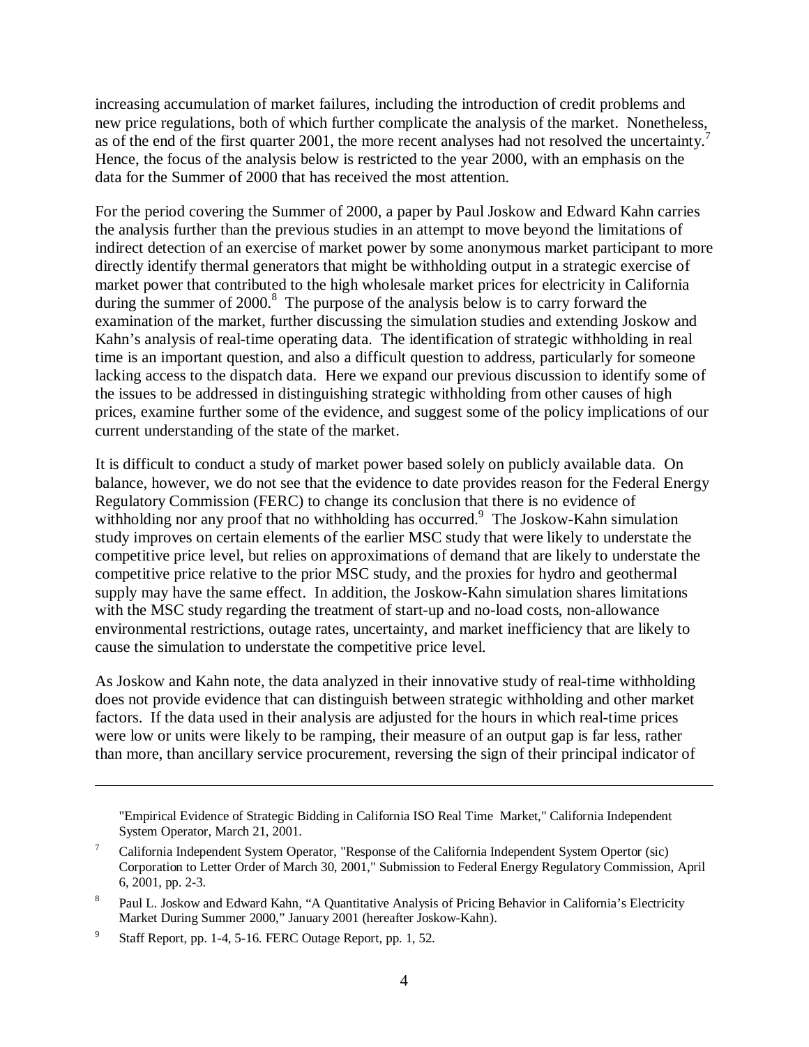increasing accumulation of market failures, including the introduction of credit problems and new price regulations, both of which further complicate the analysis of the market. Nonetheless, as of the end of the first quarter 2001, the more recent analyses had not resolved the uncertainty.[7] Hence, the focus of the analysis below is restricted to the year 2000, with an emphasis on the data for the Summer of 2000 that has received the most attention.

For the period covering the Summer of 2000, a paper by Paul Joskow and Edward Kahn carries the analysis further than the previous studies in an attempt to move beyond the limitations of indirect detection of an exercise of market power by some anonymous market participant to more directly identify thermal generators that might be withholding output in a strategic exercise of market power that contributed to the high wholesale market prices for electricity in California during the summer of 2000.[8] The purpose of the analysis below is to carry forward the examination of the market, further discussing the simulation studies and extending Joskow and Kahn's analysis of real-time operating data. The identification of strategic withholding in real time is an important question, and also a difficult question to address, particularly for someone lacking access to the dispatch data. Here we expand our previous discussion to identify some of the issues to be addressed in distinguishing strategic withholding from other causes of high prices, examine further some of the evidence, and suggest some of the policy implications of our current understanding of the state of the market.

It is difficult to conduct a study of market power based solely on publicly available data. On balance, however, we do not see that the evidence to date provides reason for the Federal Energy Regulatory Commission (FERC) to change its conclusion that there is no evidence of withholding nor any proof that no withholding has occurred.[9] The Joskow-Kahn simulation study improves on certain elements of the earlier MSC study that were likely to understate the competitive price level, but relies on approximations of demand that are likely to understate the competitive price relative to the prior MSC study, and the proxies for hydro and geothermal supply may have the same effect. In addition, the Joskow-Kahn simulation shares limitations with the MSC study regarding the treatment of start-up and no-load costs, non-allowance environmental restrictions, outage rates, uncertainty, and market inefficiency that are likely to cause the simulation to understate the competitive price level.

As Joskow and Kahn note, the data analyzed in their innovative study of real-time withholding does not provide evidence that can distinguish between strategic withholding and other market factors. If the data used in their analysis are adjusted for the hours in which real-time prices were low or units were likely to be ramping, their measure of an output gap is far less, rather than more, than ancillary service procurement, reversing the sign of their principal indicator of

---

"Empirical Evidence of Strategic Bidding in California ISO Real Time Market," California Independent System Operator, March 21, 2001.

[7] California Independent System Operator, "Response of the California Independent System Opertor (sic) Corporation to Letter Order of March 30, 2001," Submission to Federal Energy Regulatory Commission, April 6, 2001, pp. 2-3.

[8] Paul L. Joskow and Edward Kahn, "A Quantitative Analysis of Pricing Behavior in California's Electricity Market During Summer 2000," January 2001 (hereafter Joskow-Kahn).

[9] Staff Report, pp. 1-4, 5-16. FERC Outage Report, pp. 1, 52.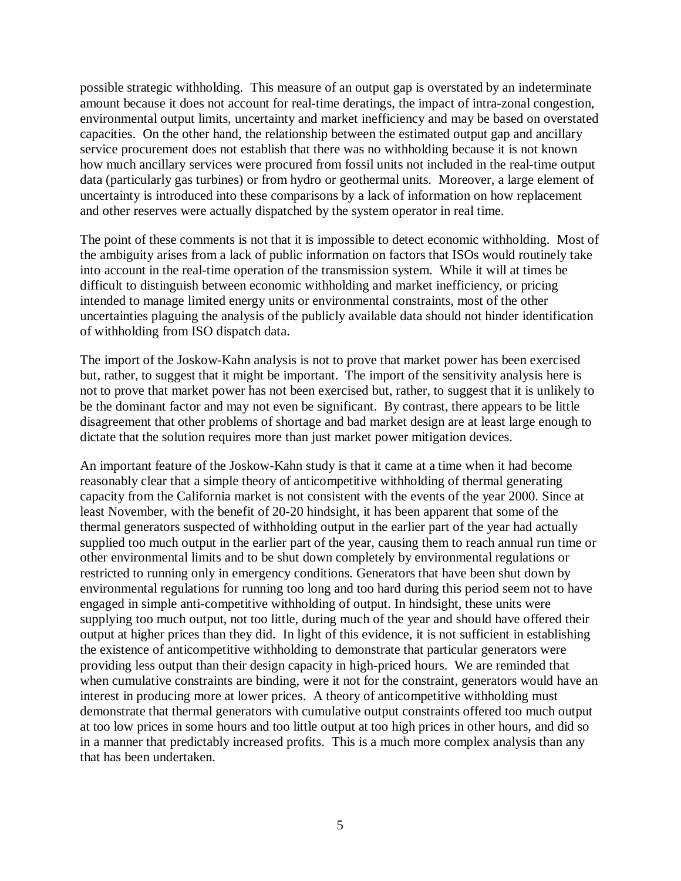possible strategic withholding. This measure of an output gap is overstated by an indeterminate amount because it does not account for real-time deratings, the impact of intra-zonal congestion, environmental output limits, uncertainty and market inefficiency and may be based on overstated capacities. On the other hand, the relationship between the estimated output gap and ancillary service procurement does not establish that there was no withholding because it is not known how much ancillary services were procured from fossil units not included in the real-time output data (particularly gas turbines) or from hydro or geothermal units. Moreover, a large element of uncertainty is introduced into these comparisons by a lack of information on how replacement and other reserves were actually dispatched by the system operator in real time.

The point of these comments is not that it is impossible to detect economic withholding. Most of the ambiguity arises from a lack of public information on factors that ISOs would routinely take into account in the real-time operation of the transmission system. While it will at times be difficult to distinguish between economic withholding and market inefficiency, or pricing intended to manage limited energy units or environmental constraints, most of the other uncertainties plaguing the analysis of the publicly available data should not hinder identification of withholding from ISO dispatch data.

The import of the Joskow-Kahn analysis is not to prove that market power has been exercised but, rather, to suggest that it might be important. The import of the sensitivity analysis here is not to prove that market power has not been exercised but, rather, to suggest that it is unlikely to be the dominant factor and may not even be significant. By contrast, there appears to be little disagreement that other problems of shortage and bad market design are at least large enough to dictate that the solution requires more than just market power mitigation devices.

An important feature of the Joskow-Kahn study is that it came at a time when it had become reasonably clear that a simple theory of anticompetitive withholding of thermal generating capacity from the California market is not consistent with the events of the year 2000. Since at least November, with the benefit of 20-20 hindsight, it has been apparent that some of the thermal generators suspected of withholding output in the earlier part of the year had actually supplied too much output in the earlier part of the year, causing them to reach annual run time or other environmental limits and to be shut down completely by environmental regulations or restricted to running only in emergency conditions. Generators that have been shut down by environmental regulations for running too long and too hard during this period seem not to have engaged in simple anti-competitive withholding of output. In hindsight, these units were supplying too much output, not too little, during much of the year and should have offered their output at higher prices than they did. In light of this evidence, it is not sufficient in establishing the existence of anticompetitive withholding to demonstrate that particular generators were providing less output than their design capacity in high-priced hours. We are reminded that when cumulative constraints are binding, were it not for the constraint, generators would have an interest in producing more at lower prices. A theory of anticompetitive withholding must demonstrate that thermal generators with cumulative output constraints offered too much output at too low prices in some hours and too little output at too high prices in other hours, and did so in a manner that predictably increased profits. This is a much more complex analysis than any that has been undertaken.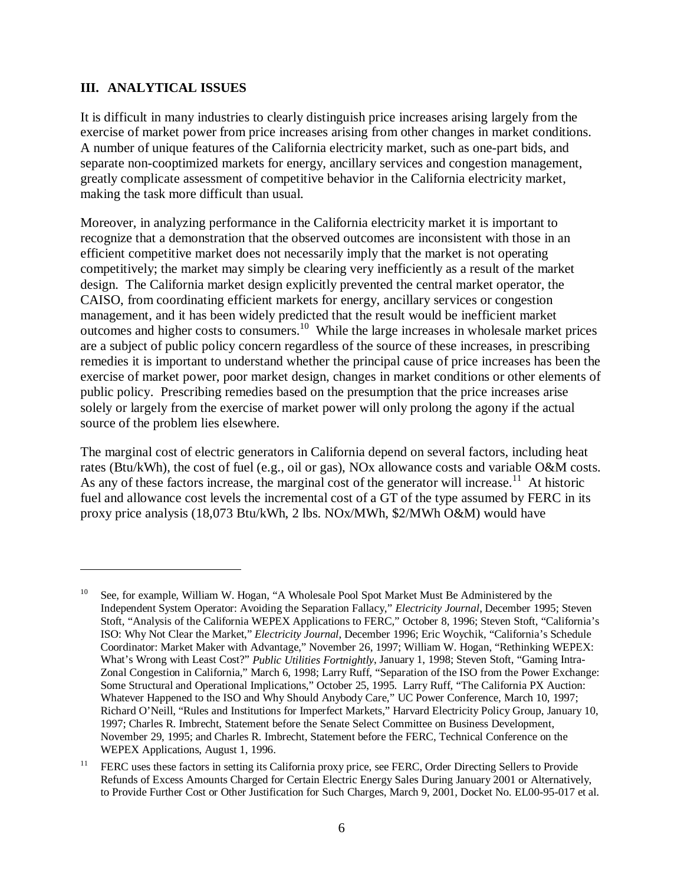## III. ANALYTICAL ISSUES

It is difficult in many industries to clearly distinguish price increases arising largely from the exercise of market power from price increases arising from other changes in market conditions. A number of unique features of the California electricity market, such as one-part bids, and separate non-cooptimized markets for energy, ancillary services and congestion management, greatly complicate assessment of competitive behavior in the California electricity market, making the task more difficult than usual.

Moreover, in analyzing performance in the California electricity market it is important to recognize that a demonstration that the observed outcomes are inconsistent with those in an efficient competitive market does not necessarily imply that the market is not operating competitively; the market may simply be clearing very inefficiently as a result of the market design. The California market design explicitly prevented the central market operator, the CAISO, from coordinating efficient markets for energy, ancillary services or congestion management, and it has been widely predicted that the result would be inefficient market outcomes and higher costs to consumers.[10] While the large increases in wholesale market prices are a subject of public policy concern regardless of the source of these increases, in prescribing remedies it is important to understand whether the principal cause of price increases has been the exercise of market power, poor market design, changes in market conditions or other elements of public policy. Prescribing remedies based on the presumption that the price increases arise solely or largely from the exercise of market power will only prolong the agony if the actual source of the problem lies elsewhere.

The marginal cost of electric generators in California depend on several factors, including heat rates (Btu/kWh), the cost of fuel (e.g., oil or gas), NOx allowance costs and variable O&M costs. As any of these factors increase, the marginal cost of the generator will increase.[11] At historic fuel and allowance cost levels the incremental cost of a GT of the type assumed by FERC in its proxy price analysis (18,073 Btu/kWh, 2 lbs. NOx/MWh, \$2/MWh O&M) would have

---

[10] See, for example, William W. Hogan, "A Wholesale Pool Spot Market Must Be Administered by the Independent System Operator: Avoiding the Separation Fallacy," *Electricity Journal*, December 1995; Steven Stoft, "Analysis of the California WEPEX Applications to FERC," October 8, 1996; Steven Stoft, "California's ISO: Why Not Clear the Market," *Electricity Journal*, December 1996; Eric Woychik, "California's Schedule Coordinator: Market Maker with Advantage," November 26, 1997; William W. Hogan, "Rethinking WEPEX: What's Wrong with Least Cost?" *Public Utilities Fortnightly*, January 1, 1998; Steven Stoft, "Gaming Intra-Zonal Congestion in California," March 6, 1998; Larry Ruff, "Separation of the ISO from the Power Exchange: Some Structural and Operational Implications," October 25, 1995. Larry Ruff, "The California PX Auction: Whatever Happened to the ISO and Why Should Anybody Care," UC Power Conference, March 10, 1997; Richard O'Neill, "Rules and Institutions for Imperfect Markets," Harvard Electricity Policy Group, January 10, 1997; Charles R. Imbrecht, Statement before the Senate Select Committee on Business Development, November 29, 1995; and Charles R. Imbrecht, Statement before the FERC, Technical Conference on the WEPEX Applications, August 1, 1996.

[11] FERC uses these factors in setting its California proxy price, see FERC, Order Directing Sellers to Provide Refunds of Excess Amounts Charged for Certain Electric Energy Sales During January 2001 or Alternatively, to Provide Further Cost or Other Justification for Such Charges, March 9, 2001, Docket No. EL00-95-017 et al.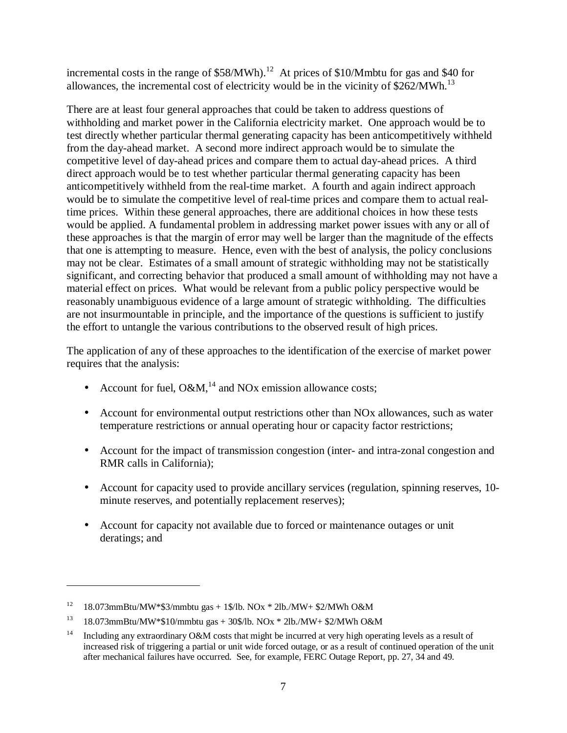incremental costs in the range of $58/MWh).[12] At prices of $10/Mmbtu for gas and $40 for allowances, the incremental cost of electricity would be in the vicinity of $262/MWh.[13]

There are at least four general approaches that could be taken to address questions of withholding and market power in the California electricity market. One approach would be to test directly whether particular thermal generating capacity has been anticompetitively withheld from the day-ahead market. A second more indirect approach would be to simulate the competitive level of day-ahead prices and compare them to actual day-ahead prices. A third direct approach would be to test whether particular thermal generating capacity has been anticompetitively withheld from the real-time market. A fourth and again indirect approach would be to simulate the competitive level of real-time prices and compare them to actual real-time prices. Within these general approaches, there are additional choices in how these tests would be applied. A fundamental problem in addressing market power issues with any or all of these approaches is that the margin of error may well be larger than the magnitude of the effects that one is attempting to measure. Hence, even with the best of analysis, the policy conclusions may not be clear. Estimates of a small amount of strategic withholding may not be statistically significant, and correcting behavior that produced a small amount of withholding may not have a material effect on prices. What would be relevant from a public policy perspective would be reasonably unambiguous evidence of a large amount of strategic withholding. The difficulties are not insurmountable in principle, and the importance of the questions is sufficient to justify the effort to untangle the various contributions to the observed result of high prices.

The application of any of these approaches to the identification of the exercise of market power requires that the analysis:

- Account for fuel, O&M,[14] and NOx emission allowance costs;
- Account for environmental output restrictions other than NOx allowances, such as water temperature restrictions or annual operating hour or capacity factor restrictions;
- Account for the impact of transmission congestion (inter- and intra-zonal congestion and RMR calls in California);
- Account for capacity used to provide ancillary services (regulation, spinning reserves, 10-minute reserves, and potentially replacement reserves);
- Account for capacity not available due to forced or maintenance outages or unit deratings; and

---

[12] 18.073mmBtu/MW*$3/mmbtu gas + 1$/lb. NOx * 2lb./MW+ $2/MWh O&M

[13] 18.073mmBtu/MW*$10/mmbtu gas + 30$/lb. NOx * 2lb./MW+ $2/MWh O&M

[14] Including any extraordinary O&M costs that might be incurred at very high operating levels as a result of increased risk of triggering a partial or unit wide forced outage, or as a result of continued operation of the unit after mechanical failures have occurred. See, for example, FERC Outage Report, pp. 27, 34 and 49.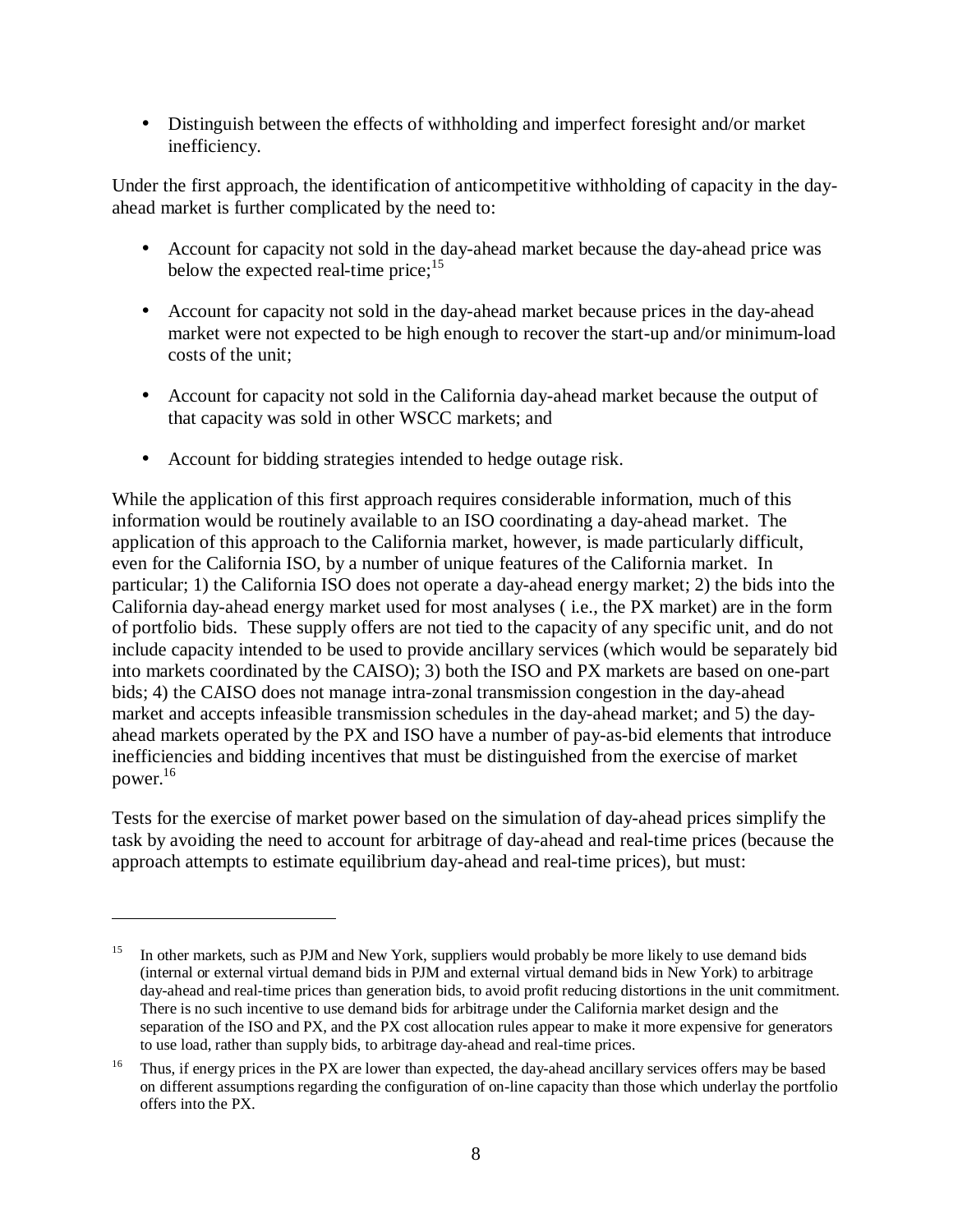- Distinguish between the effects of withholding and imperfect foresight and/or market inefficiency.

Under the first approach, the identification of anticompetitive withholding of capacity in the day-ahead market is further complicated by the need to:

- Account for capacity not sold in the day-ahead market because the day-ahead price was below the expected real-time price;[15]

- Account for capacity not sold in the day-ahead market because prices in the day-ahead market were not expected to be high enough to recover the start-up and/or minimum-load costs of the unit;

- Account for capacity not sold in the California day-ahead market because the output of that capacity was sold in other WSCC markets; and

- Account for bidding strategies intended to hedge outage risk.

While the application of this first approach requires considerable information, much of this information would be routinely available to an ISO coordinating a day-ahead market. The application of this approach to the California market, however, is made particularly difficult, even for the California ISO, by a number of unique features of the California market. In particular; 1) the California ISO does not operate a day-ahead energy market; 2) the bids into the California day-ahead energy market used for most analyses ( i.e., the PX market) are in the form of portfolio bids. These supply offers are not tied to the capacity of any specific unit, and do not include capacity intended to be used to provide ancillary services (which would be separately bid into markets coordinated by the CAISO); 3) both the ISO and PX markets are based on one-part bids; 4) the CAISO does not manage intra-zonal transmission congestion in the day-ahead market and accepts infeasible transmission schedules in the day-ahead market; and 5) the day-ahead markets operated by the PX and ISO have a number of pay-as-bid elements that introduce inefficiencies and bidding incentives that must be distinguished from the exercise of market power.[16]

Tests for the exercise of market power based on the simulation of day-ahead prices simplify the task by avoiding the need to account for arbitrage of day-ahead and real-time prices (because the approach attempts to estimate equilibrium day-ahead and real-time prices), but must:

---

[15] In other markets, such as PJM and New York, suppliers would probably be more likely to use demand bids (internal or external virtual demand bids in PJM and external virtual demand bids in New York) to arbitrage day-ahead and real-time prices than generation bids, to avoid profit reducing distortions in the unit commitment. There is no such incentive to use demand bids for arbitrage under the California market design and the separation of the ISO and PX, and the PX cost allocation rules appear to make it more expensive for generators to use load, rather than supply bids, to arbitrage day-ahead and real-time prices.

[16] Thus, if energy prices in the PX are lower than expected, the day-ahead ancillary services offers may be based on different assumptions regarding the configuration of on-line capacity than those which underlay the portfolio offers into the PX.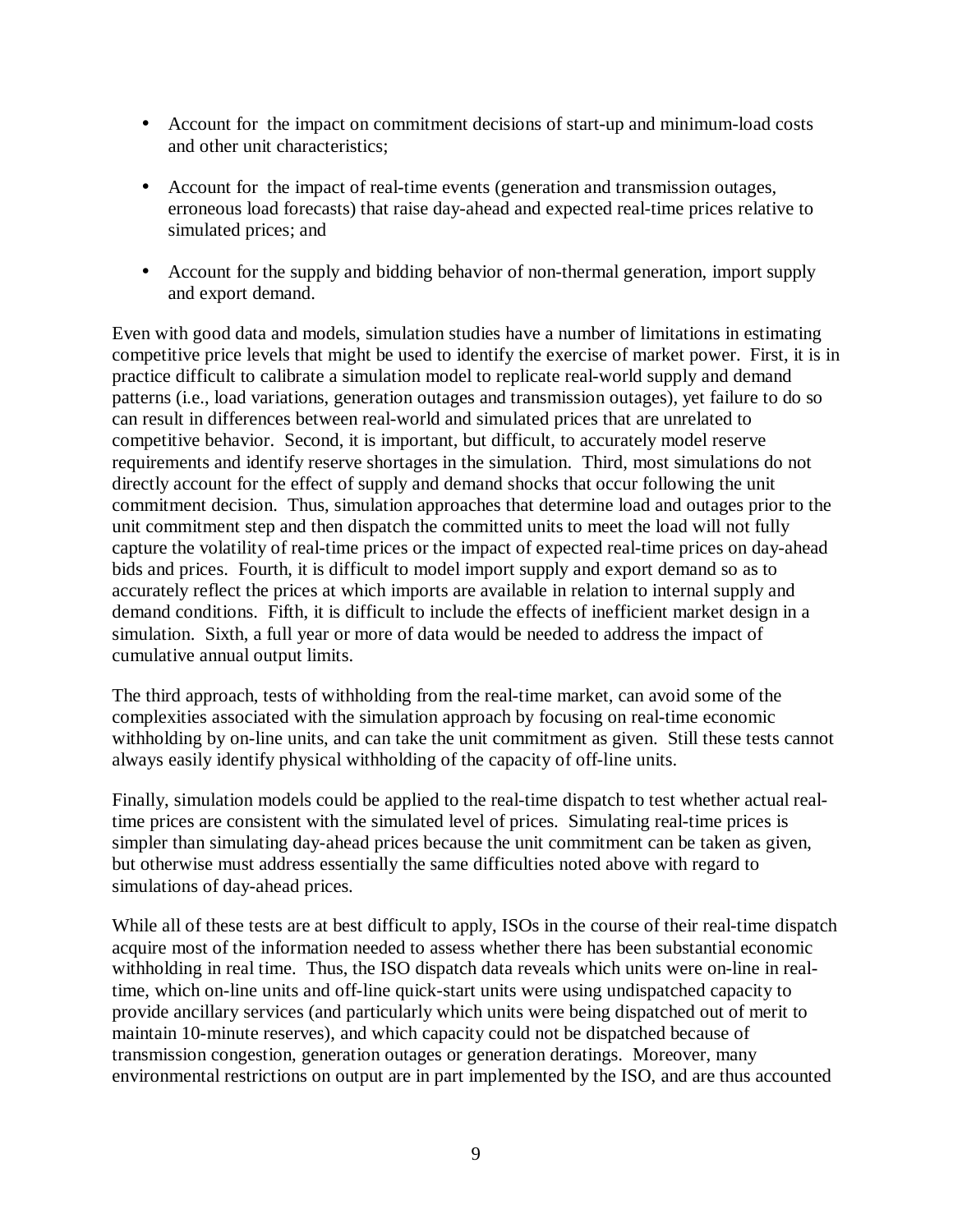- Account for the impact on commitment decisions of start-up and minimum-load costs and other unit characteristics;

- Account for the impact of real-time events (generation and transmission outages, erroneous load forecasts) that raise day-ahead and expected real-time prices relative to simulated prices; and

- Account for the supply and bidding behavior of non-thermal generation, import supply and export demand.

Even with good data and models, simulation studies have a number of limitations in estimating competitive price levels that might be used to identify the exercise of market power. First, it is in practice difficult to calibrate a simulation model to replicate real-world supply and demand patterns (i.e., load variations, generation outages and transmission outages), yet failure to do so can result in differences between real-world and simulated prices that are unrelated to competitive behavior. Second, it is important, but difficult, to accurately model reserve requirements and identify reserve shortages in the simulation. Third, most simulations do not directly account for the effect of supply and demand shocks that occur following the unit commitment decision. Thus, simulation approaches that determine load and outages prior to the unit commitment step and then dispatch the committed units to meet the load will not fully capture the volatility of real-time prices or the impact of expected real-time prices on day-ahead bids and prices. Fourth, it is difficult to model import supply and export demand so as to accurately reflect the prices at which imports are available in relation to internal supply and demand conditions. Fifth, it is difficult to include the effects of inefficient market design in a simulation. Sixth, a full year or more of data would be needed to address the impact of cumulative annual output limits.

The third approach, tests of withholding from the real-time market, can avoid some of the complexities associated with the simulation approach by focusing on real-time economic withholding by on-line units, and can take the unit commitment as given. Still these tests cannot always easily identify physical withholding of the capacity of off-line units.

Finally, simulation models could be applied to the real-time dispatch to test whether actual real-time prices are consistent with the simulated level of prices. Simulating real-time prices is simpler than simulating day-ahead prices because the unit commitment can be taken as given, but otherwise must address essentially the same difficulties noted above with regard to simulations of day-ahead prices.

While all of these tests are at best difficult to apply, ISOs in the course of their real-time dispatch acquire most of the information needed to assess whether there has been substantial economic withholding in real time. Thus, the ISO dispatch data reveals which units were on-line in real-time, which on-line units and off-line quick-start units were using undispatched capacity to provide ancillary services (and particularly which units were being dispatched out of merit to maintain 10-minute reserves), and which capacity could not be dispatched because of transmission congestion, generation outages or generation deratings. Moreover, many environmental restrictions on output are in part implemented by the ISO, and are thus accounted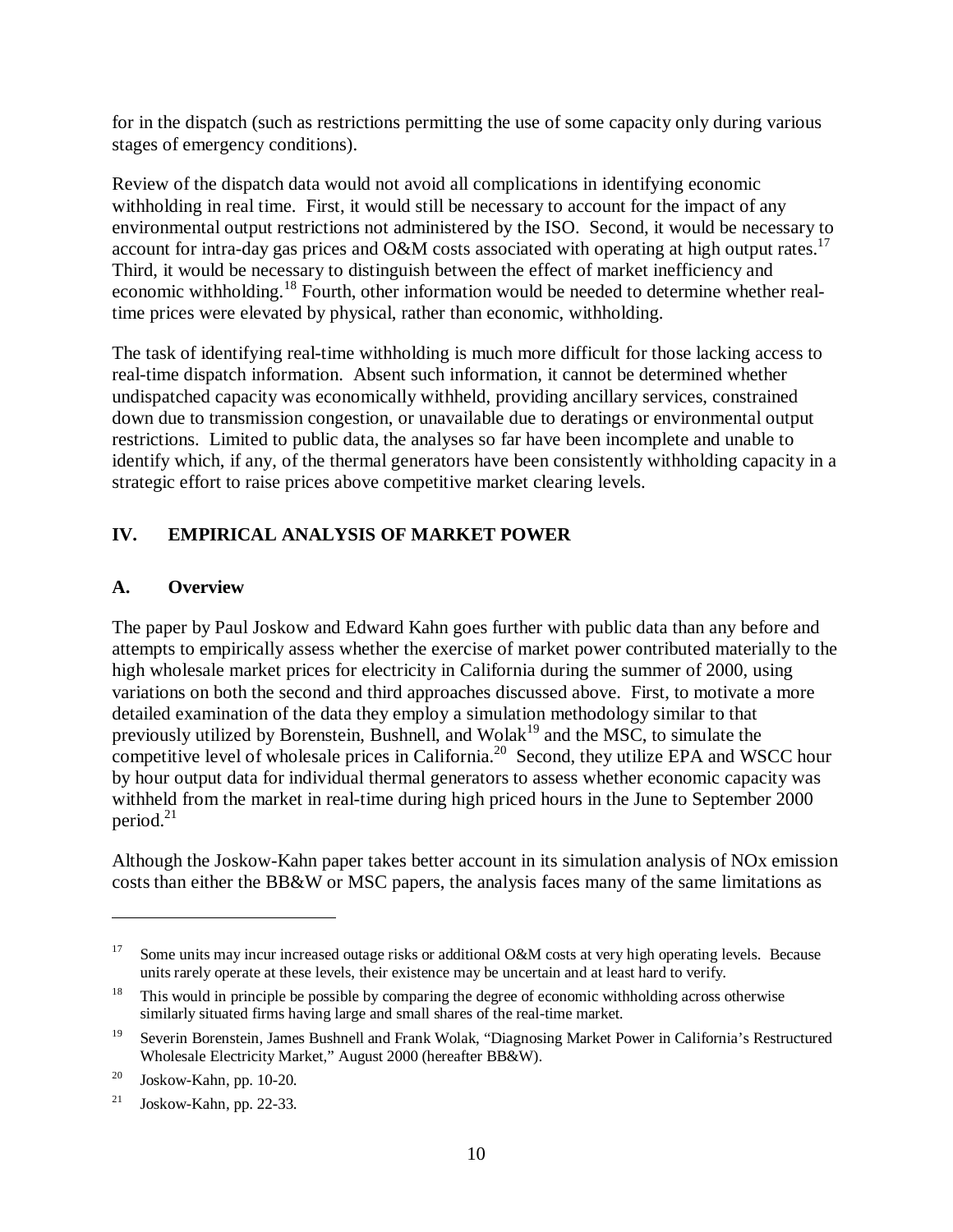for in the dispatch (such as restrictions permitting the use of some capacity only during various stages of emergency conditions).

Review of the dispatch data would not avoid all complications in identifying economic withholding in real time. First, it would still be necessary to account for the impact of any environmental output restrictions not administered by the ISO. Second, it would be necessary to account for intra-day gas prices and O&M costs associated with operating at high output rates.[17] Third, it would be necessary to distinguish between the effect of market inefficiency and economic withholding.[18] Fourth, other information would be needed to determine whether real-time prices were elevated by physical, rather than economic, withholding.

The task of identifying real-time withholding is much more difficult for those lacking access to real-time dispatch information. Absent such information, it cannot be determined whether undispatched capacity was economically withheld, providing ancillary services, constrained down due to transmission congestion, or unavailable due to deratings or environmental output restrictions. Limited to public data, the analyses so far have been incomplete and unable to identify which, if any, of the thermal generators have been consistently withholding capacity in a strategic effort to raise prices above competitive market clearing levels.

## IV. EMPIRICAL ANALYSIS OF MARKET POWER

### A. Overview

The paper by Paul Joskow and Edward Kahn goes further with public data than any before and attempts to empirically assess whether the exercise of market power contributed materially to the high wholesale market prices for electricity in California during the summer of 2000, using variations on both the second and third approaches discussed above. First, to motivate a more detailed examination of the data they employ a simulation methodology similar to that previously utilized by Borenstein, Bushnell, and Wolak[19] and the MSC, to simulate the competitive level of wholesale prices in California.[20] Second, they utilize EPA and WSCC hour by hour output data for individual thermal generators to assess whether economic capacity was withheld from the market in real-time during high priced hours in the June to September 2000 period.[21]

Although the Joskow-Kahn paper takes better account in its simulation analysis of NOx emission costs than either the BB&W or MSC papers, the analysis faces many of the same limitations as

---

[17] Some units may incur increased outage risks or additional O&M costs at very high operating levels. Because units rarely operate at these levels, their existence may be uncertain and at least hard to verify.

[18] This would in principle be possible by comparing the degree of economic withholding across otherwise similarly situated firms having large and small shares of the real-time market.

[19] Severin Borenstein, James Bushnell and Frank Wolak, "Diagnosing Market Power in California's Restructured Wholesale Electricity Market," August 2000 (hereafter BB&W).

[20] Joskow-Kahn, pp. 10-20.

[21] Joskow-Kahn, pp. 22-33.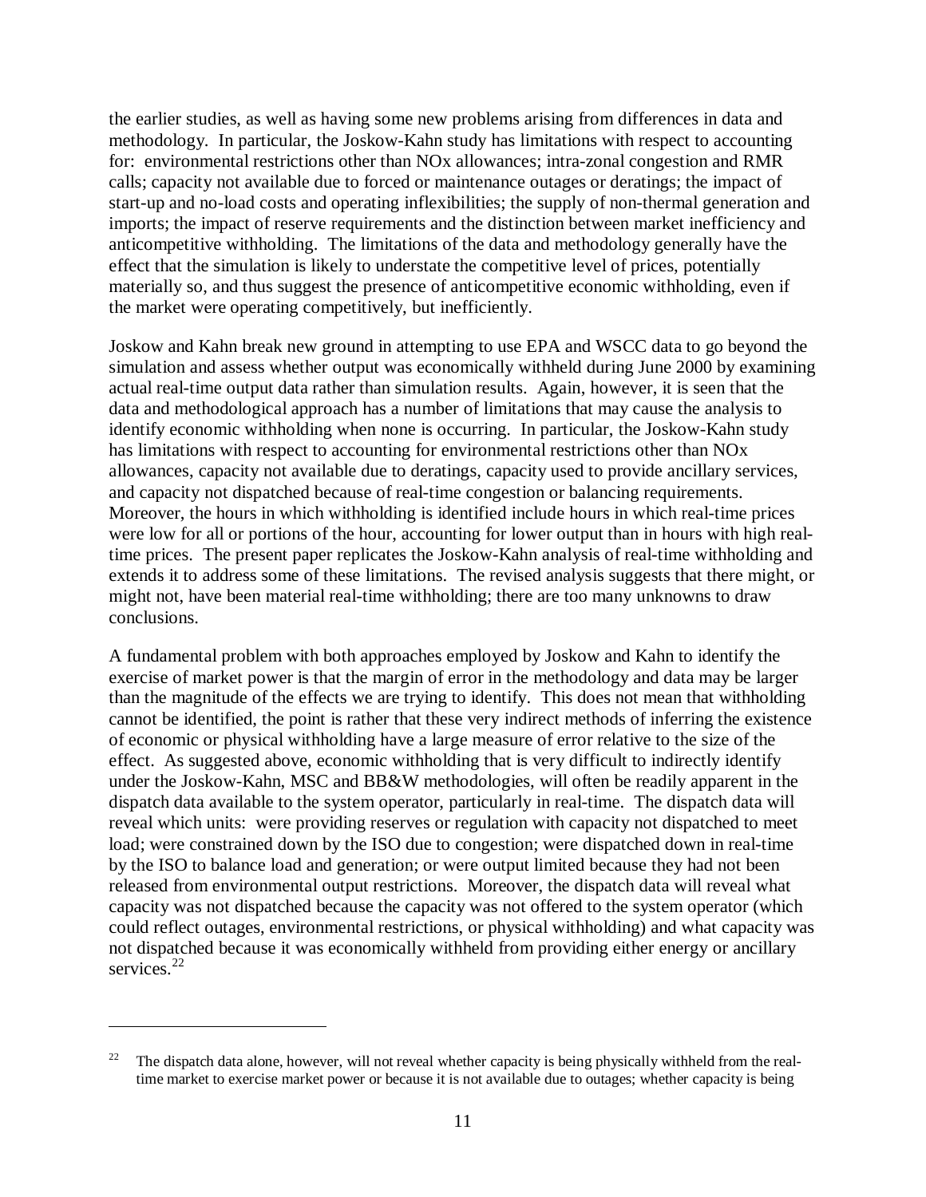the earlier studies, as well as having some new problems arising from differences in data and methodology. In particular, the Joskow-Kahn study has limitations with respect to accounting for: environmental restrictions other than NOx allowances; intra-zonal congestion and RMR calls; capacity not available due to forced or maintenance outages or deratings; the impact of start-up and no-load costs and operating inflexibilities; the supply of non-thermal generation and imports; the impact of reserve requirements and the distinction between market inefficiency and anticompetitive withholding. The limitations of the data and methodology generally have the effect that the simulation is likely to understate the competitive level of prices, potentially materially so, and thus suggest the presence of anticompetitive economic withholding, even if the market were operating competitively, but inefficiently.

Joskow and Kahn break new ground in attempting to use EPA and WSCC data to go beyond the simulation and assess whether output was economically withheld during June 2000 by examining actual real-time output data rather than simulation results. Again, however, it is seen that the data and methodological approach has a number of limitations that may cause the analysis to identify economic withholding when none is occurring. In particular, the Joskow-Kahn study has limitations with respect to accounting for environmental restrictions other than NOx allowances, capacity not available due to deratings, capacity used to provide ancillary services, and capacity not dispatched because of real-time congestion or balancing requirements. Moreover, the hours in which withholding is identified include hours in which real-time prices were low for all or portions of the hour, accounting for lower output than in hours with high real-time prices. The present paper replicates the Joskow-Kahn analysis of real-time withholding and extends it to address some of these limitations. The revised analysis suggests that there might, or might not, have been material real-time withholding; there are too many unknowns to draw conclusions.

A fundamental problem with both approaches employed by Joskow and Kahn to identify the exercise of market power is that the margin of error in the methodology and data may be larger than the magnitude of the effects we are trying to identify. This does not mean that withholding cannot be identified, the point is rather that these very indirect methods of inferring the existence of economic or physical withholding have a large measure of error relative to the size of the effect. As suggested above, economic withholding that is very difficult to indirectly identify under the Joskow-Kahn, MSC and BB&W methodologies, will often be readily apparent in the dispatch data available to the system operator, particularly in real-time. The dispatch data will reveal which units: were providing reserves or regulation with capacity not dispatched to meet load; were constrained down by the ISO due to congestion; were dispatched down in real-time by the ISO to balance load and generation; or were output limited because they had not been released from environmental output restrictions. Moreover, the dispatch data will reveal what capacity was not dispatched because the capacity was not offered to the system operator (which could reflect outages, environmental restrictions, or physical withholding) and what capacity was not dispatched because it was economically withheld from providing either energy or ancillary services.[22]

[22] The dispatch data alone, however, will not reveal whether capacity is being physically withheld from the real-time market to exercise market power or because it is not available due to outages; whether capacity is being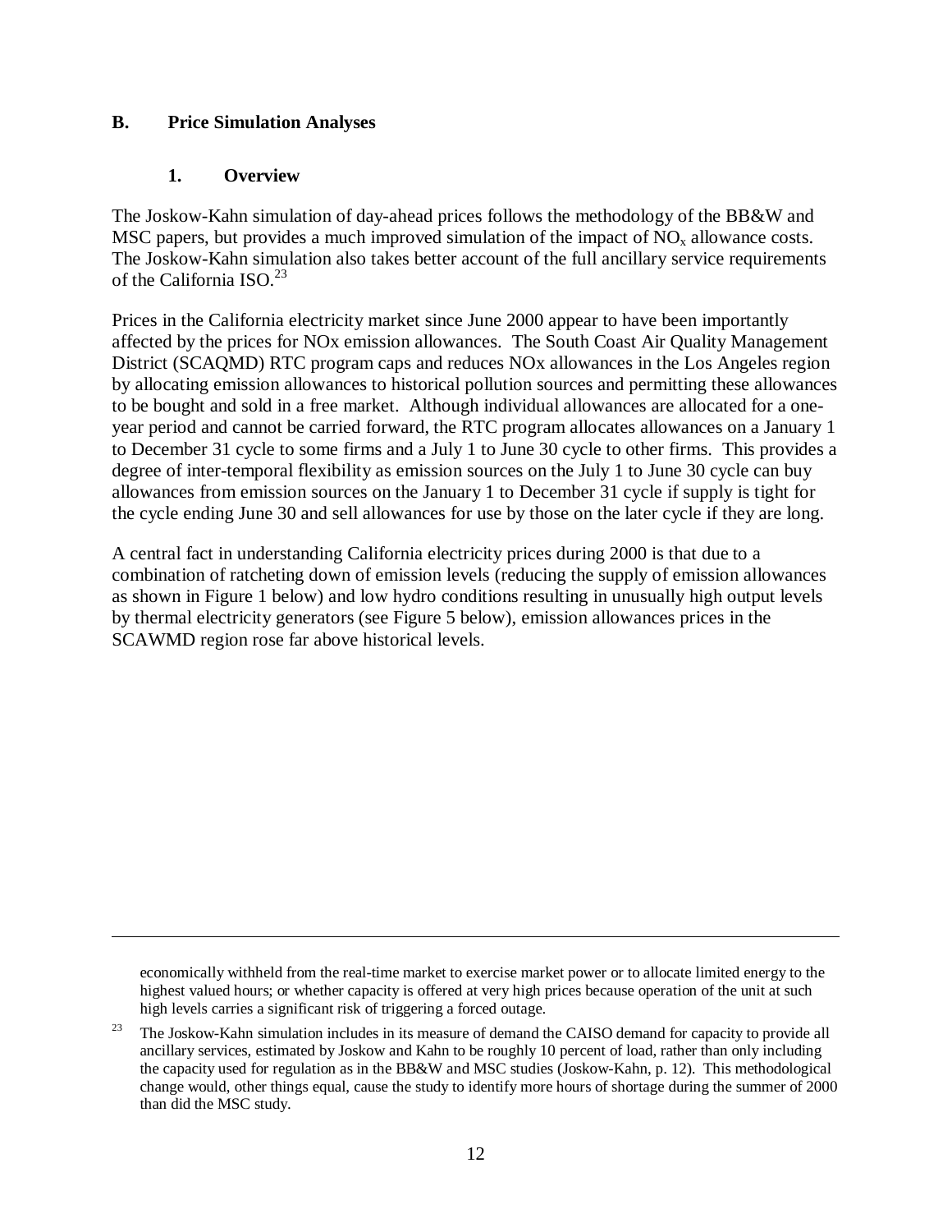## B. Price Simulation Analyses

### 1. Overview

The Joskow-Kahn simulation of day-ahead prices follows the methodology of the BB&W and MSC papers, but provides a much improved simulation of the impact of $NO_x$ allowance costs. The Joskow-Kahn simulation also takes better account of the full ancillary service requirements of the California ISO.[23]

Prices in the California electricity market since June 2000 appear to have been importantly affected by the prices for NOx emission allowances. The South Coast Air Quality Management District (SCAQMD) RTC program caps and reduces NOx allowances in the Los Angeles region by allocating emission allowances to historical pollution sources and permitting these allowances to be bought and sold in a free market. Although individual allowances are allocated for a one-year period and cannot be carried forward, the RTC program allocates allowances on a January 1 to December 31 cycle to some firms and a July 1 to June 30 cycle to other firms. This provides a degree of inter-temporal flexibility as emission sources on the July 1 to June 30 cycle can buy allowances from emission sources on the January 1 to December 31 cycle if supply is tight for the cycle ending June 30 and sell allowances for use by those on the later cycle if they are long.

A central fact in understanding California electricity prices during 2000 is that due to a combination of ratcheting down of emission levels (reducing the supply of emission allowances as shown in Figure 1 below) and low hydro conditions resulting in unusually high output levels by thermal electricity generators (see Figure 5 below), emission allowances prices in the SCAWMD region rose far above historical levels.

---

economically withheld from the real-time market to exercise market power or to allocate limited energy to the highest valued hours; or whether capacity is offered at very high prices because operation of the unit at such high levels carries a significant risk of triggering a forced outage.

[23] The Joskow-Kahn simulation includes in its measure of demand the CAISO demand for capacity to provide all ancillary services, estimated by Joskow and Kahn to be roughly 10 percent of load, rather than only including the capacity used for regulation as in the BB&W and MSC studies (Joskow-Kahn, p. 12). This methodological change would, other things equal, cause the study to identify more hours of shortage during the summer of 2000 than did the MSC study.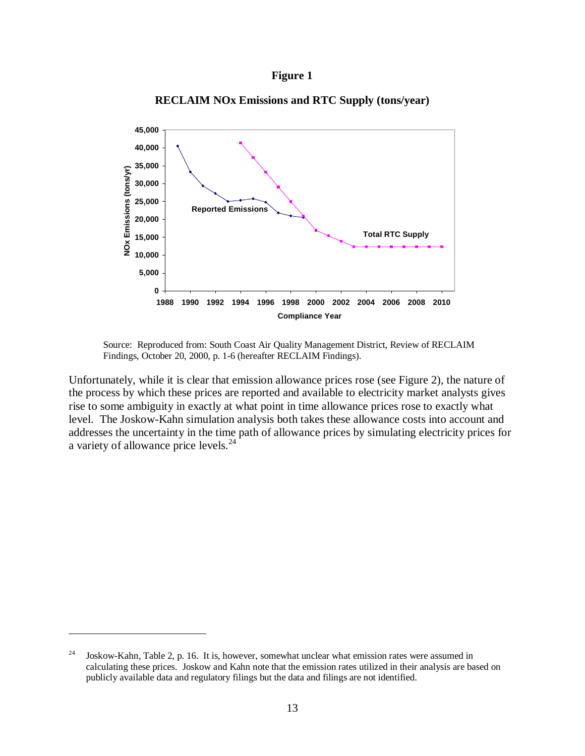**Figure 1**

**RECLAIM NOx Emissions and RTC Supply (tons/year)**

Source: Reproduced from: South Coast Air Quality Management District, Review of RECLAIM Findings, October 20, 2000, p. 1-6 (hereafter RECLAIM Findings).

Unfortunately, while it is clear that emission allowance prices rose (see Figure 2), the nature of the process by which these prices are reported and available to electricity market analysts gives rise to some ambiguity in exactly at what point in time allowance prices rose to exactly what level. The Joskow-Kahn simulation analysis both takes these allowance costs into account and addresses the uncertainty in the time path of allowance prices by simulating electricity prices for a variety of allowance price levels.[24]

---

[24] Joskow-Kahn, Table 2, p. 16. It is, however, somewhat unclear what emission rates were assumed in calculating these prices. Joskow and Kahn note that the emission rates utilized in their analysis are based on publicly available data and regulatory filings but the data and filings are not identified.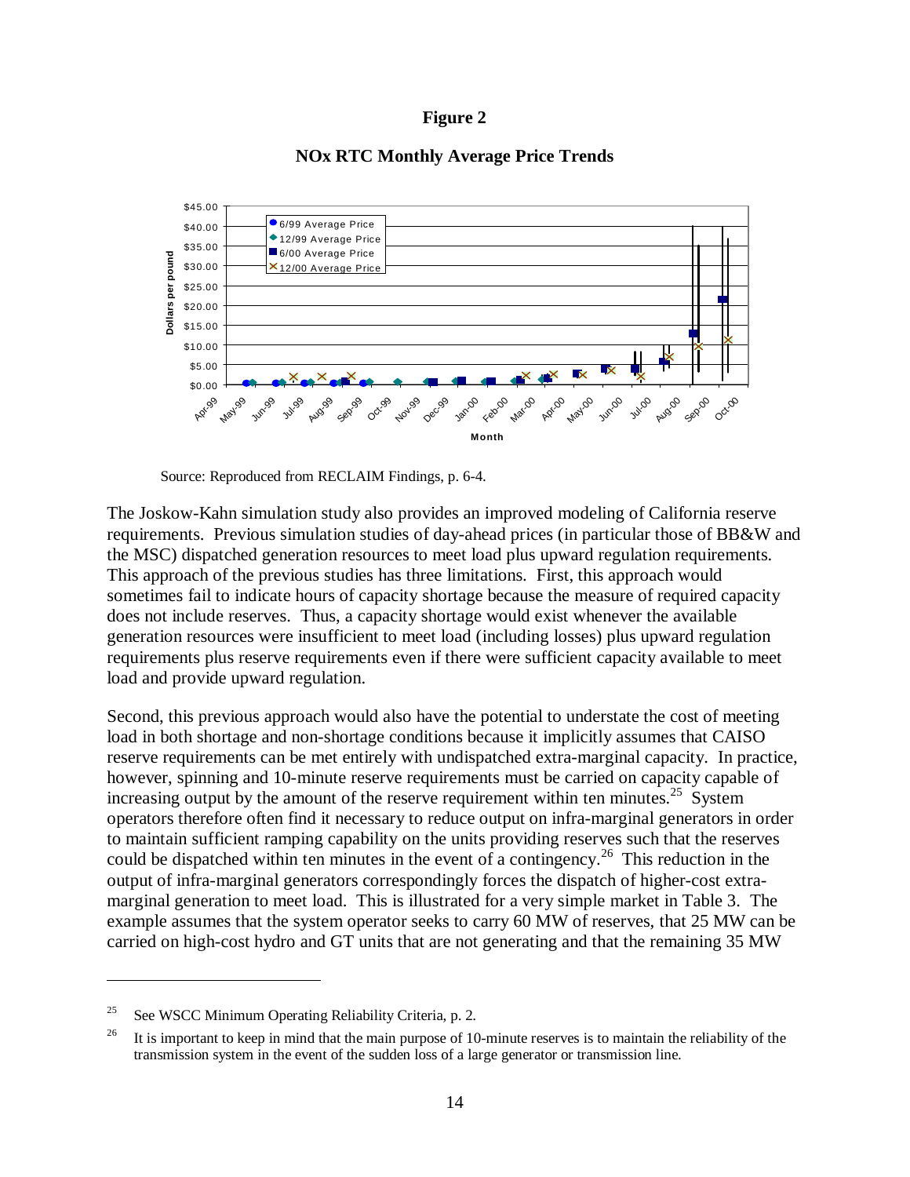**Figure 2**

**NOx RTC Monthly Average Price Trends**

Source: Reproduced from RECLAIM Findings, p. 6-4.

The Joskow-Kahn simulation study also provides an improved modeling of California reserve requirements. Previous simulation studies of day-ahead prices (in particular those of BB&W and the MSC) dispatched generation resources to meet load plus upward regulation requirements. This approach of the previous studies has three limitations. First, this approach would sometimes fail to indicate hours of capacity shortage because the measure of required capacity does not include reserves. Thus, a capacity shortage would exist whenever the available generation resources were insufficient to meet load (including losses) plus upward regulation requirements plus reserve requirements even if there were sufficient capacity available to meet load and provide upward regulation.

Second, this previous approach would also have the potential to understate the cost of meeting load in both shortage and non-shortage conditions because it implicitly assumes that CAISO reserve requirements can be met entirely with undispatched extra-marginal capacity. In practice, however, spinning and 10-minute reserve requirements must be carried on capacity capable of increasing output by the amount of the reserve requirement within ten minutes.[25] System operators therefore often find it necessary to reduce output on infra-marginal generators in order to maintain sufficient ramping capability on the units providing reserves such that the reserves could be dispatched within ten minutes in the event of a contingency.[26] This reduction in the output of infra-marginal generators correspondingly forces the dispatch of higher-cost extra-marginal generation to meet load. This is illustrated for a very simple market in Table 3. The example assumes that the system operator seeks to carry 60 MW of reserves, that 25 MW can be carried on high-cost hydro and GT units that are not generating and that the remaining 35 MW

[25] See WSCC Minimum Operating Reliability Criteria, p. 2.

[26] It is important to keep in mind that the main purpose of 10-minute reserves is to maintain the reliability of the transmission system in the event of the sudden loss of a large generator or transmission line.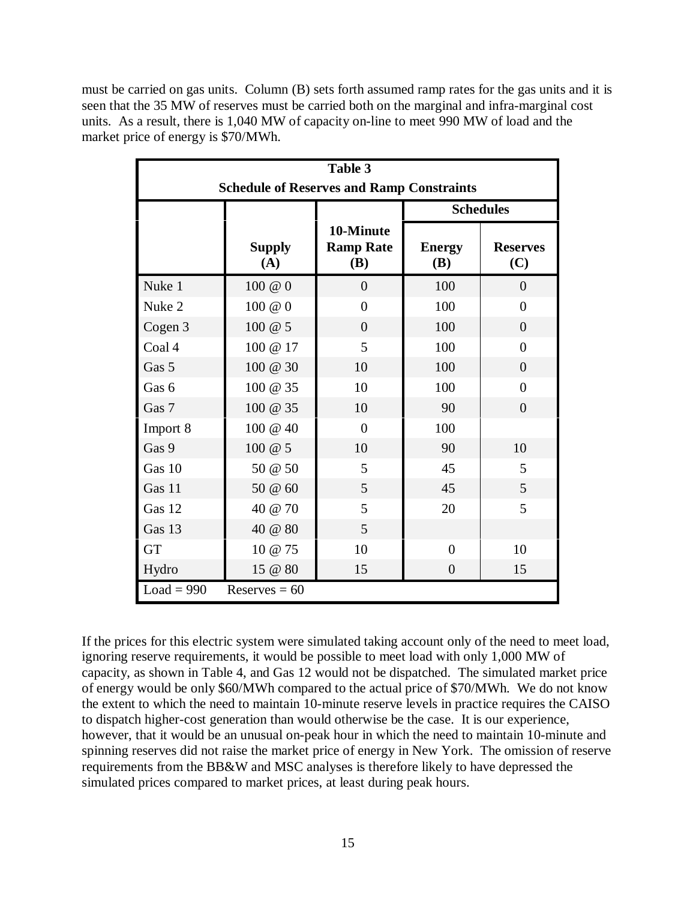must be carried on gas units. Column (B) sets forth assumed ramp rates for the gas units and it is seen that the 35 MW of reserves must be carried both on the marginal and infra-marginal cost units. As a result, there is 1,040 MW of capacity on-line to meet 990 MW of load and the market price of energy is $70/MWh.

**Table 3**
**Schedule of Reserves and Ramp Constraints**

| | Supply (A) | 10-Minute Ramp Rate (B) | Schedules | |
|---|---|---|---|---|
| | | | **Energy (B)** | **Reserves (C)** |
| Nuke 1 | 100 @ 0 | 0 | 100 | 0 |
| Nuke 2 | 100 @ 0 | 0 | 100 | 0 |
| Cogen 3 | 100 @ 5 | 0 | 100 | 0 |
| Coal 4 | 100 @ 17 | 5 | 100 | 0 |
| Gas 5 | 100 @ 30 | 10 | 100 | 0 |
| Gas 6 | 100 @ 35 | 10 | 100 | 0 |
| Gas 7 | 100 @ 35 | 10 | 90 | 0 |
| Import 8 | 100 @ 40 | 0 | 100 | |
| Gas 9 | 100 @ 5 | 10 | 90 | 10 |
| Gas 10 | 50 @ 50 | 5 | 45 | 5 |
| Gas 11 | 50 @ 60 | 5 | 45 | 5 |
| Gas 12 | 40 @ 70 | 5 | 20 | 5 |
| Gas 13 | 40 @ 80 | 5 | | |
| GT | 10 @ 75 | 10 | 0 | 10 |
| Hydro | 15 @ 80 | 15 | 0 | 15 |
| Load = 990 | Reserves = 60 | | | |

If the prices for this electric system were simulated taking account only of the need to meet load, ignoring reserve requirements, it would be possible to meet load with only 1,000 MW of capacity, as shown in Table 4, and Gas 12 would not be dispatched. The simulated market price of energy would be only $60/MWh compared to the actual price of $70/MWh. We do not know the extent to which the need to maintain 10-minute reserve levels in practice requires the CAISO to dispatch higher-cost generation than would otherwise be the case. It is our experience, however, that it would be an unusual on-peak hour in which the need to maintain 10-minute and spinning reserves did not raise the market price of energy in New York. The omission of reserve requirements from the BB&W and MSC analyses is therefore likely to have depressed the simulated prices compared to market prices, at least during peak hours.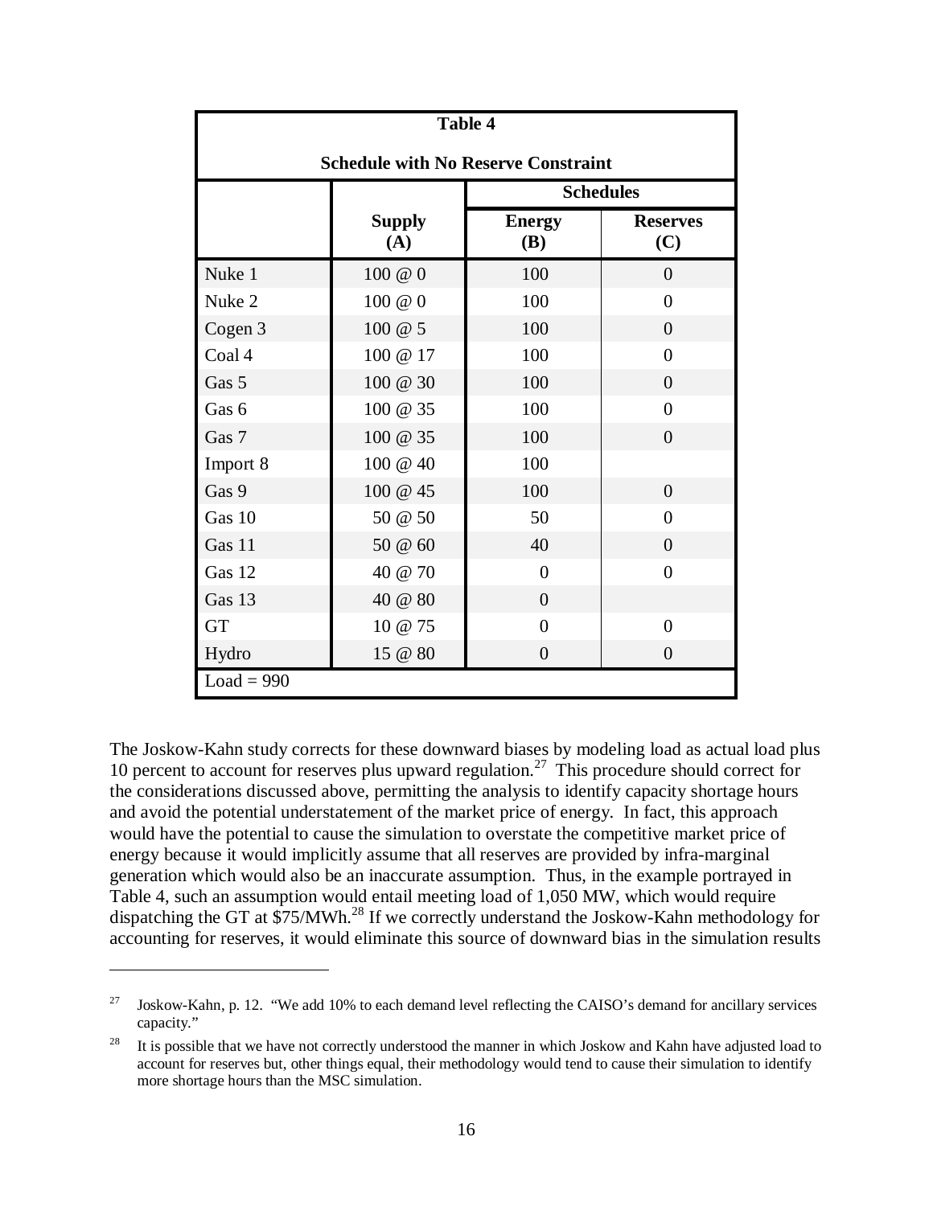| Table 4 | | | |
|---|---|---|---|
| **Schedule with No Reserve Constraint** | | | |
| | | **Schedules** | |
| | **Supply (A)** | **Energy (B)** | **Reserves (C)** |
| Nuke 1 | 100 @ 0 | 100 | 0 |
| Nuke 2 | 100 @ 0 | 100 | 0 |
| Cogen 3 | 100 @ 5 | 100 | 0 |
| Coal 4 | 100 @ 17 | 100 | 0 |
| Gas 5 | 100 @ 30 | 100 | 0 |
| Gas 6 | 100 @ 35 | 100 | 0 |
| Gas 7 | 100 @ 35 | 100 | 0 |
| Import 8 | 100 @ 40 | 100 | |
| Gas 9 | 100 @ 45 | 100 | 0 |
| Gas 10 | 50 @ 50 | 50 | 0 |
| Gas 11 | 50 @ 60 | 40 | 0 |
| Gas 12 | 40 @ 70 | 0 | 0 |
| Gas 13 | 40 @ 80 | 0 | |
| GT | 10 @ 75 | 0 | 0 |
| Hydro | 15 @ 80 | 0 | 0 |
| Load = 990 | | | |

The Joskow-Kahn study corrects for these downward biases by modeling load as actual load plus 10 percent to account for reserves plus upward regulation.[27] This procedure should correct for the considerations discussed above, permitting the analysis to identify capacity shortage hours and avoid the potential understatement of the market price of energy. In fact, this approach would have the potential to cause the simulation to overstate the competitive market price of energy because it would implicitly assume that all reserves are provided by infra-marginal generation which would also be an inaccurate assumption. Thus, in the example portrayed in Table 4, such an assumption would entail meeting load of 1,050 MW, which would require dispatching the GT at $75/MWh.[28] If we correctly understand the Joskow-Kahn methodology for accounting for reserves, it would eliminate this source of downward bias in the simulation results

---

[27] Joskow-Kahn, p. 12. "We add 10% to each demand level reflecting the CAISO's demand for ancillary services capacity."

[28] It is possible that we have not correctly understood the manner in which Joskow and Kahn have adjusted load to account for reserves but, other things equal, their methodology would tend to cause their simulation to identify more shortage hours than the MSC simulation.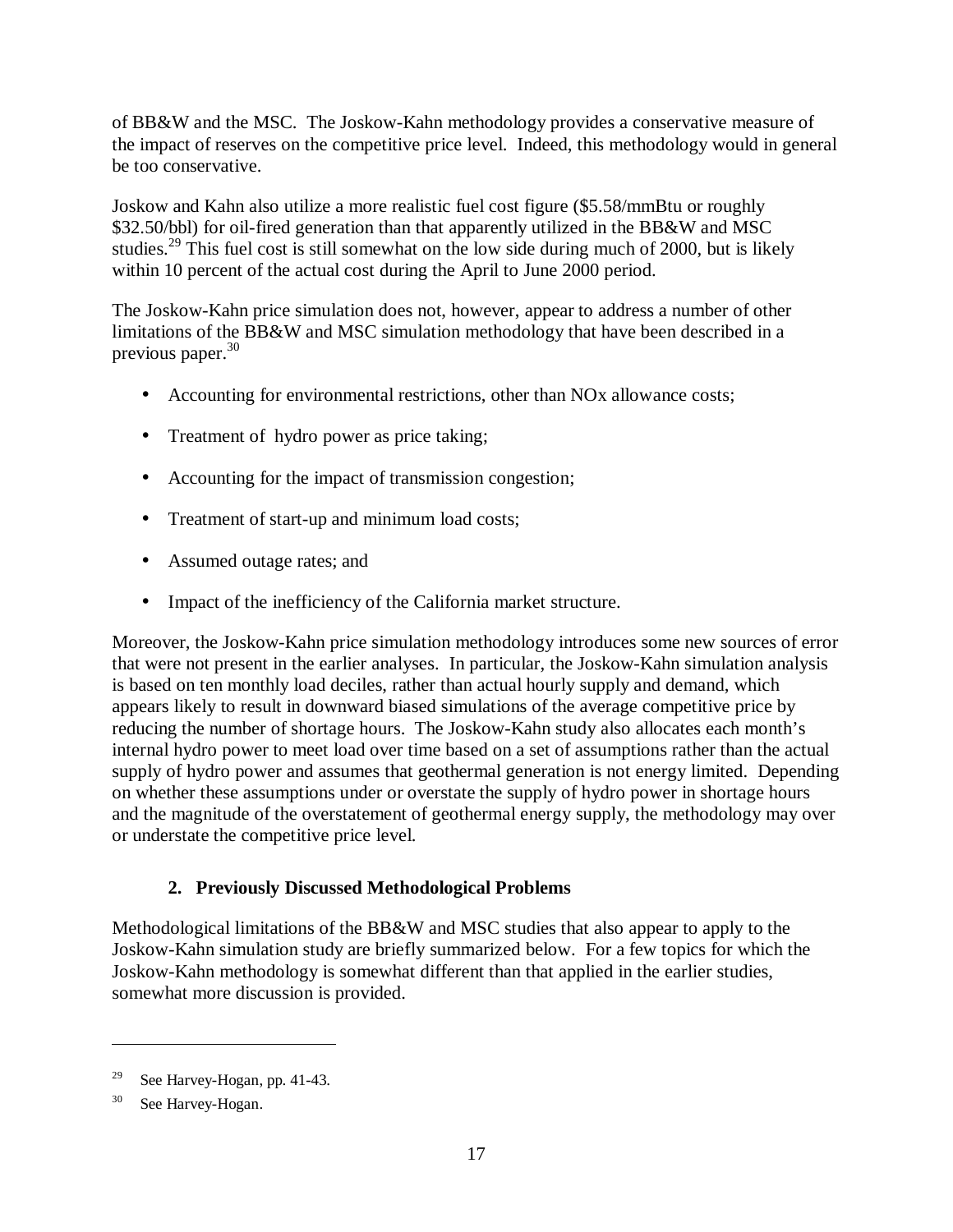of BB&W and the MSC. The Joskow-Kahn methodology provides a conservative measure of the impact of reserves on the competitive price level. Indeed, this methodology would in general be too conservative.

Joskow and Kahn also utilize a more realistic fuel cost figure ($5.58/mmBtu or roughly $32.50/bbl) for oil-fired generation than that apparently utilized in the BB&W and MSC studies.[29] This fuel cost is still somewhat on the low side during much of 2000, but is likely within 10 percent of the actual cost during the April to June 2000 period.

The Joskow-Kahn price simulation does not, however, appear to address a number of other limitations of the BB&W and MSC simulation methodology that have been described in a previous paper.[30]

- Accounting for environmental restrictions, other than NOx allowance costs;
- Treatment of hydro power as price taking;
- Accounting for the impact of transmission congestion;
- Treatment of start-up and minimum load costs;
- Assumed outage rates; and
- Impact of the inefficiency of the California market structure.

Moreover, the Joskow-Kahn price simulation methodology introduces some new sources of error that were not present in the earlier analyses. In particular, the Joskow-Kahn simulation analysis is based on ten monthly load deciles, rather than actual hourly supply and demand, which appears likely to result in downward biased simulations of the average competitive price by reducing the number of shortage hours. The Joskow-Kahn study also allocates each month's internal hydro power to meet load over time based on a set of assumptions rather than the actual supply of hydro power and assumes that geothermal generation is not energy limited. Depending on whether these assumptions under or overstate the supply of hydro power in shortage hours and the magnitude of the overstatement of geothermal energy supply, the methodology may over or understate the competitive price level.

### 2. Previously Discussed Methodological Problems

Methodological limitations of the BB&W and MSC studies that also appear to apply to the Joskow-Kahn simulation study are briefly summarized below. For a few topics for which the Joskow-Kahn methodology is somewhat different than that applied in the earlier studies, somewhat more discussion is provided.

---

[29] See Harvey-Hogan, pp. 41-43.

[30] See Harvey-Hogan.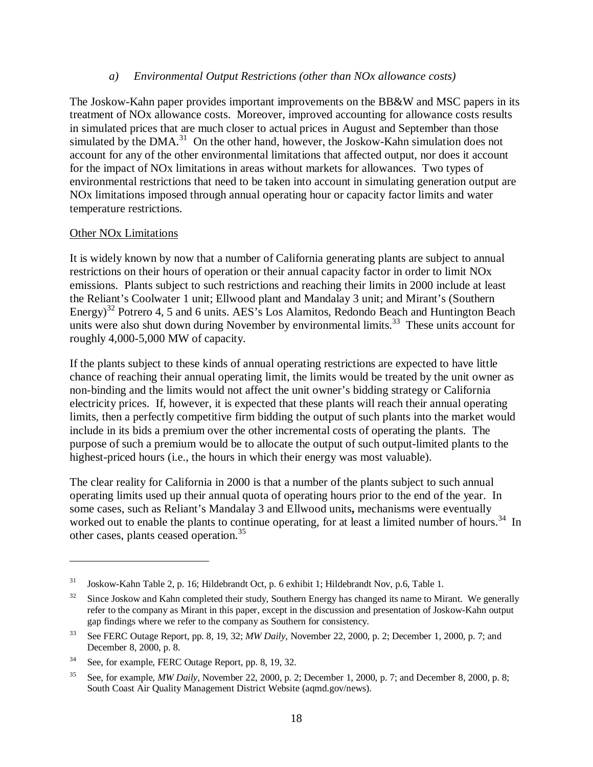### *a) Environmental Output Restrictions (other than NOx allowance costs)*

The Joskow-Kahn paper provides important improvements on the BB&W and MSC papers in its treatment of NOx allowance costs. Moreover, improved accounting for allowance costs results in simulated prices that are much closer to actual prices in August and September than those simulated by the DMA.[31] On the other hand, however, the Joskow-Kahn simulation does not account for any of the other environmental limitations that affected output, nor does it account for the impact of NOx limitations in areas without markets for allowances. Two types of environmental restrictions that need to be taken into account in simulating generation output are NOx limitations imposed through annual operating hour or capacity factor limits and water temperature restrictions.

<u>Other NOx Limitations</u>

It is widely known by now that a number of California generating plants are subject to annual restrictions on their hours of operation or their annual capacity factor in order to limit NOx emissions. Plants subject to such restrictions and reaching their limits in 2000 include at least the Reliant's Coolwater 1 unit; Ellwood plant and Mandalay 3 unit; and Mirant's (Southern Energy)[32] Potrero 4, 5 and 6 units. AES's Los Alamitos, Redondo Beach and Huntington Beach units were also shut down during November by environmental limits.[33] These units account for roughly 4,000-5,000 MW of capacity.

If the plants subject to these kinds of annual operating restrictions are expected to have little chance of reaching their annual operating limit, the limits would be treated by the unit owner as non-binding and the limits would not affect the unit owner's bidding strategy or California electricity prices. If, however, it is expected that these plants will reach their annual operating limits, then a perfectly competitive firm bidding the output of such plants into the market would include in its bids a premium over the other incremental costs of operating the plants. The purpose of such a premium would be to allocate the output of such output-limited plants to the highest-priced hours (i.e., the hours in which their energy was most valuable).

The clear reality for California in 2000 is that a number of the plants subject to such annual operating limits used up their annual quota of operating hours prior to the end of the year. In some cases, such as Reliant's Mandalay 3 and Ellwood units**,** mechanisms were eventually worked out to enable the plants to continue operating, for at least a limited number of hours.[34] In other cases, plants ceased operation.[35]

---

[31] Joskow-Kahn Table 2, p. 16; Hildebrandt Oct, p. 6 exhibit 1; Hildebrandt Nov, p.6, Table 1.

[32] Since Joskow and Kahn completed their study, Southern Energy has changed its name to Mirant. We generally refer to the company as Mirant in this paper, except in the discussion and presentation of Joskow-Kahn output gap findings where we refer to the company as Southern for consistency.

[33] See FERC Outage Report, pp. 8, 19, 32; *MW Daily*, November 22, 2000, p. 2; December 1, 2000, p. 7; and December 8, 2000, p. 8.

[34] See, for example, FERC Outage Report, pp. 8, 19, 32.

[35] See, for example, *MW Daily*, November 22, 2000, p. 2; December 1, 2000, p. 7; and December 8, 2000, p. 8; South Coast Air Quality Management District Website (aqmd.gov/news).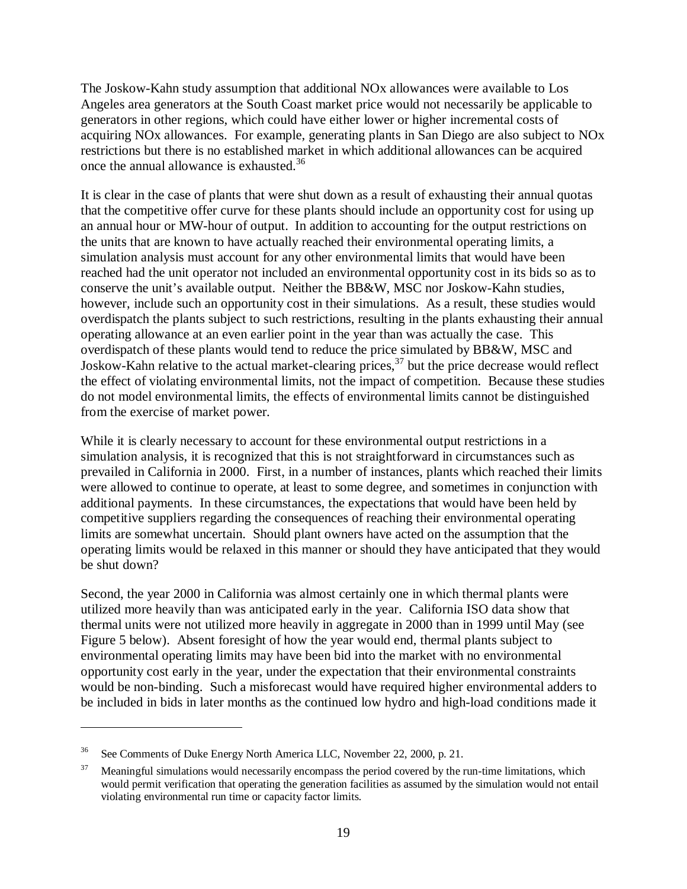The Joskow-Kahn study assumption that additional NOx allowances were available to Los Angeles area generators at the South Coast market price would not necessarily be applicable to generators in other regions, which could have either lower or higher incremental costs of acquiring NOx allowances. For example, generating plants in San Diego are also subject to NOx restrictions but there is no established market in which additional allowances can be acquired once the annual allowance is exhausted.[36]

It is clear in the case of plants that were shut down as a result of exhausting their annual quotas that the competitive offer curve for these plants should include an opportunity cost for using up an annual hour or MW-hour of output. In addition to accounting for the output restrictions on the units that are known to have actually reached their environmental operating limits, a simulation analysis must account for any other environmental limits that would have been reached had the unit operator not included an environmental opportunity cost in its bids so as to conserve the unit's available output. Neither the BB&W, MSC nor Joskow-Kahn studies, however, include such an opportunity cost in their simulations. As a result, these studies would overdispatch the plants subject to such restrictions, resulting in the plants exhausting their annual operating allowance at an even earlier point in the year than was actually the case. This overdispatch of these plants would tend to reduce the price simulated by BB&W, MSC and Joskow-Kahn relative to the actual market-clearing prices,[37] but the price decrease would reflect the effect of violating environmental limits, not the impact of competition. Because these studies do not model environmental limits, the effects of environmental limits cannot be distinguished from the exercise of market power.

While it is clearly necessary to account for these environmental output restrictions in a simulation analysis, it is recognized that this is not straightforward in circumstances such as prevailed in California in 2000. First, in a number of instances, plants which reached their limits were allowed to continue to operate, at least to some degree, and sometimes in conjunction with additional payments. In these circumstances, the expectations that would have been held by competitive suppliers regarding the consequences of reaching their environmental operating limits are somewhat uncertain. Should plant owners have acted on the assumption that the operating limits would be relaxed in this manner or should they have anticipated that they would be shut down?

Second, the year 2000 in California was almost certainly one in which thermal plants were utilized more heavily than was anticipated early in the year. California ISO data show that thermal units were not utilized more heavily in aggregate in 2000 than in 1999 until May (see Figure 5 below). Absent foresight of how the year would end, thermal plants subject to environmental operating limits may have been bid into the market with no environmental opportunity cost early in the year, under the expectation that their environmental constraints would be non-binding. Such a misforecast would have required higher environmental adders to be included in bids in later months as the continued low hydro and high-load conditions made it

---

[36] See Comments of Duke Energy North America LLC, November 22, 2000, p. 21.

[37] Meaningful simulations would necessarily encompass the period covered by the run-time limitations, which would permit verification that operating the generation facilities as assumed by the simulation would not entail violating environmental run time or capacity factor limits.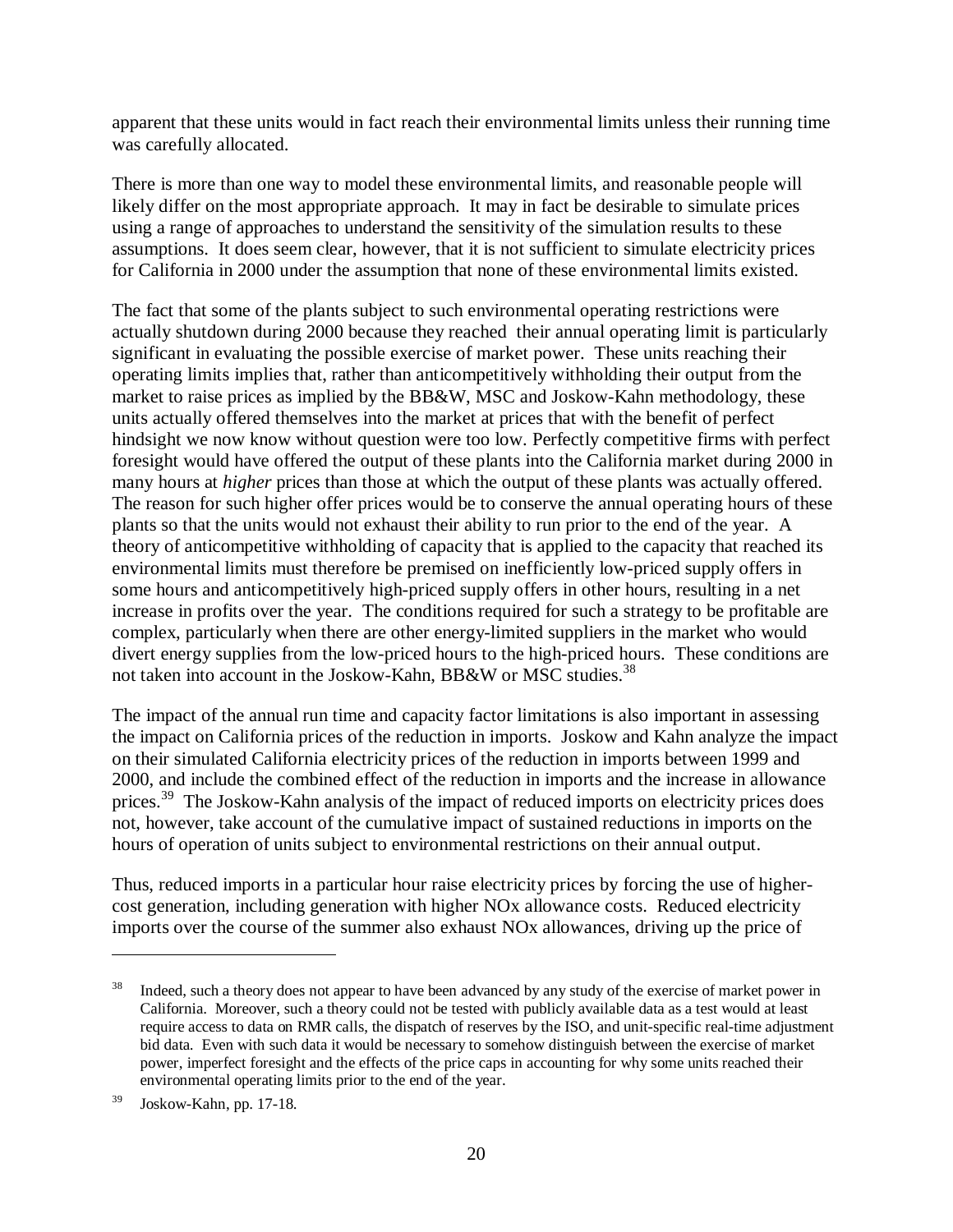apparent that these units would in fact reach their environmental limits unless their running time was carefully allocated.

There is more than one way to model these environmental limits, and reasonable people will likely differ on the most appropriate approach. It may in fact be desirable to simulate prices using a range of approaches to understand the sensitivity of the simulation results to these assumptions. It does seem clear, however, that it is not sufficient to simulate electricity prices for California in 2000 under the assumption that none of these environmental limits existed.

The fact that some of the plants subject to such environmental operating restrictions were actually shutdown during 2000 because they reached their annual operating limit is particularly significant in evaluating the possible exercise of market power. These units reaching their operating limits implies that, rather than anticompetitively withholding their output from the market to raise prices as implied by the BB&W, MSC and Joskow-Kahn methodology, these units actually offered themselves into the market at prices that with the benefit of perfect hindsight we now know without question were too low. Perfectly competitive firms with perfect foresight would have offered the output of these plants into the California market during 2000 in many hours at *higher* prices than those at which the output of these plants was actually offered. The reason for such higher offer prices would be to conserve the annual operating hours of these plants so that the units would not exhaust their ability to run prior to the end of the year. A theory of anticompetitive withholding of capacity that is applied to the capacity that reached its environmental limits must therefore be premised on inefficiently low-priced supply offers in some hours and anticompetitively high-priced supply offers in other hours, resulting in a net increase in profits over the year. The conditions required for such a strategy to be profitable are complex, particularly when there are other energy-limited suppliers in the market who would divert energy supplies from the low-priced hours to the high-priced hours. These conditions are not taken into account in the Joskow-Kahn, BB&W or MSC studies.[38]

The impact of the annual run time and capacity factor limitations is also important in assessing the impact on California prices of the reduction in imports. Joskow and Kahn analyze the impact on their simulated California electricity prices of the reduction in imports between 1999 and 2000, and include the combined effect of the reduction in imports and the increase in allowance prices.[39] The Joskow-Kahn analysis of the impact of reduced imports on electricity prices does not, however, take account of the cumulative impact of sustained reductions in imports on the hours of operation of units subject to environmental restrictions on their annual output.

Thus, reduced imports in a particular hour raise electricity prices by forcing the use of higher-cost generation, including generation with higher NOx allowance costs. Reduced electricity imports over the course of the summer also exhaust NOx allowances, driving up the price of

---

[38] Indeed, such a theory does not appear to have been advanced by any study of the exercise of market power in California. Moreover, such a theory could not be tested with publicly available data as a test would at least require access to data on RMR calls, the dispatch of reserves by the ISO, and unit-specific real-time adjustment bid data. Even with such data it would be necessary to somehow distinguish between the exercise of market power, imperfect foresight and the effects of the price caps in accounting for why some units reached their environmental operating limits prior to the end of the year.

[39] Joskow-Kahn, pp. 17-18.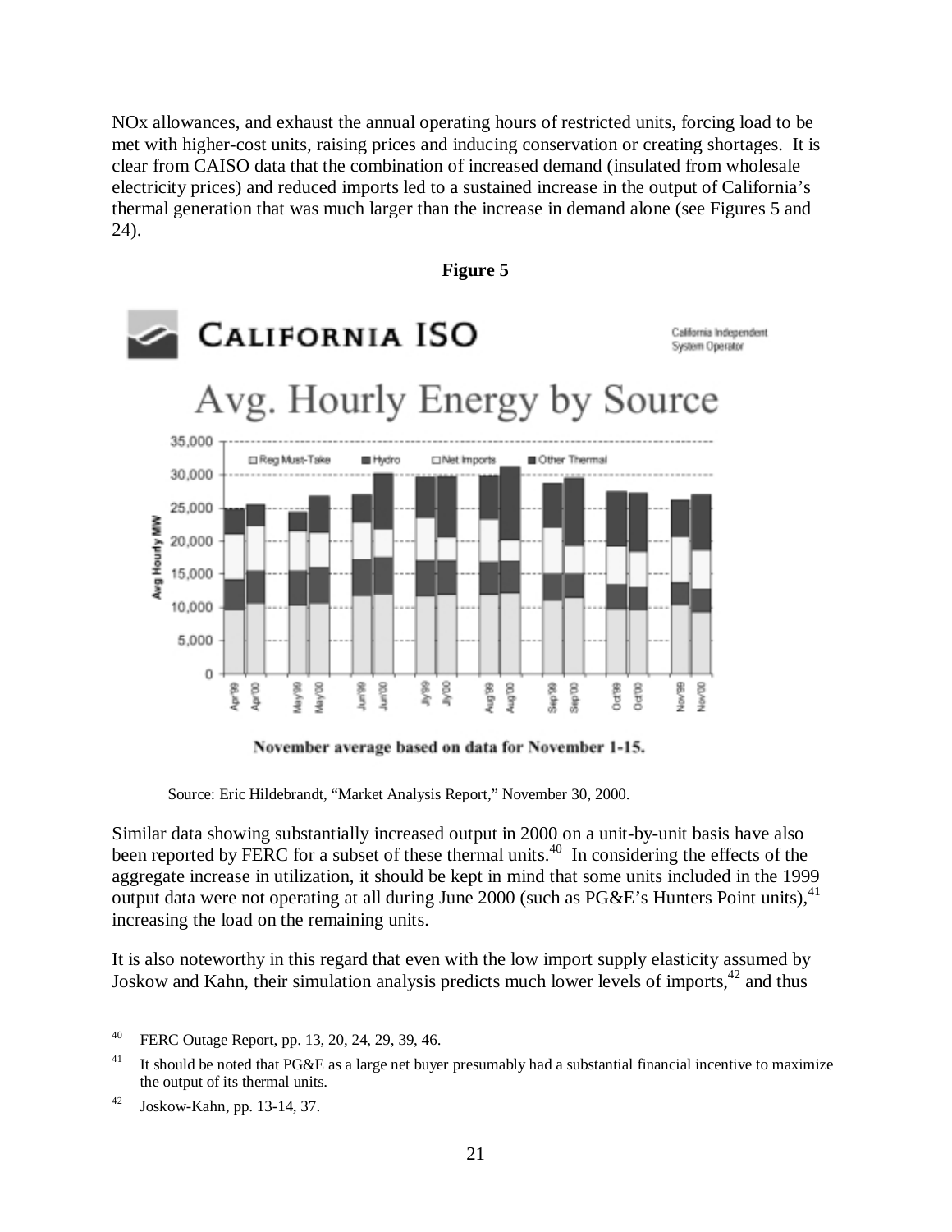NOx allowances, and exhaust the annual operating hours of restricted units, forcing load to be met with higher-cost units, raising prices and inducing conservation or creating shortages. It is clear from CAISO data that the combination of increased demand (insulated from wholesale electricity prices) and reduced imports led to a sustained increase in the output of California's thermal generation that was much larger than the increase in demand alone (see Figures 5 and 24).

**Figure 5**

CALIFORNIA ISO

California Independent System Operator

Avg. Hourly Energy by Source

November average based on data for November 1-15.

Source: Eric Hildebrandt, "Market Analysis Report," November 30, 2000.

Similar data showing substantially increased output in 2000 on a unit-by-unit basis have also been reported by FERC for a subset of these thermal units.[40] In considering the effects of the aggregate increase in utilization, it should be kept in mind that some units included in the 1999 output data were not operating at all during June 2000 (such as PG&E's Hunters Point units),[41] increasing the load on the remaining units.

It is also noteworthy in this regard that even with the low import supply elasticity assumed by Joskow and Kahn, their simulation analysis predicts much lower levels of imports,[42] and thus

---

[40] FERC Outage Report, pp. 13, 20, 24, 29, 39, 46.

[41] It should be noted that PG&E as a large net buyer presumably had a substantial financial incentive to maximize the output of its thermal units.

[42] Joskow-Kahn, pp. 13-14, 37.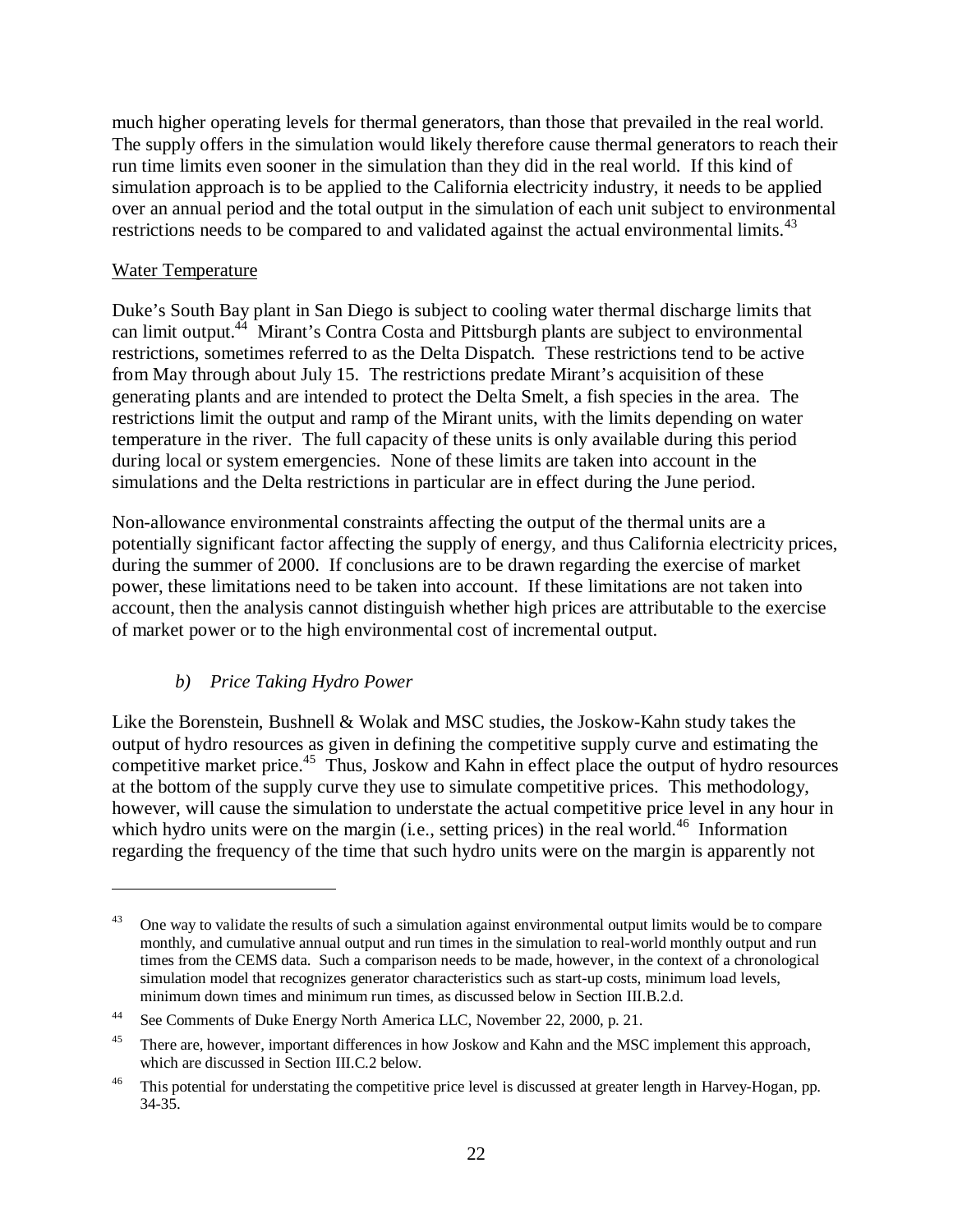much higher operating levels for thermal generators, than those that prevailed in the real world. The supply offers in the simulation would likely therefore cause thermal generators to reach their run time limits even sooner in the simulation than they did in the real world. If this kind of simulation approach is to be applied to the California electricity industry, it needs to be applied over an annual period and the total output in the simulation of each unit subject to environmental restrictions needs to be compared to and validated against the actual environmental limits.[43]

Water Temperature

Duke's South Bay plant in San Diego is subject to cooling water thermal discharge limits that can limit output.[44] Mirant's Contra Costa and Pittsburgh plants are subject to environmental restrictions, sometimes referred to as the Delta Dispatch. These restrictions tend to be active from May through about July 15. The restrictions predate Mirant's acquisition of these generating plants and are intended to protect the Delta Smelt, a fish species in the area. The restrictions limit the output and ramp of the Mirant units, with the limits depending on water temperature in the river. The full capacity of these units is only available during this period during local or system emergencies. None of these limits are taken into account in the simulations and the Delta restrictions in particular are in effect during the June period.

Non-allowance environmental constraints affecting the output of the thermal units are a potentially significant factor affecting the supply of energy, and thus California electricity prices, during the summer of 2000. If conclusions are to be drawn regarding the exercise of market power, these limitations need to be taken into account. If these limitations are not taken into account, then the analysis cannot distinguish whether high prices are attributable to the exercise of market power or to the high environmental cost of incremental output.

### *b) Price Taking Hydro Power*

Like the Borenstein, Bushnell & Wolak and MSC studies, the Joskow-Kahn study takes the output of hydro resources as given in defining the competitive supply curve and estimating the competitive market price.[45] Thus, Joskow and Kahn in effect place the output of hydro resources at the bottom of the supply curve they use to simulate competitive prices. This methodology, however, will cause the simulation to understate the actual competitive price level in any hour in which hydro units were on the margin (i.e., setting prices) in the real world.[46] Information regarding the frequency of the time that such hydro units were on the margin is apparently not

---

[43] One way to validate the results of such a simulation against environmental output limits would be to compare monthly, and cumulative annual output and run times in the simulation to real-world monthly output and run times from the CEMS data. Such a comparison needs to be made, however, in the context of a chronological simulation model that recognizes generator characteristics such as start-up costs, minimum load levels, minimum down times and minimum run times, as discussed below in Section III.B.2.d.

[44] See Comments of Duke Energy North America LLC, November 22, 2000, p. 21.

[45] There are, however, important differences in how Joskow and Kahn and the MSC implement this approach, which are discussed in Section III.C.2 below.

[46] This potential for understating the competitive price level is discussed at greater length in Harvey-Hogan, pp. 34-35.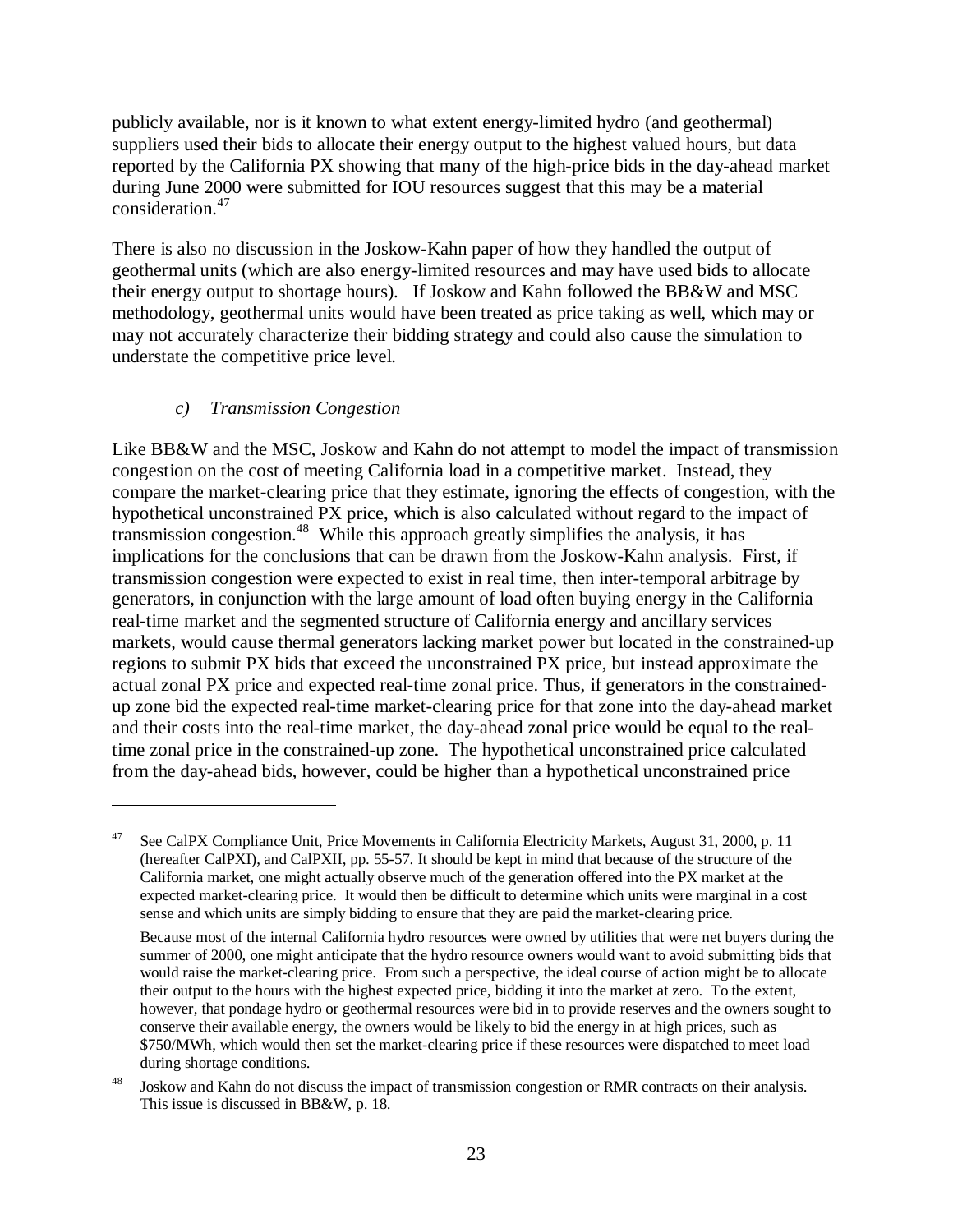publicly available, nor is it known to what extent energy-limited hydro (and geothermal) suppliers used their bids to allocate their energy output to the highest valued hours, but data reported by the California PX showing that many of the high-price bids in the day-ahead market during June 2000 were submitted for IOU resources suggest that this may be a material consideration.[47]

There is also no discussion in the Joskow-Kahn paper of how they handled the output of geothermal units (which are also energy-limited resources and may have used bids to allocate their energy output to shortage hours). If Joskow and Kahn followed the BB&W and MSC methodology, geothermal units would have been treated as price taking as well, which may or may not accurately characterize their bidding strategy and could also cause the simulation to understate the competitive price level.

### *c) Transmission Congestion*

Like BB&W and the MSC, Joskow and Kahn do not attempt to model the impact of transmission congestion on the cost of meeting California load in a competitive market. Instead, they compare the market-clearing price that they estimate, ignoring the effects of congestion, with the hypothetical unconstrained PX price, which is also calculated without regard to the impact of transmission congestion.[48] While this approach greatly simplifies the analysis, it has implications for the conclusions that can be drawn from the Joskow-Kahn analysis. First, if transmission congestion were expected to exist in real time, then inter-temporal arbitrage by generators, in conjunction with the large amount of load often buying energy in the California real-time market and the segmented structure of California energy and ancillary services markets, would cause thermal generators lacking market power but located in the constrained-up regions to submit PX bids that exceed the unconstrained PX price, but instead approximate the actual zonal PX price and expected real-time zonal price. Thus, if generators in the constrained-up zone bid the expected real-time market-clearing price for that zone into the day-ahead market and their costs into the real-time market, the day-ahead zonal price would be equal to the real-time zonal price in the constrained-up zone. The hypothetical unconstrained price calculated from the day-ahead bids, however, could be higher than a hypothetical unconstrained price

---

[47] See CalPX Compliance Unit, Price Movements in California Electricity Markets, August 31, 2000, p. 11 (hereafter CalPXI), and CalPXII, pp. 55-57. It should be kept in mind that because of the structure of the California market, one might actually observe much of the generation offered into the PX market at the expected market-clearing price. It would then be difficult to determine which units were marginal in a cost sense and which units are simply bidding to ensure that they are paid the market-clearing price.

Because most of the internal California hydro resources were owned by utilities that were net buyers during the summer of 2000, one might anticipate that the hydro resource owners would want to avoid submitting bids that would raise the market-clearing price. From such a perspective, the ideal course of action might be to allocate their output to the hours with the highest expected price, bidding it into the market at zero. To the extent, however, that pondage hydro or geothermal resources were bid in to provide reserves and the owners sought to conserve their available energy, the owners would be likely to bid the energy in at high prices, such as $750/MWh, which would then set the market-clearing price if these resources were dispatched to meet load during shortage conditions.

[48] Joskow and Kahn do not discuss the impact of transmission congestion or RMR contracts on their analysis. This issue is discussed in BB&W, p. 18.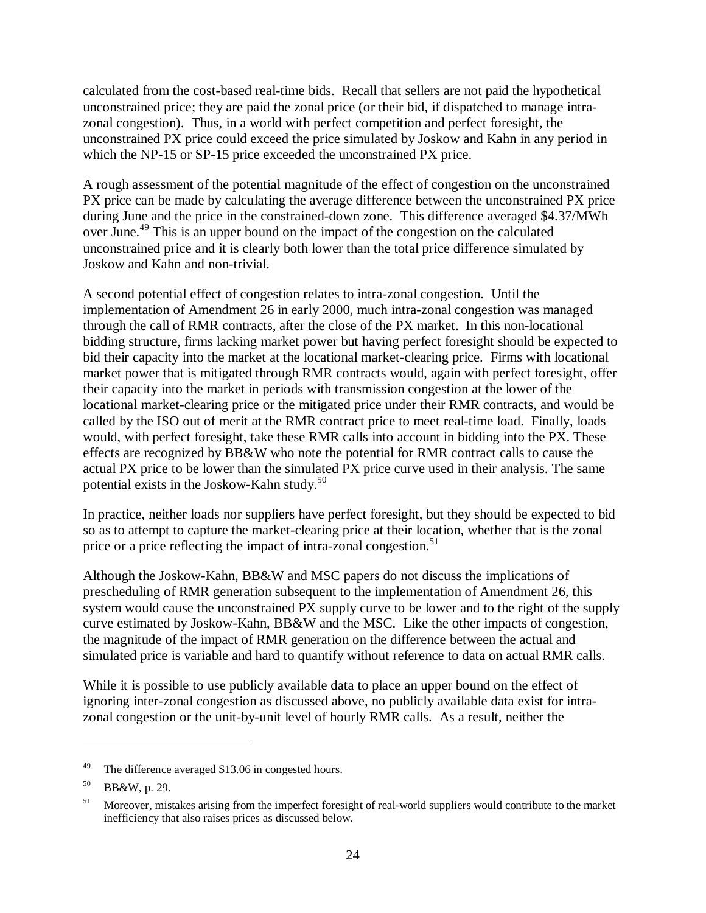calculated from the cost-based real-time bids. Recall that sellers are not paid the hypothetical unconstrained price; they are paid the zonal price (or their bid, if dispatched to manage intra-zonal congestion). Thus, in a world with perfect competition and perfect foresight, the unconstrained PX price could exceed the price simulated by Joskow and Kahn in any period in which the NP-15 or SP-15 price exceeded the unconstrained PX price.

A rough assessment of the potential magnitude of the effect of congestion on the unconstrained PX price can be made by calculating the average difference between the unconstrained PX price during June and the price in the constrained-down zone. This difference averaged $4.37/MWh over June.[49] This is an upper bound on the impact of the congestion on the calculated unconstrained price and it is clearly both lower than the total price difference simulated by Joskow and Kahn and non-trivial.

A second potential effect of congestion relates to intra-zonal congestion. Until the implementation of Amendment 26 in early 2000, much intra-zonal congestion was managed through the call of RMR contracts, after the close of the PX market. In this non-locational bidding structure, firms lacking market power but having perfect foresight should be expected to bid their capacity into the market at the locational market-clearing price. Firms with locational market power that is mitigated through RMR contracts would, again with perfect foresight, offer their capacity into the market in periods with transmission congestion at the lower of the locational market-clearing price or the mitigated price under their RMR contracts, and would be called by the ISO out of merit at the RMR contract price to meet real-time load. Finally, loads would, with perfect foresight, take these RMR calls into account in bidding into the PX. These effects are recognized by BB&W who note the potential for RMR contract calls to cause the actual PX price to be lower than the simulated PX price curve used in their analysis. The same potential exists in the Joskow-Kahn study.[50]

In practice, neither loads nor suppliers have perfect foresight, but they should be expected to bid so as to attempt to capture the market-clearing price at their location, whether that is the zonal price or a price reflecting the impact of intra-zonal congestion.[51]

Although the Joskow-Kahn, BB&W and MSC papers do not discuss the implications of prescheduling of RMR generation subsequent to the implementation of Amendment 26, this system would cause the unconstrained PX supply curve to be lower and to the right of the supply curve estimated by Joskow-Kahn, BB&W and the MSC. Like the other impacts of congestion, the magnitude of the impact of RMR generation on the difference between the actual and simulated price is variable and hard to quantify without reference to data on actual RMR calls.

While it is possible to use publicly available data to place an upper bound on the effect of ignoring inter-zonal congestion as discussed above, no publicly available data exist for intra-zonal congestion or the unit-by-unit level of hourly RMR calls. As a result, neither the

---

[49] The difference averaged $13.06 in congested hours.

[50] BB&W, p. 29.

[51] Moreover, mistakes arising from the imperfect foresight of real-world suppliers would contribute to the market inefficiency that also raises prices as discussed below.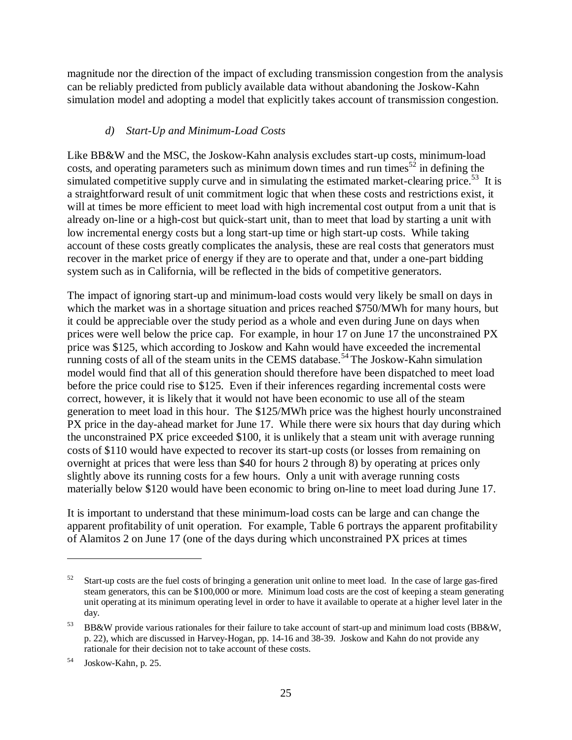magnitude nor the direction of the impact of excluding transmission congestion from the analysis can be reliably predicted from publicly available data without abandoning the Joskow-Kahn simulation model and adopting a model that explicitly takes account of transmission congestion.

### *d) Start-Up and Minimum-Load Costs*

Like BB&W and the MSC, the Joskow-Kahn analysis excludes start-up costs, minimum-load costs, and operating parameters such as minimum down times and run times[52] in defining the simulated competitive supply curve and in simulating the estimated market-clearing price.[53] It is a straightforward result of unit commitment logic that when these costs and restrictions exist, it will at times be more efficient to meet load with high incremental cost output from a unit that is already on-line or a high-cost but quick-start unit, than to meet that load by starting a unit with low incremental energy costs but a long start-up time or high start-up costs. While taking account of these costs greatly complicates the analysis, these are real costs that generators must recover in the market price of energy if they are to operate and that, under a one-part bidding system such as in California, will be reflected in the bids of competitive generators.

The impact of ignoring start-up and minimum-load costs would very likely be small on days in which the market was in a shortage situation and prices reached $750/MWh for many hours, but it could be appreciable over the study period as a whole and even during June on days when prices were well below the price cap. For example, in hour 17 on June 17 the unconstrained PX price was $125, which according to Joskow and Kahn would have exceeded the incremental running costs of all of the steam units in the CEMS database.[54] The Joskow-Kahn simulation model would find that all of this generation should therefore have been dispatched to meet load before the price could rise to $125. Even if their inferences regarding incremental costs were correct, however, it is likely that it would not have been economic to use all of the steam generation to meet load in this hour. The $125/MWh price was the highest hourly unconstrained PX price in the day-ahead market for June 17. While there were six hours that day during which the unconstrained PX price exceeded $100, it is unlikely that a steam unit with average running costs of $110 would have expected to recover its start-up costs (or losses from remaining on overnight at prices that were less than $40 for hours 2 through 8) by operating at prices only slightly above its running costs for a few hours. Only a unit with average running costs materially below $120 would have been economic to bring on-line to meet load during June 17.

It is important to understand that these minimum-load costs can be large and can change the apparent profitability of unit operation. For example, Table 6 portrays the apparent profitability of Alamitos 2 on June 17 (one of the days during which unconstrained PX prices at times

---

[52] Start-up costs are the fuel costs of bringing a generation unit online to meet load. In the case of large gas-fired steam generators, this can be $100,000 or more. Minimum load costs are the cost of keeping a steam generating unit operating at its minimum operating level in order to have it available to operate at a higher level later in the day.

[53] BB&W provide various rationales for their failure to take account of start-up and minimum load costs (BB&W, p. 22), which are discussed in Harvey-Hogan, pp. 14-16 and 38-39. Joskow and Kahn do not provide any rationale for their decision not to take account of these costs.

[54] Joskow-Kahn, p. 25.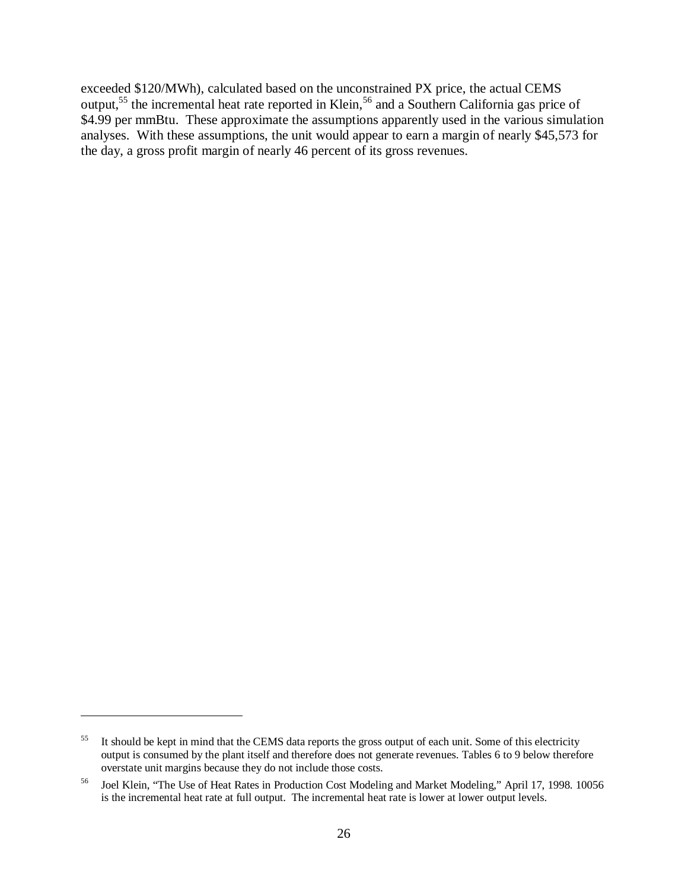exceeded $120/MWh), calculated based on the unconstrained PX price, the actual CEMS output,[55] the incremental heat rate reported in Klein,[56] and a Southern California gas price of $4.99 per mmBtu. These approximate the assumptions apparently used in the various simulation analyses. With these assumptions, the unit would appear to earn a margin of nearly $45,573 for the day, a gross profit margin of nearly 46 percent of its gross revenues.

---

[55] It should be kept in mind that the CEMS data reports the gross output of each unit. Some of this electricity output is consumed by the plant itself and therefore does not generate revenues. Tables 6 to 9 below therefore overstate unit margins because they do not include those costs.

[56] Joel Klein, "The Use of Heat Rates in Production Cost Modeling and Market Modeling," April 17, 1998. 10056 is the incremental heat rate at full output. The incremental heat rate is lower at lower output levels.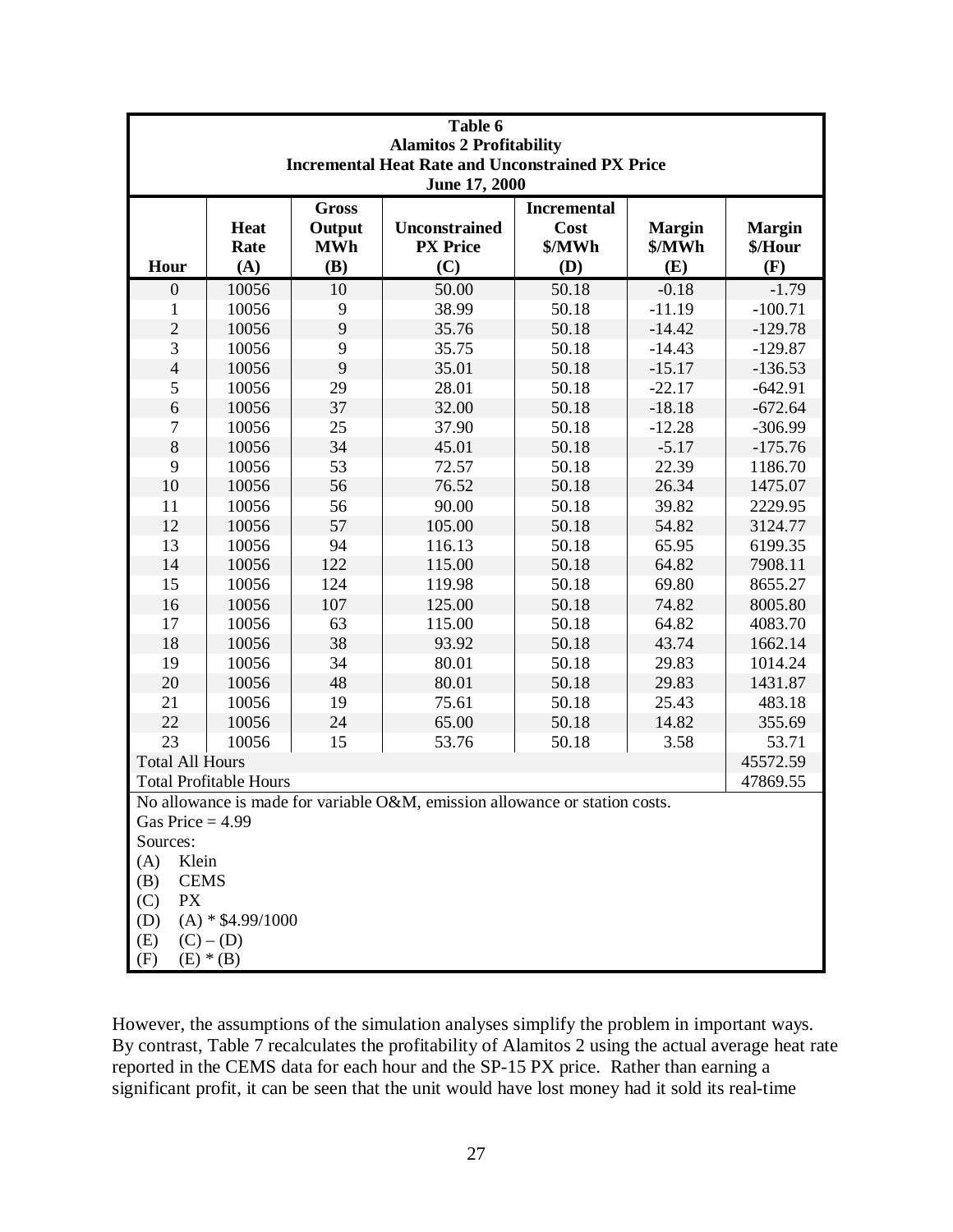**Table 6**
**Alamitos 2 Profitability**
**Incremental Heat Rate and Unconstrained PX Price**
**June 17, 2000**

| Hour | Heat Rate (A) | Gross Output MWh (B) | Unconstrained PX Price (C) | Incremental Cost $/MWh (D) | Margin $/MWh (E) | Margin $/Hour (F) |
|---|---|---|---|---|---|---|
| 0 | 10056 | 10 | 50.00 | 50.18 | -0.18 | -1.79 |
| 1 | 10056 | 9 | 38.99 | 50.18 | -11.19 | -100.71 |
| 2 | 10056 | 9 | 35.76 | 50.18 | -14.42 | -129.78 |
| 3 | 10056 | 9 | 35.75 | 50.18 | -14.43 | -129.87 |
| 4 | 10056 | 9 | 35.01 | 50.18 | -15.17 | -136.53 |
| 5 | 10056 | 29 | 28.01 | 50.18 | -22.17 | -642.91 |
| 6 | 10056 | 37 | 32.00 | 50.18 | -18.18 | -672.64 |
| 7 | 10056 | 25 | 37.90 | 50.18 | -12.28 | -306.99 |
| 8 | 10056 | 34 | 45.01 | 50.18 | -5.17 | -175.76 |
| 9 | 10056 | 53 | 72.57 | 50.18 | 22.39 | 1186.70 |
| 10 | 10056 | 56 | 76.52 | 50.18 | 26.34 | 1475.07 |
| 11 | 10056 | 56 | 90.00 | 50.18 | 39.82 | 2229.95 |
| 12 | 10056 | 57 | 105.00 | 50.18 | 54.82 | 3124.77 |
| 13 | 10056 | 94 | 116.13 | 50.18 | 65.95 | 6199.35 |
| 14 | 10056 | 122 | 115.00 | 50.18 | 64.82 | 7908.11 |
| 15 | 10056 | 124 | 119.98 | 50.18 | 69.80 | 8655.27 |
| 16 | 10056 | 107 | 125.00 | 50.18 | 74.82 | 8005.80 |
| 17 | 10056 | 63 | 115.00 | 50.18 | 64.82 | 4083.70 |
| 18 | 10056 | 38 | 93.92 | 50.18 | 43.74 | 1662.14 |
| 19 | 10056 | 34 | 80.01 | 50.18 | 29.83 | 1014.24 |
| 20 | 10056 | 48 | 80.01 | 50.18 | 29.83 | 1431.87 |
| 21 | 10056 | 19 | 75.61 | 50.18 | 25.43 | 483.18 |
| 22 | 10056 | 24 | 65.00 | 50.18 | 14.82 | 355.69 |
| 23 | 10056 | 15 | 53.76 | 50.18 | 3.58 | 53.71 |
| Total All Hours | | | | | | 45572.59 |
| Total Profitable Hours | | | | | | 47869.55 |

No allowance is made for variable O&M, emission allowance or station costs.
Gas Price = 4.99
Sources:
(A) Klein
(B) CEMS
(C) PX
(D) (A) * $4.99/1000
(E) (C) – (D)
(F) (E) * (B)

However, the assumptions of the simulation analyses simplify the problem in important ways. By contrast, Table 7 recalculates the profitability of Alamitos 2 using the actual average heat rate reported in the CEMS data for each hour and the SP-15 PX price. Rather than earning a significant profit, it can be seen that the unit would have lost money had it sold its real-time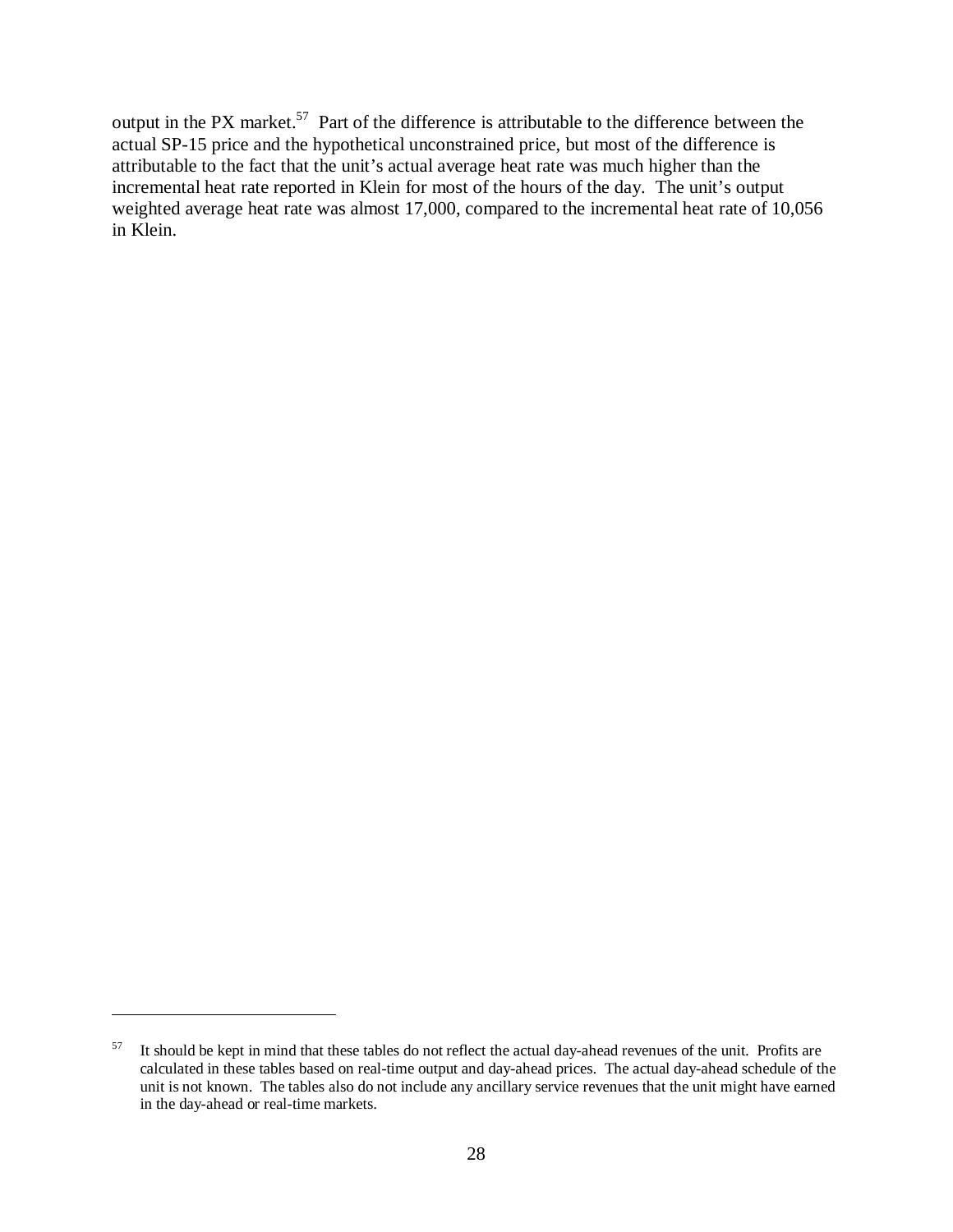output in the PX market.[57] Part of the difference is attributable to the difference between the actual SP-15 price and the hypothetical unconstrained price, but most of the difference is attributable to the fact that the unit's actual average heat rate was much higher than the incremental heat rate reported in Klein for most of the hours of the day. The unit's output weighted average heat rate was almost 17,000, compared to the incremental heat rate of 10,056 in Klein.

---

[57] It should be kept in mind that these tables do not reflect the actual day-ahead revenues of the unit. Profits are calculated in these tables based on real-time output and day-ahead prices. The actual day-ahead schedule of the unit is not known. The tables also do not include any ancillary service revenues that the unit might have earned in the day-ahead or real-time markets.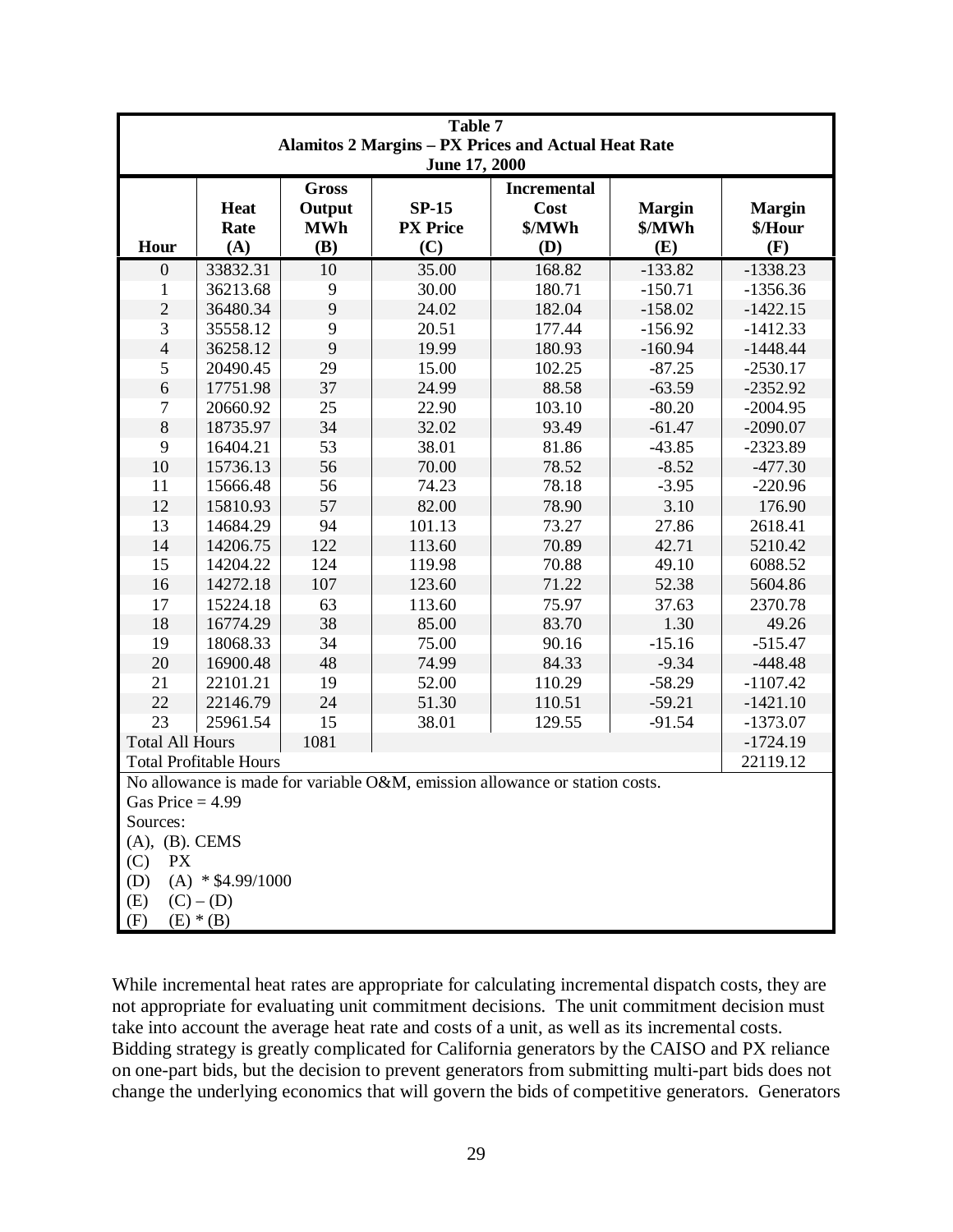| Table 7<br>Alamitos 2 Margins – PX Prices and Actual Heat Rate<br>June 17, 2000 | | | | | | |
|---|---|---|---|---|---|---|
| **Hour** | **Heat Rate (A)** | **Gross Output MWh (B)** | **SP-15 PX Price (C)** | **Incremental Cost $/MWh (D)** | **Margin $/MWh (E)** | **Margin $/Hour (F)** |
| 0 | 33832.31 | 10 | 35.00 | 168.82 | -133.82 | -1338.23 |
| 1 | 36213.68 | 9 | 30.00 | 180.71 | -150.71 | -1356.36 |
| 2 | 36480.34 | 9 | 24.02 | 182.04 | -158.02 | -1422.15 |
| 3 | 35558.12 | 9 | 20.51 | 177.44 | -156.92 | -1412.33 |
| 4 | 36258.12 | 9 | 19.99 | 180.93 | -160.94 | -1448.44 |
| 5 | 20490.45 | 29 | 15.00 | 102.25 | -87.25 | -2530.17 |
| 6 | 17751.98 | 37 | 24.99 | 88.58 | -63.59 | -2352.92 |
| 7 | 20660.92 | 25 | 22.90 | 103.10 | -80.20 | -2004.95 |
| 8 | 18735.97 | 34 | 32.02 | 93.49 | -61.47 | -2090.07 |
| 9 | 16404.21 | 53 | 38.01 | 81.86 | -43.85 | -2323.89 |
| 10 | 15736.13 | 56 | 70.00 | 78.52 | -8.52 | -477.30 |
| 11 | 15666.48 | 56 | 74.23 | 78.18 | -3.95 | -220.96 |
| 12 | 15810.93 | 57 | 82.00 | 78.90 | 3.10 | 176.90 |
| 13 | 14684.29 | 94 | 101.13 | 73.27 | 27.86 | 2618.41 |
| 14 | 14206.75 | 122 | 113.60 | 70.89 | 42.71 | 5210.42 |
| 15 | 14204.22 | 124 | 119.98 | 70.88 | 49.10 | 6088.52 |
| 16 | 14272.18 | 107 | 123.60 | 71.22 | 52.38 | 5604.86 |
| 17 | 15224.18 | 63 | 113.60 | 75.97 | 37.63 | 2370.78 |
| 18 | 16774.29 | 38 | 85.00 | 83.70 | 1.30 | 49.26 |
| 19 | 18068.33 | 34 | 75.00 | 90.16 | -15.16 | -515.47 |
| 20 | 16900.48 | 48 | 74.99 | 84.33 | -9.34 | -448.48 |
| 21 | 22101.21 | 19 | 52.00 | 110.29 | -58.29 | -1107.42 |
| 22 | 22146.79 | 24 | 51.30 | 110.51 | -59.21 | -1421.10 |
| 23 | 25961.54 | 15 | 38.01 | 129.55 | -91.54 | -1373.07 |
| Total All Hours | | 1081 | | | | -1724.19 |
| Total Profitable Hours | | | | | | 22119.12 |
| No allowance is made for variable O&M, emission allowance or station costs.<br>Gas Price = 4.99<br>Sources:<br>(A), (B). CEMS<br>(C) PX<br>(D) (A) * $4.99/1000<br>(E) (C) – (D)<br>(F) (E) * (B) | | | | | | |

While incremental heat rates are appropriate for calculating incremental dispatch costs, they are not appropriate for evaluating unit commitment decisions. The unit commitment decision must take into account the average heat rate and costs of a unit, as well as its incremental costs. Bidding strategy is greatly complicated for California generators by the CAISO and PX reliance on one-part bids, but the decision to prevent generators from submitting multi-part bids does not change the underlying economics that will govern the bids of competitive generators. Generators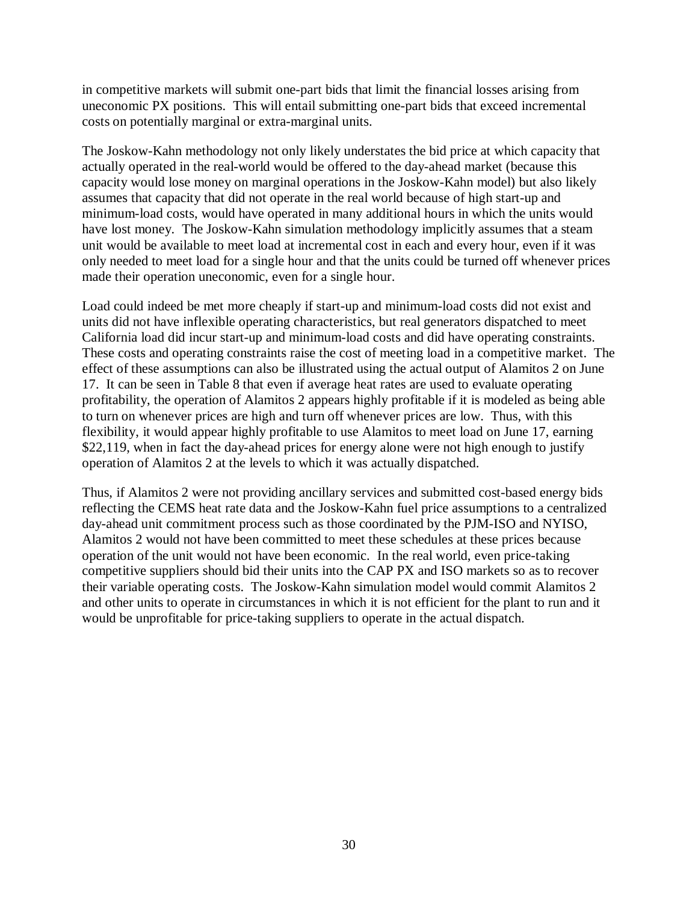in competitive markets will submit one-part bids that limit the financial losses arising from uneconomic PX positions. This will entail submitting one-part bids that exceed incremental costs on potentially marginal or extra-marginal units.

The Joskow-Kahn methodology not only likely understates the bid price at which capacity that actually operated in the real-world would be offered to the day-ahead market (because this capacity would lose money on marginal operations in the Joskow-Kahn model) but also likely assumes that capacity that did not operate in the real world because of high start-up and minimum-load costs, would have operated in many additional hours in which the units would have lost money. The Joskow-Kahn simulation methodology implicitly assumes that a steam unit would be available to meet load at incremental cost in each and every hour, even if it was only needed to meet load for a single hour and that the units could be turned off whenever prices made their operation uneconomic, even for a single hour.

Load could indeed be met more cheaply if start-up and minimum-load costs did not exist and units did not have inflexible operating characteristics, but real generators dispatched to meet California load did incur start-up and minimum-load costs and did have operating constraints. These costs and operating constraints raise the cost of meeting load in a competitive market. The effect of these assumptions can also be illustrated using the actual output of Alamitos 2 on June 17. It can be seen in Table 8 that even if average heat rates are used to evaluate operating profitability, the operation of Alamitos 2 appears highly profitable if it is modeled as being able to turn on whenever prices are high and turn off whenever prices are low. Thus, with this flexibility, it would appear highly profitable to use Alamitos to meet load on June 17, earning $22,119, when in fact the day-ahead prices for energy alone were not high enough to justify operation of Alamitos 2 at the levels to which it was actually dispatched.

Thus, if Alamitos 2 were not providing ancillary services and submitted cost-based energy bids reflecting the CEMS heat rate data and the Joskow-Kahn fuel price assumptions to a centralized day-ahead unit commitment process such as those coordinated by the PJM-ISO and NYISO, Alamitos 2 would not have been committed to meet these schedules at these prices because operation of the unit would not have been economic. In the real world, even price-taking competitive suppliers should bid their units into the CAP PX and ISO markets so as to recover their variable operating costs. The Joskow-Kahn simulation model would commit Alamitos 2 and other units to operate in circumstances in which it is not efficient for the plant to run and it would be unprofitable for price-taking suppliers to operate in the actual dispatch.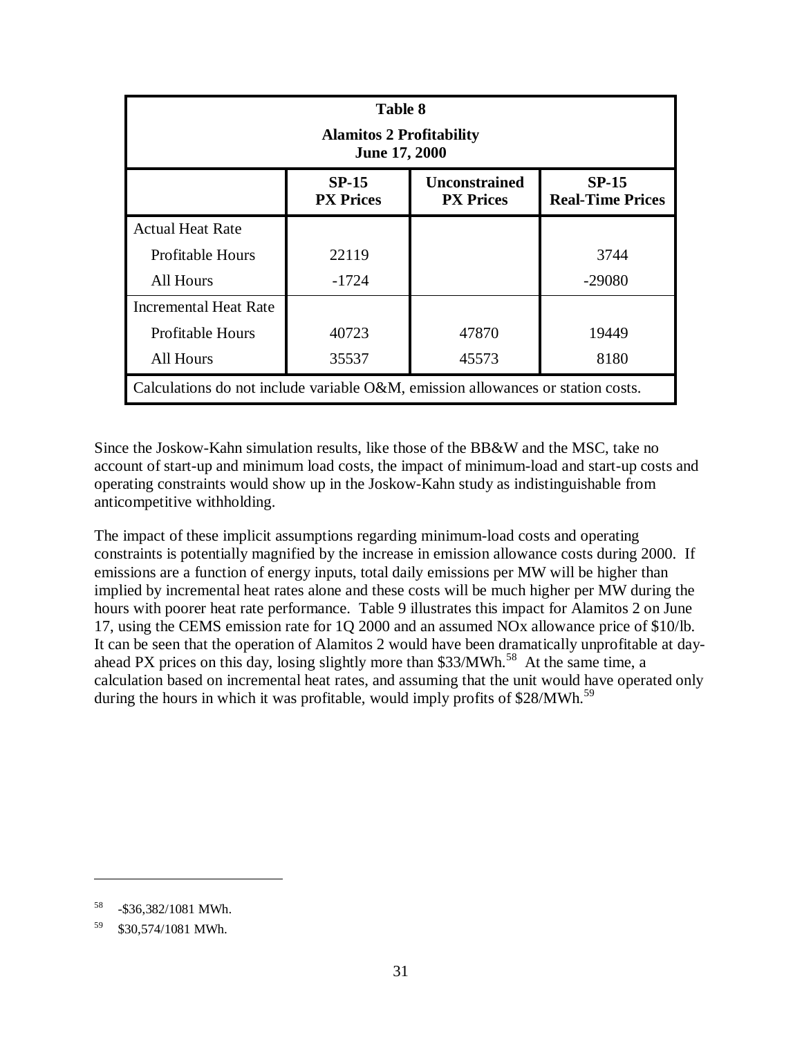| Table 8<br>Alamitos 2 Profitability<br>June 17, 2000 | | | |
|---|---|---|---|
| | **SP-15 PX Prices** | **Unconstrained PX Prices** | **SP-15 Real-Time Prices** |
| Actual Heat Rate | | | |
| Profitable Hours | 22119 | | 3744 |
| All Hours | -1724 | | -29080 |
| Incremental Heat Rate | | | |
| Profitable Hours | 40723 | 47870 | 19449 |
| All Hours | 35537 | 45573 | 8180 |
| Calculations do not include variable O&M, emission allowances or station costs. | | | |

Since the Joskow-Kahn simulation results, like those of the BB&W and the MSC, take no account of start-up and minimum load costs, the impact of minimum-load and start-up costs and operating constraints would show up in the Joskow-Kahn study as indistinguishable from anticompetitive withholding.

The impact of these implicit assumptions regarding minimum-load costs and operating constraints is potentially magnified by the increase in emission allowance costs during 2000. If emissions are a function of energy inputs, total daily emissions per MW will be higher than implied by incremental heat rates alone and these costs will be much higher per MW during the hours with poorer heat rate performance. Table 9 illustrates this impact for Alamitos 2 on June 17, using the CEMS emission rate for 1Q 2000 and an assumed NOx allowance price of $10/lb. It can be seen that the operation of Alamitos 2 would have been dramatically unprofitable at day-ahead PX prices on this day, losing slightly more than $33/MWh.[58] At the same time, a calculation based on incremental heat rates, and assuming that the unit would have operated only during the hours in which it was profitable, would imply profits of $28/MWh.[59]

---

58 -$36,382/1081 MWh.

59 $30,574/1081 MWh.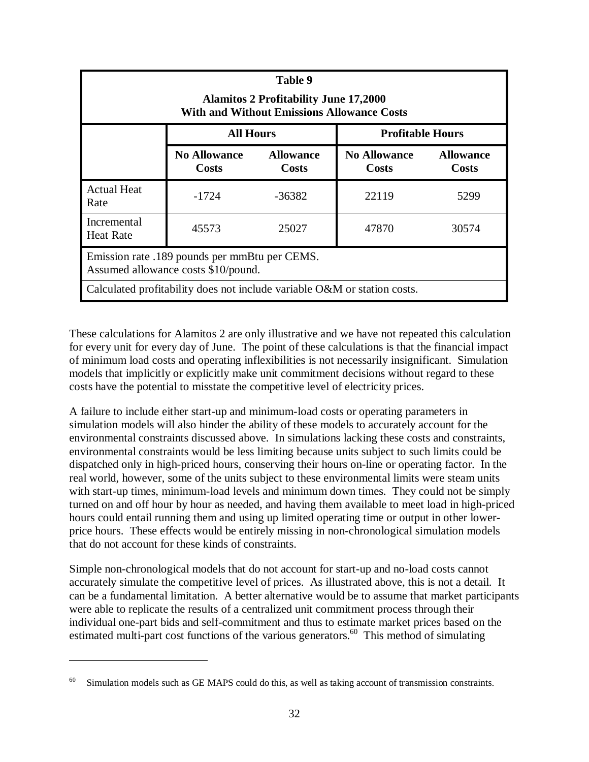| Table 9<br>Alamitos 2 Profitability June 17,2000<br>With and Without Emissions Allowance Costs | | | | |
|---|---|---|---|---|
| | **All Hours** | | **Profitable Hours** | |
| | **No Allowance Costs** | **Allowance Costs** | **No Allowance Costs** | **Allowance Costs** |
| Actual Heat Rate | -1724 | -36382 | 22119 | 5299 |
| Incremental Heat Rate | 45573 | 25027 | 47870 | 30574 |
| Emission rate .189 pounds per mmBtu per CEMS.<br>Assumed allowance costs $10/pound. | | | | |
| Calculated profitability does not include variable O&M or station costs. | | | | |

These calculations for Alamitos 2 are only illustrative and we have not repeated this calculation for every unit for every day of June. The point of these calculations is that the financial impact of minimum load costs and operating inflexibilities is not necessarily insignificant. Simulation models that implicitly or explicitly make unit commitment decisions without regard to these costs have the potential to misstate the competitive level of electricity prices.

A failure to include either start-up and minimum-load costs or operating parameters in simulation models will also hinder the ability of these models to accurately account for the environmental constraints discussed above. In simulations lacking these costs and constraints, environmental constraints would be less limiting because units subject to such limits could be dispatched only in high-priced hours, conserving their hours on-line or operating factor. In the real world, however, some of the units subject to these environmental limits were steam units with start-up times, minimum-load levels and minimum down times. They could not be simply turned on and off hour by hour as needed, and having them available to meet load in high-priced hours could entail running them and using up limited operating time or output in other lower-price hours. These effects would be entirely missing in non-chronological simulation models that do not account for these kinds of constraints.

Simple non-chronological models that do not account for start-up and no-load costs cannot accurately simulate the competitive level of prices. As illustrated above, this is not a detail. It can be a fundamental limitation. A better alternative would be to assume that market participants were able to replicate the results of a centralized unit commitment process through their individual one-part bids and self-commitment and thus to estimate market prices based on the estimated multi-part cost functions of the various generators.[60] This method of simulating

[60] Simulation models such as GE MAPS could do this, as well as taking account of transmission constraints.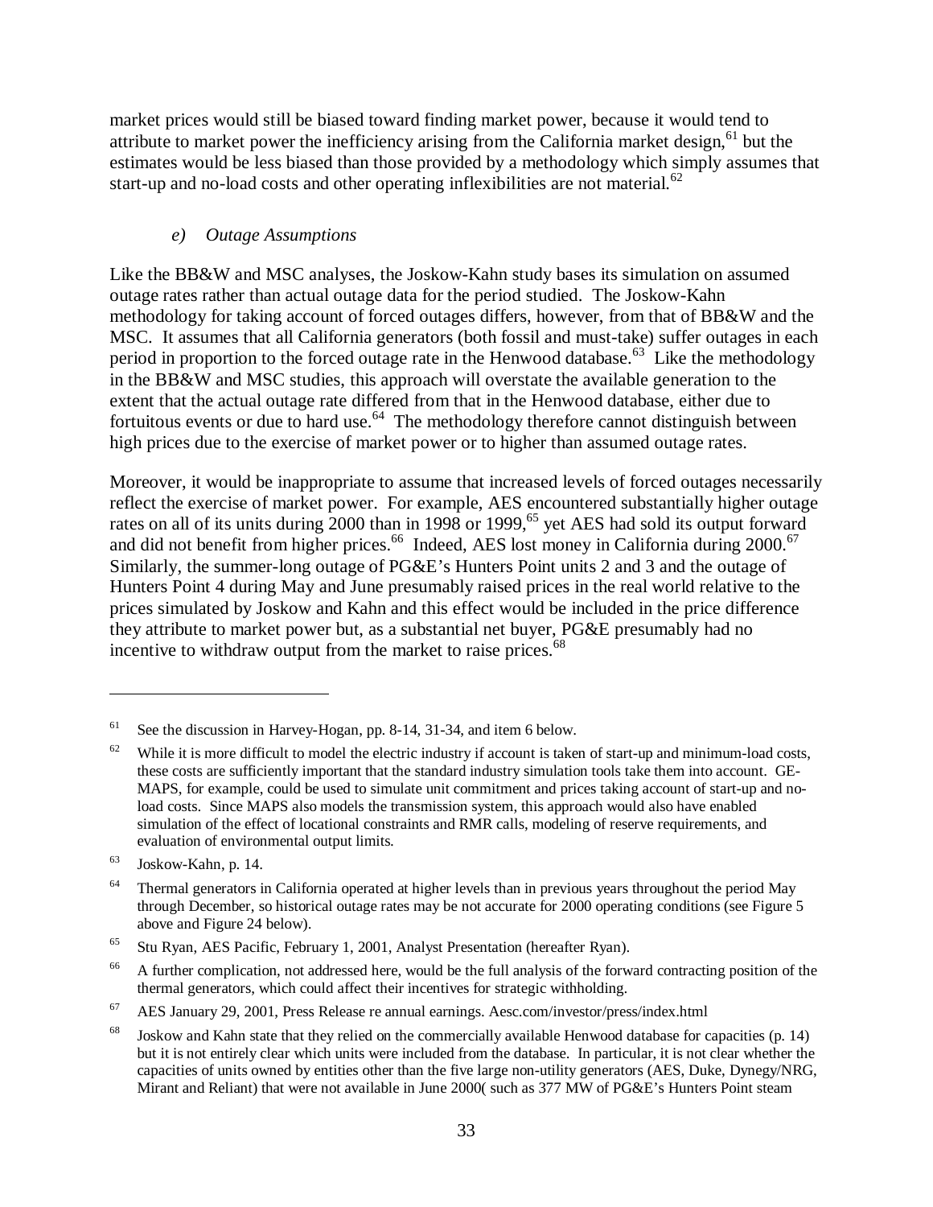market prices would still be biased toward finding market power, because it would tend to attribute to market power the inefficiency arising from the California market design,[61] but the estimates would be less biased than those provided by a methodology which simply assumes that start-up and no-load costs and other operating inflexibilities are not material.[62]

### *e) Outage Assumptions*

Like the BB&W and MSC analyses, the Joskow-Kahn study bases its simulation on assumed outage rates rather than actual outage data for the period studied. The Joskow-Kahn methodology for taking account of forced outages differs, however, from that of BB&W and the MSC. It assumes that all California generators (both fossil and must-take) suffer outages in each period in proportion to the forced outage rate in the Henwood database.[63] Like the methodology in the BB&W and MSC studies, this approach will overstate the available generation to the extent that the actual outage rate differed from that in the Henwood database, either due to fortuitous events or due to hard use.[64] The methodology therefore cannot distinguish between high prices due to the exercise of market power or to higher than assumed outage rates.

Moreover, it would be inappropriate to assume that increased levels of forced outages necessarily reflect the exercise of market power. For example, AES encountered substantially higher outage rates on all of its units during 2000 than in 1998 or 1999,[65] yet AES had sold its output forward and did not benefit from higher prices.[66] Indeed, AES lost money in California during 2000.[67] Similarly, the summer-long outage of PG&E's Hunters Point units 2 and 3 and the outage of Hunters Point 4 during May and June presumably raised prices in the real world relative to the prices simulated by Joskow and Kahn and this effect would be included in the price difference they attribute to market power but, as a substantial net buyer, PG&E presumably had no incentive to withdraw output from the market to raise prices.[68]

---

[61] See the discussion in Harvey-Hogan, pp. 8-14, 31-34, and item 6 below.

[62] While it is more difficult to model the electric industry if account is taken of start-up and minimum-load costs, these costs are sufficiently important that the standard industry simulation tools take them into account. GE-MAPS, for example, could be used to simulate unit commitment and prices taking account of start-up and no-load costs. Since MAPS also models the transmission system, this approach would also have enabled simulation of the effect of locational constraints and RMR calls, modeling of reserve requirements, and evaluation of environmental output limits.

[63] Joskow-Kahn, p. 14.

[64] Thermal generators in California operated at higher levels than in previous years throughout the period May through December, so historical outage rates may be not accurate for 2000 operating conditions (see Figure 5 above and Figure 24 below).

[65] Stu Ryan, AES Pacific, February 1, 2001, Analyst Presentation (hereafter Ryan).

[66] A further complication, not addressed here, would be the full analysis of the forward contracting position of the thermal generators, which could affect their incentives for strategic withholding.

[67] AES January 29, 2001, Press Release re annual earnings. Aesc.com/investor/press/index.html

[68] Joskow and Kahn state that they relied on the commercially available Henwood database for capacities (p. 14) but it is not entirely clear which units were included from the database. In particular, it is not clear whether the capacities of units owned by entities other than the five large non-utility generators (AES, Duke, Dynegy/NRG, Mirant and Reliant) that were not available in June 2000( such as 377 MW of PG&E's Hunters Point steam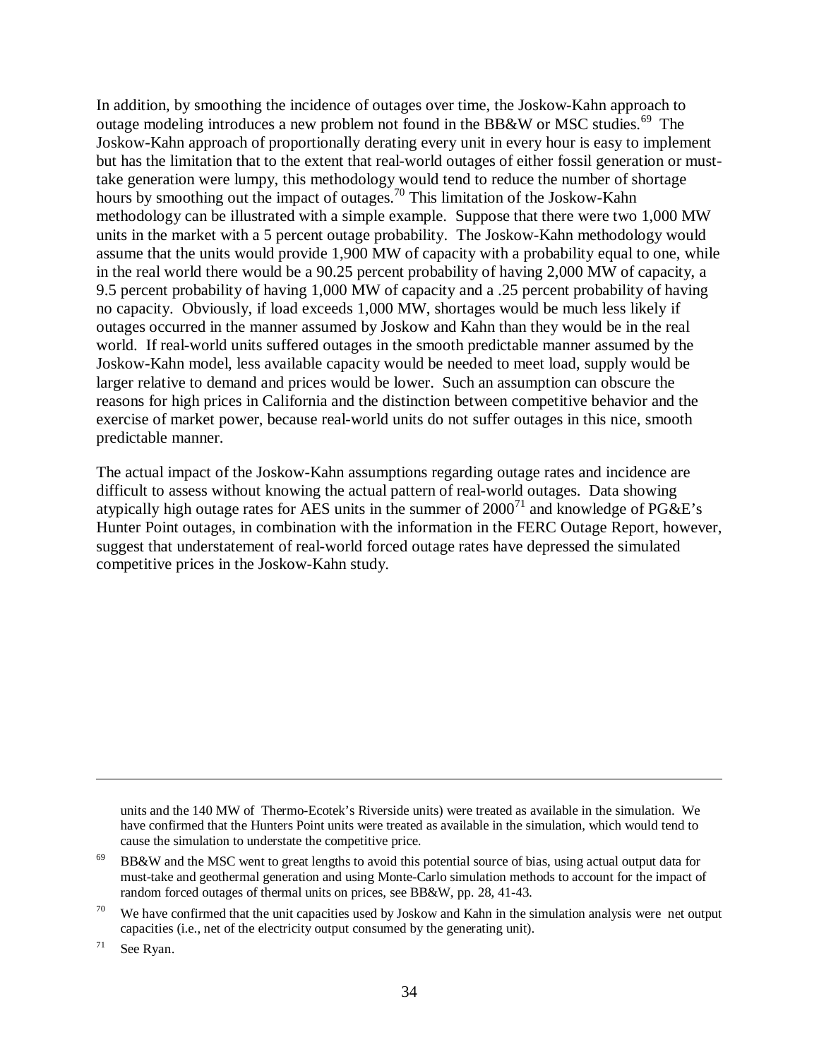In addition, by smoothing the incidence of outages over time, the Joskow-Kahn approach to outage modeling introduces a new problem not found in the BB&W or MSC studies.[69] The Joskow-Kahn approach of proportionally derating every unit in every hour is easy to implement but has the limitation that to the extent that real-world outages of either fossil generation or must-take generation were lumpy, this methodology would tend to reduce the number of shortage hours by smoothing out the impact of outages.[70] This limitation of the Joskow-Kahn methodology can be illustrated with a simple example. Suppose that there were two 1,000 MW units in the market with a 5 percent outage probability. The Joskow-Kahn methodology would assume that the units would provide 1,900 MW of capacity with a probability equal to one, while in the real world there would be a 90.25 percent probability of having 2,000 MW of capacity, a 9.5 percent probability of having 1,000 MW of capacity and a .25 percent probability of having no capacity. Obviously, if load exceeds 1,000 MW, shortages would be much less likely if outages occurred in the manner assumed by Joskow and Kahn than they would be in the real world. If real-world units suffered outages in the smooth predictable manner assumed by the Joskow-Kahn model, less available capacity would be needed to meet load, supply would be larger relative to demand and prices would be lower. Such an assumption can obscure the reasons for high prices in California and the distinction between competitive behavior and the exercise of market power, because real-world units do not suffer outages in this nice, smooth predictable manner.

The actual impact of the Joskow-Kahn assumptions regarding outage rates and incidence are difficult to assess without knowing the actual pattern of real-world outages. Data showing atypically high outage rates for AES units in the summer of 2000[71] and knowledge of PG&E's Hunter Point outages, in combination with the information in the FERC Outage Report, however, suggest that understatement of real-world forced outage rates have depressed the simulated competitive prices in the Joskow-Kahn study.

---

units and the 140 MW of Thermo-Ecotek's Riverside units) were treated as available in the simulation. We have confirmed that the Hunters Point units were treated as available in the simulation, which would tend to cause the simulation to understate the competitive price.

[69] BB&W and the MSC went to great lengths to avoid this potential source of bias, using actual output data for must-take and geothermal generation and using Monte-Carlo simulation methods to account for the impact of random forced outages of thermal units on prices, see BB&W, pp. 28, 41-43.

[70] We have confirmed that the unit capacities used by Joskow and Kahn in the simulation analysis were net output capacities (i.e., net of the electricity output consumed by the generating unit).

[71] See Ryan.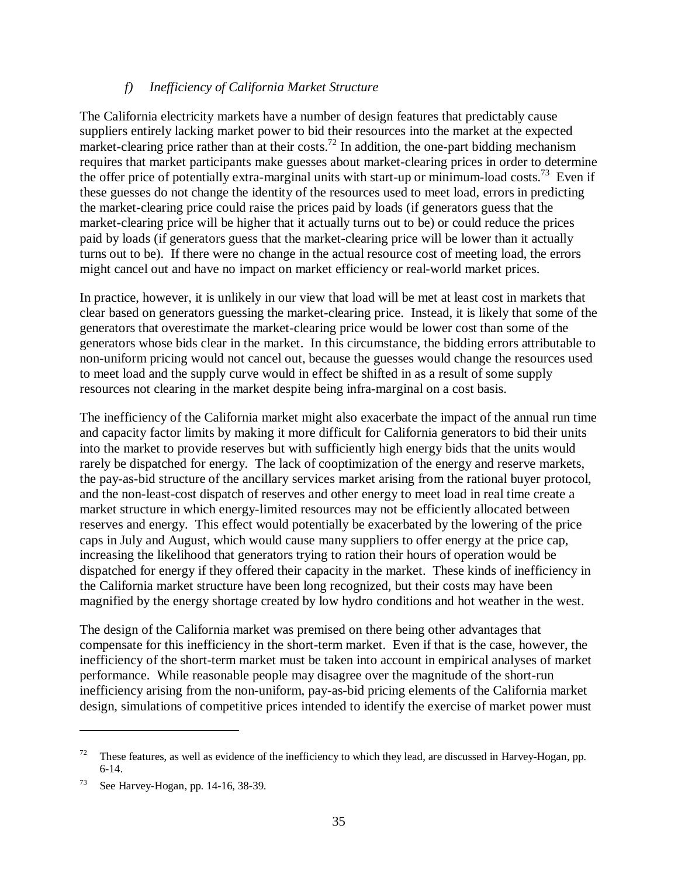### *f) Inefficiency of California Market Structure*

The California electricity markets have a number of design features that predictably cause suppliers entirely lacking market power to bid their resources into the market at the expected market-clearing price rather than at their costs.[72] In addition, the one-part bidding mechanism requires that market participants make guesses about market-clearing prices in order to determine the offer price of potentially extra-marginal units with start-up or minimum-load costs.[73] Even if these guesses do not change the identity of the resources used to meet load, errors in predicting the market-clearing price could raise the prices paid by loads (if generators guess that the market-clearing price will be higher that it actually turns out to be) or could reduce the prices paid by loads (if generators guess that the market-clearing price will be lower than it actually turns out to be). If there were no change in the actual resource cost of meeting load, the errors might cancel out and have no impact on market efficiency or real-world market prices.

In practice, however, it is unlikely in our view that load will be met at least cost in markets that clear based on generators guessing the market-clearing price. Instead, it is likely that some of the generators that overestimate the market-clearing price would be lower cost than some of the generators whose bids clear in the market. In this circumstance, the bidding errors attributable to non-uniform pricing would not cancel out, because the guesses would change the resources used to meet load and the supply curve would in effect be shifted in as a result of some supply resources not clearing in the market despite being infra-marginal on a cost basis.

The inefficiency of the California market might also exacerbate the impact of the annual run time and capacity factor limits by making it more difficult for California generators to bid their units into the market to provide reserves but with sufficiently high energy bids that the units would rarely be dispatched for energy. The lack of cooptimization of the energy and reserve markets, the pay-as-bid structure of the ancillary services market arising from the rational buyer protocol, and the non-least-cost dispatch of reserves and other energy to meet load in real time create a market structure in which energy-limited resources may not be efficiently allocated between reserves and energy. This effect would potentially be exacerbated by the lowering of the price caps in July and August, which would cause many suppliers to offer energy at the price cap, increasing the likelihood that generators trying to ration their hours of operation would be dispatched for energy if they offered their capacity in the market. These kinds of inefficiency in the California market structure have been long recognized, but their costs may have been magnified by the energy shortage created by low hydro conditions and hot weather in the west.

The design of the California market was premised on there being other advantages that compensate for this inefficiency in the short-term market. Even if that is the case, however, the inefficiency of the short-term market must be taken into account in empirical analyses of market performance. While reasonable people may disagree over the magnitude of the short-run inefficiency arising from the non-uniform, pay-as-bid pricing elements of the California market design, simulations of competitive prices intended to identify the exercise of market power must

---

[72] These features, as well as evidence of the inefficiency to which they lead, are discussed in Harvey-Hogan, pp. 6-14.

[73] See Harvey-Hogan, pp. 14-16, 38-39.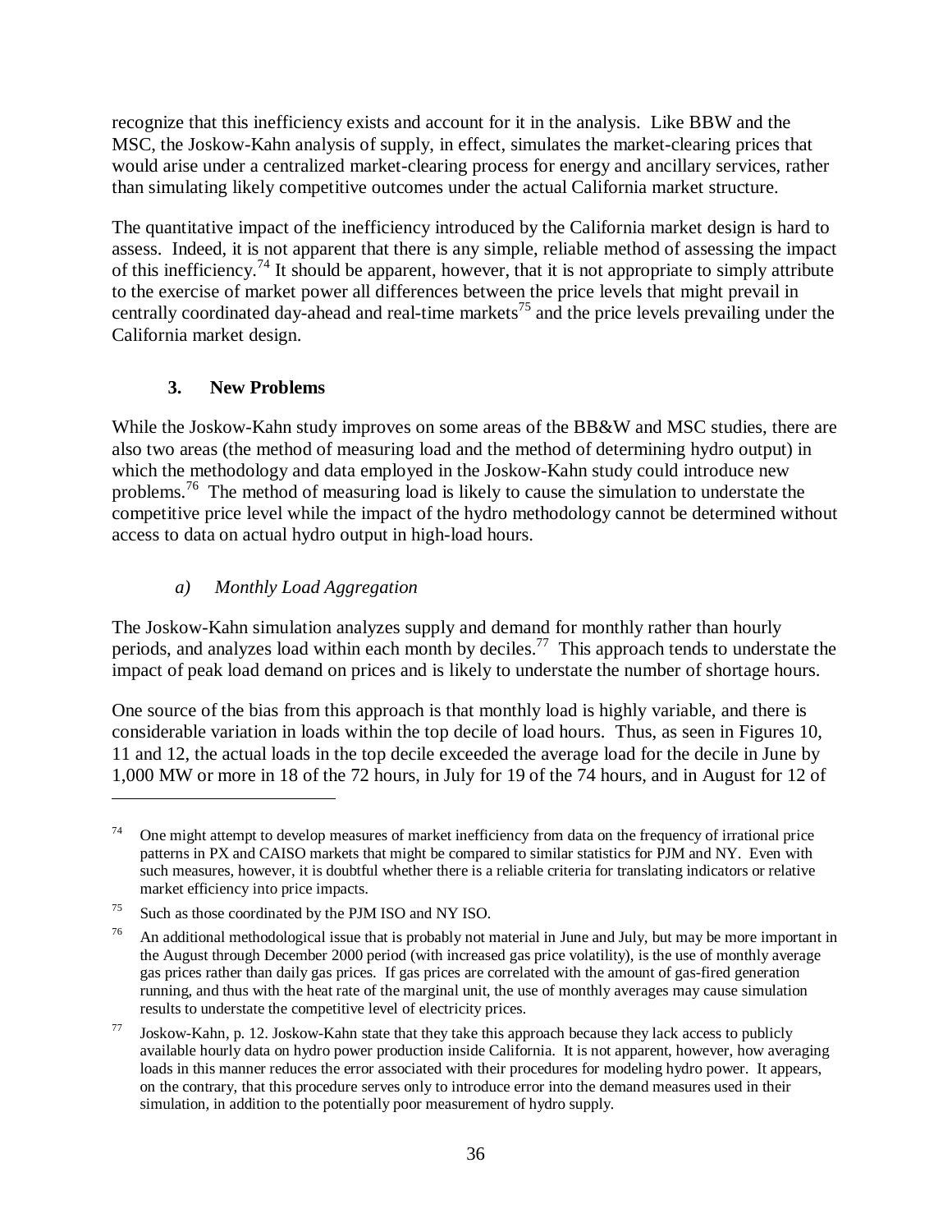recognize that this inefficiency exists and account for it in the analysis. Like BBW and the MSC, the Joskow-Kahn analysis of supply, in effect, simulates the market-clearing prices that would arise under a centralized market-clearing process for energy and ancillary services, rather than simulating likely competitive outcomes under the actual California market structure.

The quantitative impact of the inefficiency introduced by the California market design is hard to assess. Indeed, it is not apparent that there is any simple, reliable method of assessing the impact of this inefficiency.[74] It should be apparent, however, that it is not appropriate to simply attribute to the exercise of market power all differences between the price levels that might prevail in centrally coordinated day-ahead and real-time markets[75] and the price levels prevailing under the California market design.

### 3. New Problems

While the Joskow-Kahn study improves on some areas of the BB&W and MSC studies, there are also two areas (the method of measuring load and the method of determining hydro output) in which the methodology and data employed in the Joskow-Kahn study could introduce new problems.[76] The method of measuring load is likely to cause the simulation to understate the competitive price level while the impact of the hydro methodology cannot be determined without access to data on actual hydro output in high-load hours.

#### *a) Monthly Load Aggregation*

The Joskow-Kahn simulation analyzes supply and demand for monthly rather than hourly periods, and analyzes load within each month by deciles.[77] This approach tends to understate the impact of peak load demand on prices and is likely to understate the number of shortage hours.

One source of the bias from this approach is that monthly load is highly variable, and there is considerable variation in loads within the top decile of load hours. Thus, as seen in Figures 10, 11 and 12, the actual loads in the top decile exceeded the average load for the decile in June by 1,000 MW or more in 18 of the 72 hours, in July for 19 of the 74 hours, and in August for 12 of

---

[74] One might attempt to develop measures of market inefficiency from data on the frequency of irrational price patterns in PX and CAISO markets that might be compared to similar statistics for PJM and NY. Even with such measures, however, it is doubtful whether there is a reliable criteria for translating indicators or relative market efficiency into price impacts.

[75] Such as those coordinated by the PJM ISO and NY ISO.

[76] An additional methodological issue that is probably not material in June and July, but may be more important in the August through December 2000 period (with increased gas price volatility), is the use of monthly average gas prices rather than daily gas prices. If gas prices are correlated with the amount of gas-fired generation running, and thus with the heat rate of the marginal unit, the use of monthly averages may cause simulation results to understate the competitive level of electricity prices.

[77] Joskow-Kahn, p. 12. Joskow-Kahn state that they take this approach because they lack access to publicly available hourly data on hydro power production inside California. It is not apparent, however, how averaging loads in this manner reduces the error associated with their procedures for modeling hydro power. It appears, on the contrary, that this procedure serves only to introduce error into the demand measures used in their simulation, in addition to the potentially poor measurement of hydro supply.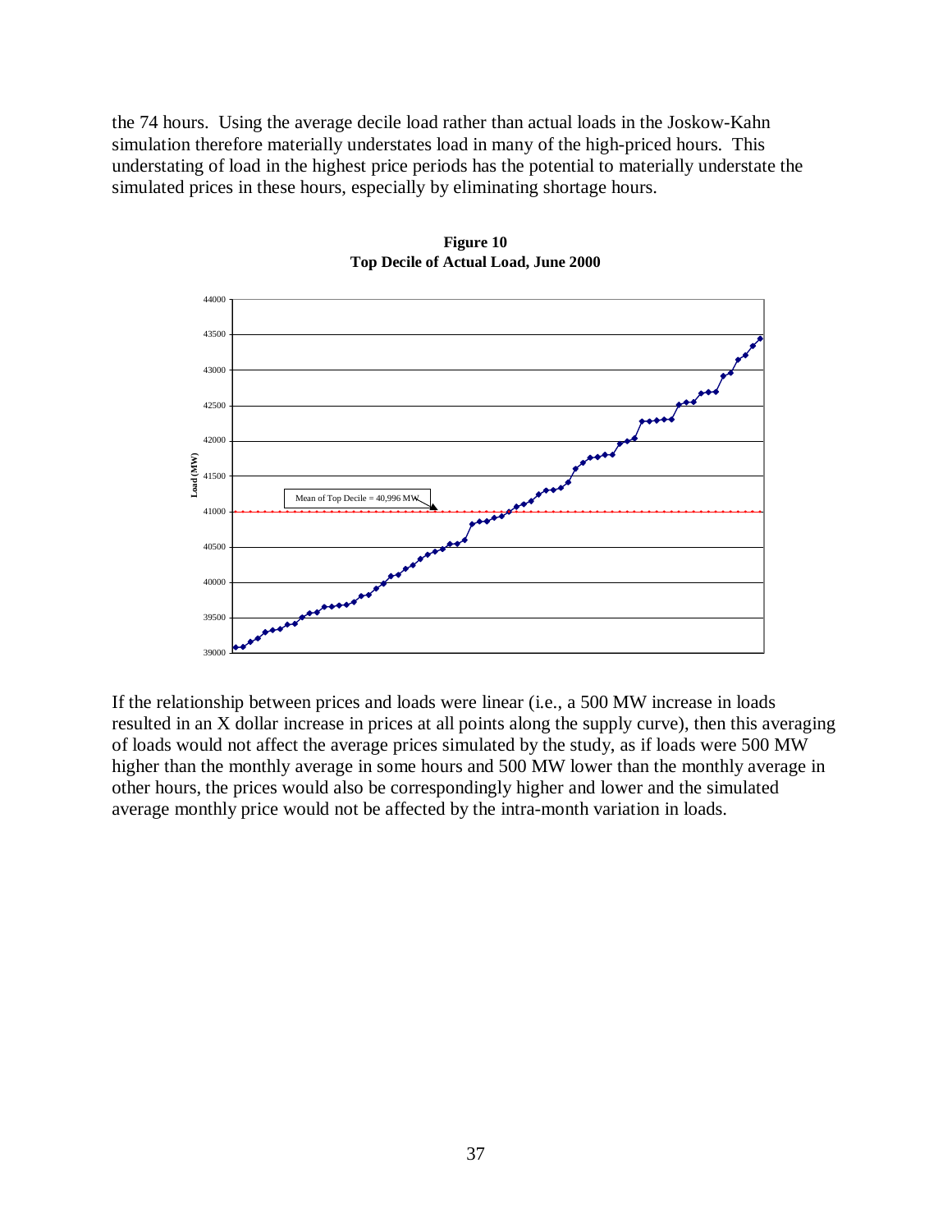the 74 hours. Using the average decile load rather than actual loads in the Joskow-Kahn simulation therefore materially understates load in many of the high-priced hours. This understating of load in the highest price periods has the potential to materially understate the simulated prices in these hours, especially by eliminating shortage hours.

**Figure 10**
**Top Decile of Actual Load, June 2000**

If the relationship between prices and loads were linear (i.e., a 500 MW increase in loads resulted in an X dollar increase in prices at all points along the supply curve), then this averaging of loads would not affect the average prices simulated by the study, as if loads were 500 MW higher than the monthly average in some hours and 500 MW lower than the monthly average in other hours, the prices would also be correspondingly higher and lower and the simulated average monthly price would not be affected by the intra-month variation in loads.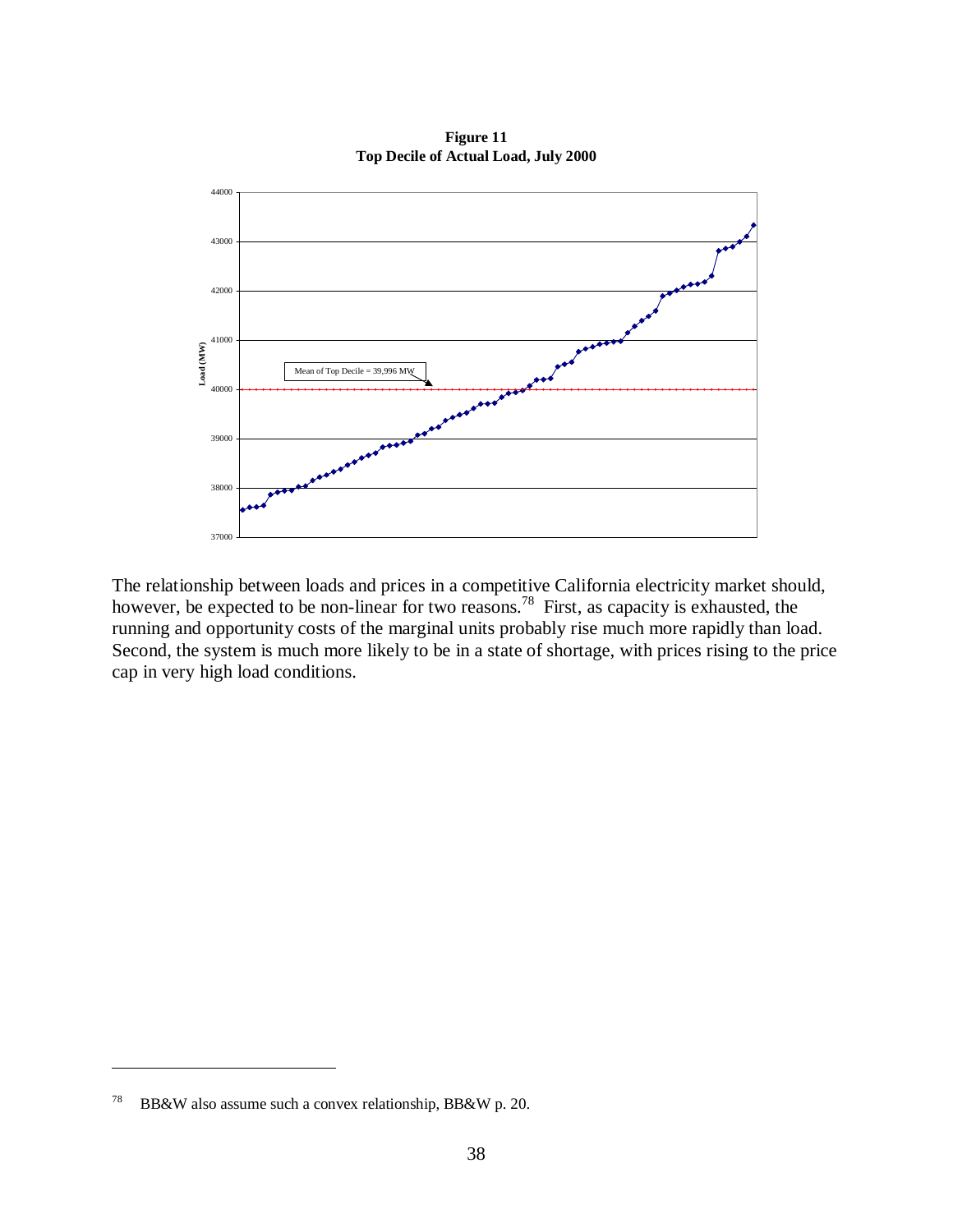**Figure 11**
**Top Decile of Actual Load, July 2000**

The relationship between loads and prices in a competitive California electricity market should, however, be expected to be non-linear for two reasons.[78] First, as capacity is exhausted, the running and opportunity costs of the marginal units probably rise much more rapidly than load. Second, the system is much more likely to be in a state of shortage, with prices rising to the price cap in very high load conditions.

---

[78] BB&W also assume such a convex relationship, BB&W p. 20.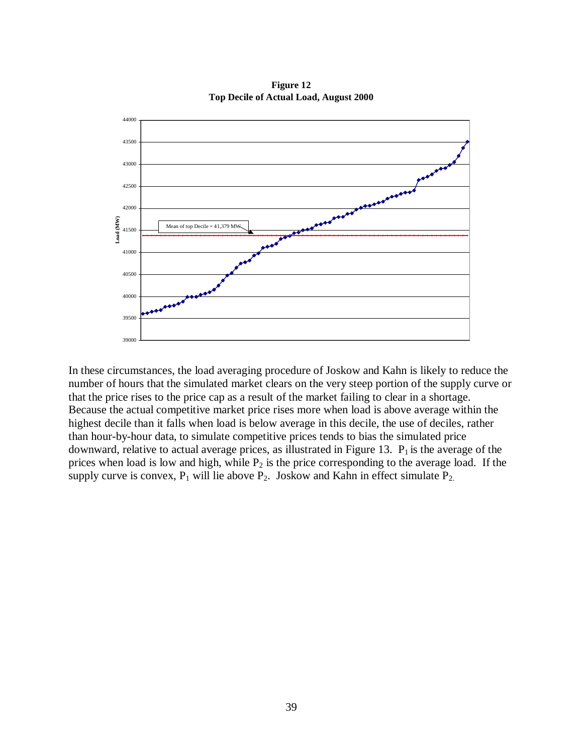**Figure 12**
**Top Decile of Actual Load, August 2000**

In these circumstances, the load averaging procedure of Joskow and Kahn is likely to reduce the number of hours that the simulated market clears on the very steep portion of the supply curve or that the price rises to the price cap as a result of the market failing to clear in a shortage. Because the actual competitive market price rises more when load is above average within the highest decile than it falls when load is below average in this decile, the use of deciles, rather than hour-by-hour data, to simulate competitive prices tends to bias the simulated price downward, relative to actual average prices, as illustrated in Figure 13. $P_1$ is the average of the prices when load is low and high, while $P_2$ is the price corresponding to the average load. If the supply curve is convex, $P_1$ will lie above $P_2$. Joskow and Kahn in effect simulate $P_2$.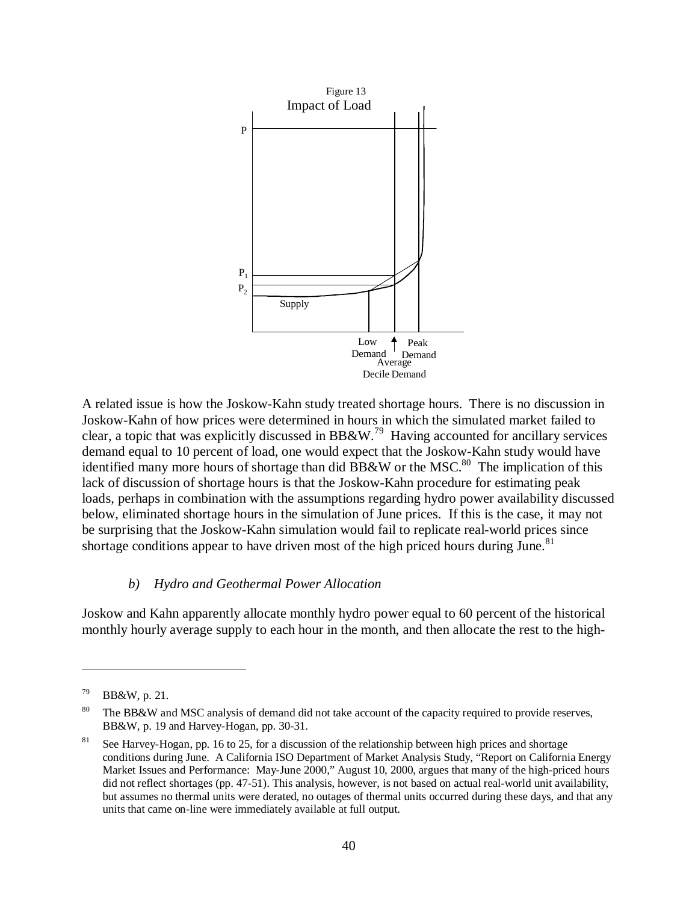Figure 13

Impact of Load

P

$P_1$

$P_2$

Supply

Low Demand

Average Decile Demand

Peak Demand

A related issue is how the Joskow-Kahn study treated shortage hours. There is no discussion in Joskow-Kahn of how prices were determined in hours in which the simulated market failed to clear, a topic that was explicitly discussed in BB&W.[79] Having accounted for ancillary services demand equal to 10 percent of load, one would expect that the Joskow-Kahn study would have identified many more hours of shortage than did BB&W or the MSC.[80] The implication of this lack of discussion of shortage hours is that the Joskow-Kahn procedure for estimating peak loads, perhaps in combination with the assumptions regarding hydro power availability discussed below, eliminated shortage hours in the simulation of June prices. If this is the case, it may not be surprising that the Joskow-Kahn simulation would fail to replicate real-world prices since shortage conditions appear to have driven most of the high priced hours during June.[81]

*b) Hydro and Geothermal Power Allocation*

Joskow and Kahn apparently allocate monthly hydro power equal to 60 percent of the historical monthly hourly average supply to each hour in the month, and then allocate the rest to the high-

---

[79] BB&W, p. 21.

[80] The BB&W and MSC analysis of demand did not take account of the capacity required to provide reserves, BB&W, p. 19 and Harvey-Hogan, pp. 30-31.

[81] See Harvey-Hogan, pp. 16 to 25, for a discussion of the relationship between high prices and shortage conditions during June. A California ISO Department of Market Analysis Study, "Report on California Energy Market Issues and Performance: May-June 2000," August 10, 2000, argues that many of the high-priced hours did not reflect shortages (pp. 47-51). This analysis, however, is not based on actual real-world unit availability, but assumes no thermal units were derated, no outages of thermal units occurred during these days, and that any units that came on-line were immediately available at full output.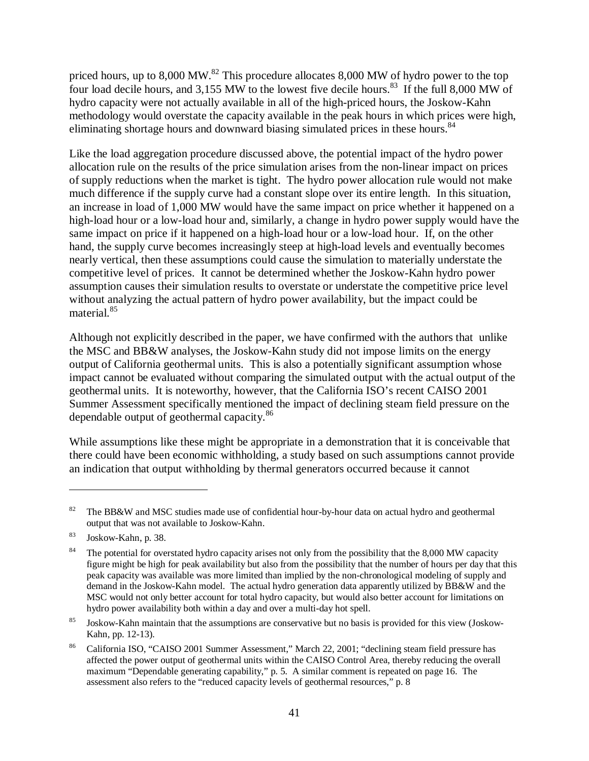priced hours, up to 8,000 MW.[82] This procedure allocates 8,000 MW of hydro power to the top four load decile hours, and 3,155 MW to the lowest five decile hours.[83] If the full 8,000 MW of hydro capacity were not actually available in all of the high-priced hours, the Joskow-Kahn methodology would overstate the capacity available in the peak hours in which prices were high, eliminating shortage hours and downward biasing simulated prices in these hours.[84]

Like the load aggregation procedure discussed above, the potential impact of the hydro power allocation rule on the results of the price simulation arises from the non-linear impact on prices of supply reductions when the market is tight. The hydro power allocation rule would not make much difference if the supply curve had a constant slope over its entire length. In this situation, an increase in load of 1,000 MW would have the same impact on price whether it happened on a high-load hour or a low-load hour and, similarly, a change in hydro power supply would have the same impact on price if it happened on a high-load hour or a low-load hour. If, on the other hand, the supply curve becomes increasingly steep at high-load levels and eventually becomes nearly vertical, then these assumptions could cause the simulation to materially understate the competitive level of prices. It cannot be determined whether the Joskow-Kahn hydro power assumption causes their simulation results to overstate or understate the competitive price level without analyzing the actual pattern of hydro power availability, but the impact could be material.[85]

Although not explicitly described in the paper, we have confirmed with the authors that unlike the MSC and BB&W analyses, the Joskow-Kahn study did not impose limits on the energy output of California geothermal units. This is also a potentially significant assumption whose impact cannot be evaluated without comparing the simulated output with the actual output of the geothermal units. It is noteworthy, however, that the California ISO's recent CAISO 2001 Summer Assessment specifically mentioned the impact of declining steam field pressure on the dependable output of geothermal capacity.[86]

While assumptions like these might be appropriate in a demonstration that it is conceivable that there could have been economic withholding, a study based on such assumptions cannot provide an indication that output withholding by thermal generators occurred because it cannot

---

[82] The BB&W and MSC studies made use of confidential hour-by-hour data on actual hydro and geothermal output that was not available to Joskow-Kahn.

[83] Joskow-Kahn, p. 38.

[84] The potential for overstated hydro capacity arises not only from the possibility that the 8,000 MW capacity figure might be high for peak availability but also from the possibility that the number of hours per day that this peak capacity was available was more limited than implied by the non-chronological modeling of supply and demand in the Joskow-Kahn model. The actual hydro generation data apparently utilized by BB&W and the MSC would not only better account for total hydro capacity, but would also better account for limitations on hydro power availability both within a day and over a multi-day hot spell.

[85] Joskow-Kahn maintain that the assumptions are conservative but no basis is provided for this view (Joskow-Kahn, pp. 12-13).

[86] California ISO, "CAISO 2001 Summer Assessment," March 22, 2001; "declining steam field pressure has affected the power output of geothermal units within the CAISO Control Area, thereby reducing the overall maximum "Dependable generating capability," p. 5. A similar comment is repeated on page 16. The assessment also refers to the "reduced capacity levels of geothermal resources," p. 8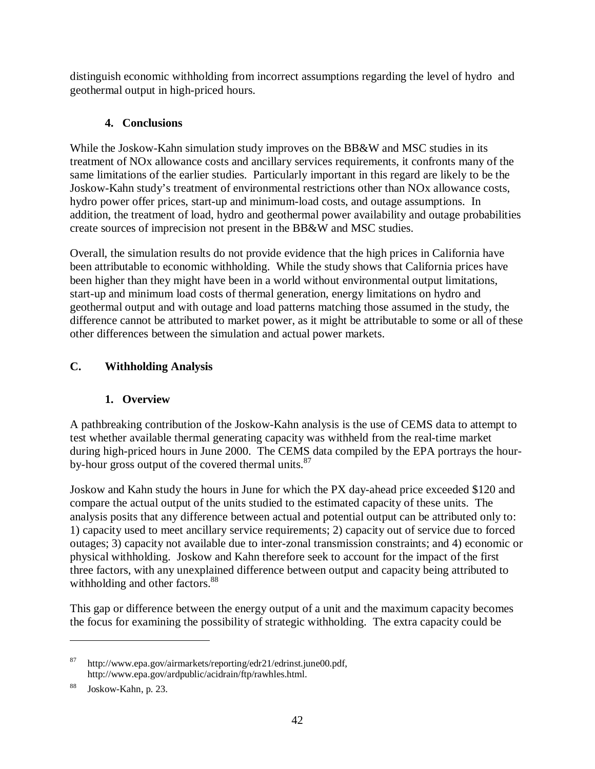distinguish economic withholding from incorrect assumptions regarding the level of hydro and geothermal output in high-priced hours.

### 4. Conclusions

While the Joskow-Kahn simulation study improves on the BB&W and MSC studies in its treatment of NOx allowance costs and ancillary services requirements, it confronts many of the same limitations of the earlier studies. Particularly important in this regard are likely to be the Joskow-Kahn study's treatment of environmental restrictions other than NOx allowance costs, hydro power offer prices, start-up and minimum-load costs, and outage assumptions. In addition, the treatment of load, hydro and geothermal power availability and outage probabilities create sources of imprecision not present in the BB&W and MSC studies.

Overall, the simulation results do not provide evidence that the high prices in California have been attributable to economic withholding. While the study shows that California prices have been higher than they might have been in a world without environmental output limitations, start-up and minimum load costs of thermal generation, energy limitations on hydro and geothermal output and with outage and load patterns matching those assumed in the study, the difference cannot be attributed to market power, as it might be attributable to some or all of these other differences between the simulation and actual power markets.

## C. Withholding Analysis

### 1. Overview

A pathbreaking contribution of the Joskow-Kahn analysis is the use of CEMS data to attempt to test whether available thermal generating capacity was withheld from the real-time market during high-priced hours in June 2000. The CEMS data compiled by the EPA portrays the hour-by-hour gross output of the covered thermal units.[87]

Joskow and Kahn study the hours in June for which the PX day-ahead price exceeded $120 and compare the actual output of the units studied to the estimated capacity of these units. The analysis posits that any difference between actual and potential output can be attributed only to: 1) capacity used to meet ancillary service requirements; 2) capacity out of service due to forced outages; 3) capacity not available due to inter-zonal transmission constraints; and 4) economic or physical withholding. Joskow and Kahn therefore seek to account for the impact of the first three factors, with any unexplained difference between output and capacity being attributed to withholding and other factors.[88]

This gap or difference between the energy output of a unit and the maximum capacity becomes the focus for examining the possibility of strategic withholding. The extra capacity could be

---

[87] http://www.epa.gov/airmarkets/reporting/edr21/edrinst.june00.pdf, http://www.epa.gov/ardpublic/acidrain/ftp/rawhles.html.

[88] Joskow-Kahn, p. 23.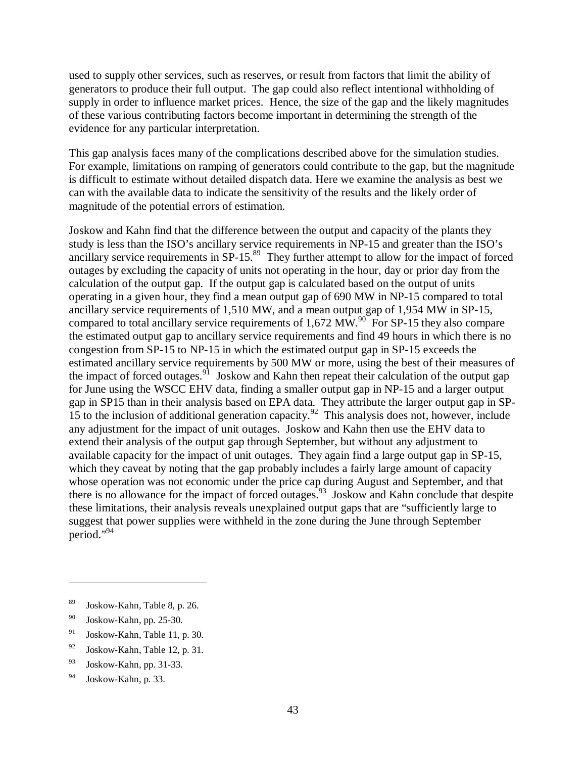used to supply other services, such as reserves, or result from factors that limit the ability of generators to produce their full output. The gap could also reflect intentional withholding of supply in order to influence market prices. Hence, the size of the gap and the likely magnitudes of these various contributing factors become important in determining the strength of the evidence for any particular interpretation.

This gap analysis faces many of the complications described above for the simulation studies. For example, limitations on ramping of generators could contribute to the gap, but the magnitude is difficult to estimate without detailed dispatch data. Here we examine the analysis as best we can with the available data to indicate the sensitivity of the results and the likely order of magnitude of the potential errors of estimation.

Joskow and Kahn find that the difference between the output and capacity of the plants they study is less than the ISO's ancillary service requirements in NP-15 and greater than the ISO's ancillary service requirements in SP-15.[89] They further attempt to allow for the impact of forced outages by excluding the capacity of units not operating in the hour, day or prior day from the calculation of the output gap. If the output gap is calculated based on the output of units operating in a given hour, they find a mean output gap of 690 MW in NP-15 compared to total ancillary service requirements of 1,510 MW, and a mean output gap of 1,954 MW in SP-15, compared to total ancillary service requirements of 1,672 MW.[90] For SP-15 they also compare the estimated output gap to ancillary service requirements and find 49 hours in which there is no congestion from SP-15 to NP-15 in which the estimated output gap in SP-15 exceeds the estimated ancillary service requirements by 500 MW or more, using the best of their measures of the impact of forced outages.[91] Joskow and Kahn then repeat their calculation of the output gap for June using the WSCC EHV data, finding a smaller output gap in NP-15 and a larger output gap in SP15 than in their analysis based on EPA data. They attribute the larger output gap in SP-15 to the inclusion of additional generation capacity.[92] This analysis does not, however, include any adjustment for the impact of unit outages. Joskow and Kahn then use the EHV data to extend their analysis of the output gap through September, but without any adjustment to available capacity for the impact of unit outages. They again find a large output gap in SP-15, which they caveat by noting that the gap probably includes a fairly large amount of capacity whose operation was not economic under the price cap during August and September, and that there is no allowance for the impact of forced outages.[93] Joskow and Kahn conclude that despite these limitations, their analysis reveals unexplained output gaps that are "sufficiently large to suggest that power supplies were withheld in the zone during the June through September period."[94]

---

[89] Joskow-Kahn, Table 8, p. 26.

[90] Joskow-Kahn, pp. 25-30.

[91] Joskow-Kahn, Table 11, p. 30.

[92] Joskow-Kahn, Table 12, p. 31.

[93] Joskow-Kahn, pp. 31-33.

[94] Joskow-Kahn, p. 33.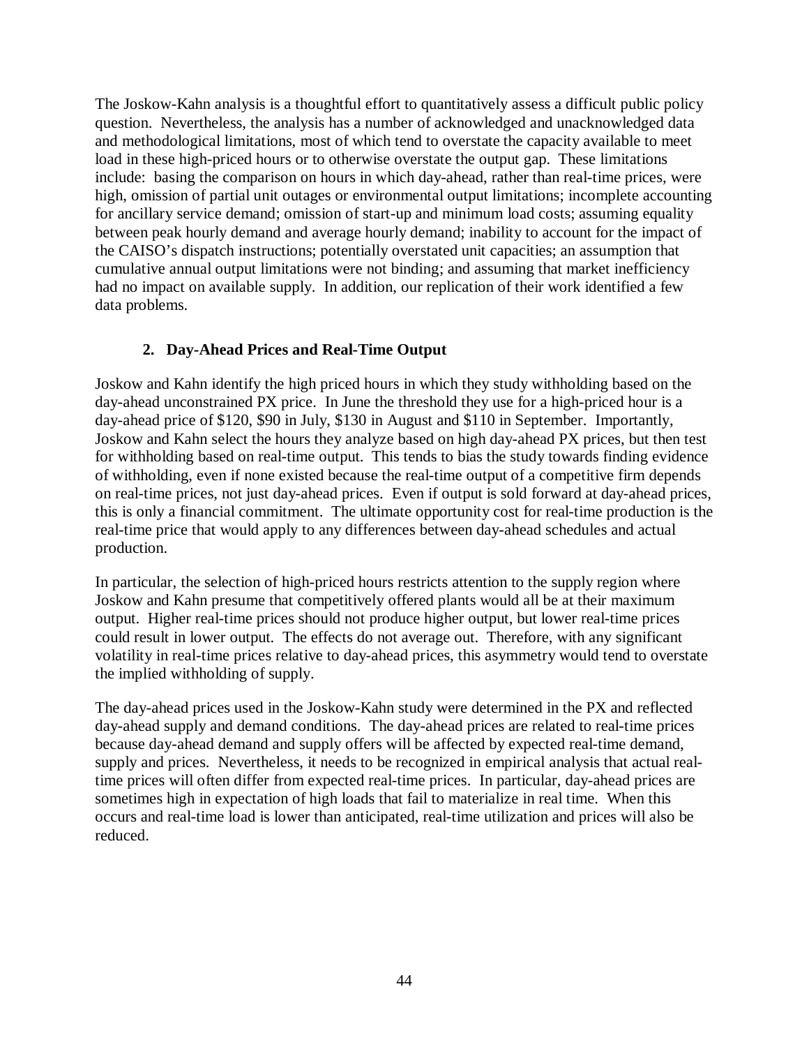The Joskow-Kahn analysis is a thoughtful effort to quantitatively assess a difficult public policy question. Nevertheless, the analysis has a number of acknowledged and unacknowledged data and methodological limitations, most of which tend to overstate the capacity available to meet load in these high-priced hours or to otherwise overstate the output gap. These limitations include: basing the comparison on hours in which day-ahead, rather than real-time prices, were high, omission of partial unit outages or environmental output limitations; incomplete accounting for ancillary service demand; omission of start-up and minimum load costs; assuming equality between peak hourly demand and average hourly demand; inability to account for the impact of the CAISO's dispatch instructions; potentially overstated unit capacities; an assumption that cumulative annual output limitations were not binding; and assuming that market inefficiency had no impact on available supply. In addition, our replication of their work identified a few data problems.

### 2. Day-Ahead Prices and Real-Time Output

Joskow and Kahn identify the high priced hours in which they study withholding based on the day-ahead unconstrained PX price. In June the threshold they use for a high-priced hour is a day-ahead price of \$120, \$90 in July, \$130 in August and \$110 in September. Importantly, Joskow and Kahn select the hours they analyze based on high day-ahead PX prices, but then test for withholding based on real-time output. This tends to bias the study towards finding evidence of withholding, even if none existed because the real-time output of a competitive firm depends on real-time prices, not just day-ahead prices. Even if output is sold forward at day-ahead prices, this is only a financial commitment. The ultimate opportunity cost for real-time production is the real-time price that would apply to any differences between day-ahead schedules and actual production.

In particular, the selection of high-priced hours restricts attention to the supply region where Joskow and Kahn presume that competitively offered plants would all be at their maximum output. Higher real-time prices should not produce higher output, but lower real-time prices could result in lower output. The effects do not average out. Therefore, with any significant volatility in real-time prices relative to day-ahead prices, this asymmetry would tend to overstate the implied withholding of supply.

The day-ahead prices used in the Joskow-Kahn study were determined in the PX and reflected day-ahead supply and demand conditions. The day-ahead prices are related to real-time prices because day-ahead demand and supply offers will be affected by expected real-time demand, supply and prices. Nevertheless, it needs to be recognized in empirical analysis that actual real-time prices will often differ from expected real-time prices. In particular, day-ahead prices are sometimes high in expectation of high loads that fail to materialize in real time. When this occurs and real-time load is lower than anticipated, real-time utilization and prices will also be reduced.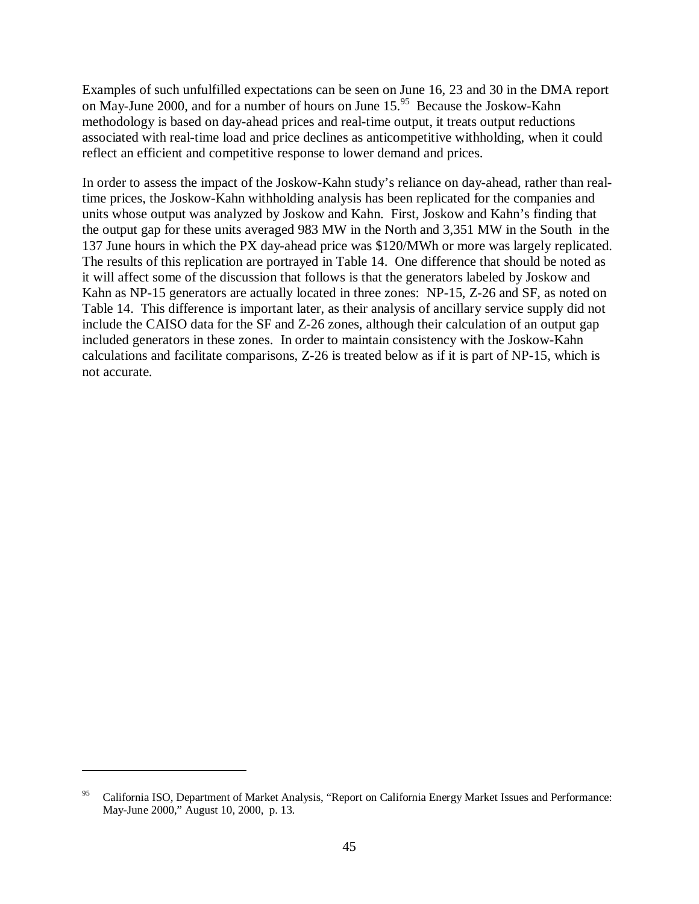Examples of such unfulfilled expectations can be seen on June 16, 23 and 30 in the DMA report on May-June 2000, and for a number of hours on June 15.[95] Because the Joskow-Kahn methodology is based on day-ahead prices and real-time output, it treats output reductions associated with real-time load and price declines as anticompetitive withholding, when it could reflect an efficient and competitive response to lower demand and prices.

In order to assess the impact of the Joskow-Kahn study's reliance on day-ahead, rather than real-time prices, the Joskow-Kahn withholding analysis has been replicated for the companies and units whose output was analyzed by Joskow and Kahn. First, Joskow and Kahn's finding that the output gap for these units averaged 983 MW in the North and 3,351 MW in the South in the 137 June hours in which the PX day-ahead price was $120/MWh or more was largely replicated. The results of this replication are portrayed in Table 14. One difference that should be noted as it will affect some of the discussion that follows is that the generators labeled by Joskow and Kahn as NP-15 generators are actually located in three zones: NP-15, Z-26 and SF, as noted on Table 14. This difference is important later, as their analysis of ancillary service supply did not include the CAISO data for the SF and Z-26 zones, although their calculation of an output gap included generators in these zones. In order to maintain consistency with the Joskow-Kahn calculations and facilitate comparisons, Z-26 is treated below as if it is part of NP-15, which is not accurate.

---

[95] California ISO, Department of Market Analysis, "Report on California Energy Market Issues and Performance: May-June 2000," August 10, 2000, p. 13.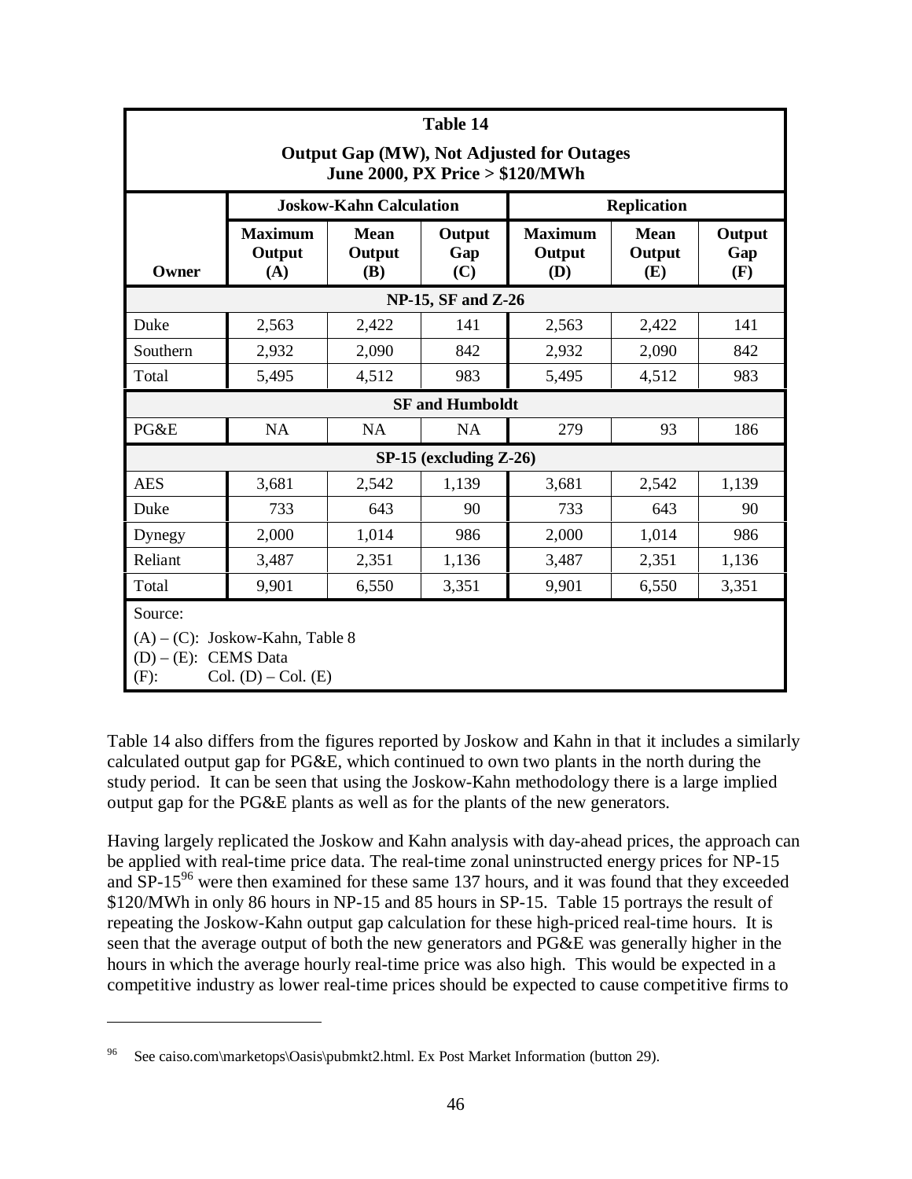**Table 14**

**Output Gap (MW), Not Adjusted for Outages**
**June 2000, PX Price > $120/MWh**

| | Joskow-Kahn Calculation | | | Replication | | |
|---|---|---|---|---|---|---|
| **Owner** | **Maximum Output (A)** | **Mean Output (B)** | **Output Gap (C)** | **Maximum Output (D)** | **Mean Output (E)** | **Output Gap (F)** |
| **NP-15, SF and Z-26** | | | | | | |
| Duke | 2,563 | 2,422 | 141 | 2,563 | 2,422 | 141 |
| Southern | 2,932 | 2,090 | 842 | 2,932 | 2,090 | 842 |
| Total | 5,495 | 4,512 | 983 | 5,495 | 4,512 | 983 |
| **SF and Humboldt** | | | | | | |
| PG&E | NA | NA | NA | 279 | 93 | 186 |
| **SP-15 (excluding Z-26)** | | | | | | |
| AES | 3,681 | 2,542 | 1,139 | 3,681 | 2,542 | 1,139 |
| Duke | 733 | 643 | 90 | 733 | 643 | 90 |
| Dynegy | 2,000 | 1,014 | 986 | 2,000 | 1,014 | 986 |
| Reliant | 3,487 | 2,351 | 1,136 | 3,487 | 2,351 | 1,136 |
| Total | 9,901 | 6,550 | 3,351 | 9,901 | 6,550 | 3,351 |

Source:

(A) – (C): Joskow-Kahn, Table 8
(D) – (E): CEMS Data
(F): Col. (D) – Col. (E)

Table 14 also differs from the figures reported by Joskow and Kahn in that it includes a similarly calculated output gap for PG&E, which continued to own two plants in the north during the study period. It can be seen that using the Joskow-Kahn methodology there is a large implied output gap for the PG&E plants as well as for the plants of the new generators.

Having largely replicated the Joskow and Kahn analysis with day-ahead prices, the approach can be applied with real-time price data. The real-time zonal uninstructed energy prices for NP-15 and SP-15[96] were then examined for these same 137 hours, and it was found that they exceeded $120/MWh in only 86 hours in NP-15 and 85 hours in SP-15. Table 15 portrays the result of repeating the Joskow-Kahn output gap calculation for these high-priced real-time hours. It is seen that the average output of both the new generators and PG&E was generally higher in the hours in which the average hourly real-time price was also high. This would be expected in a competitive industry as lower real-time prices should be expected to cause competitive firms to

[96] See caiso.com\marketops\Oasis\pubmkt2.html. Ex Post Market Information (button 29).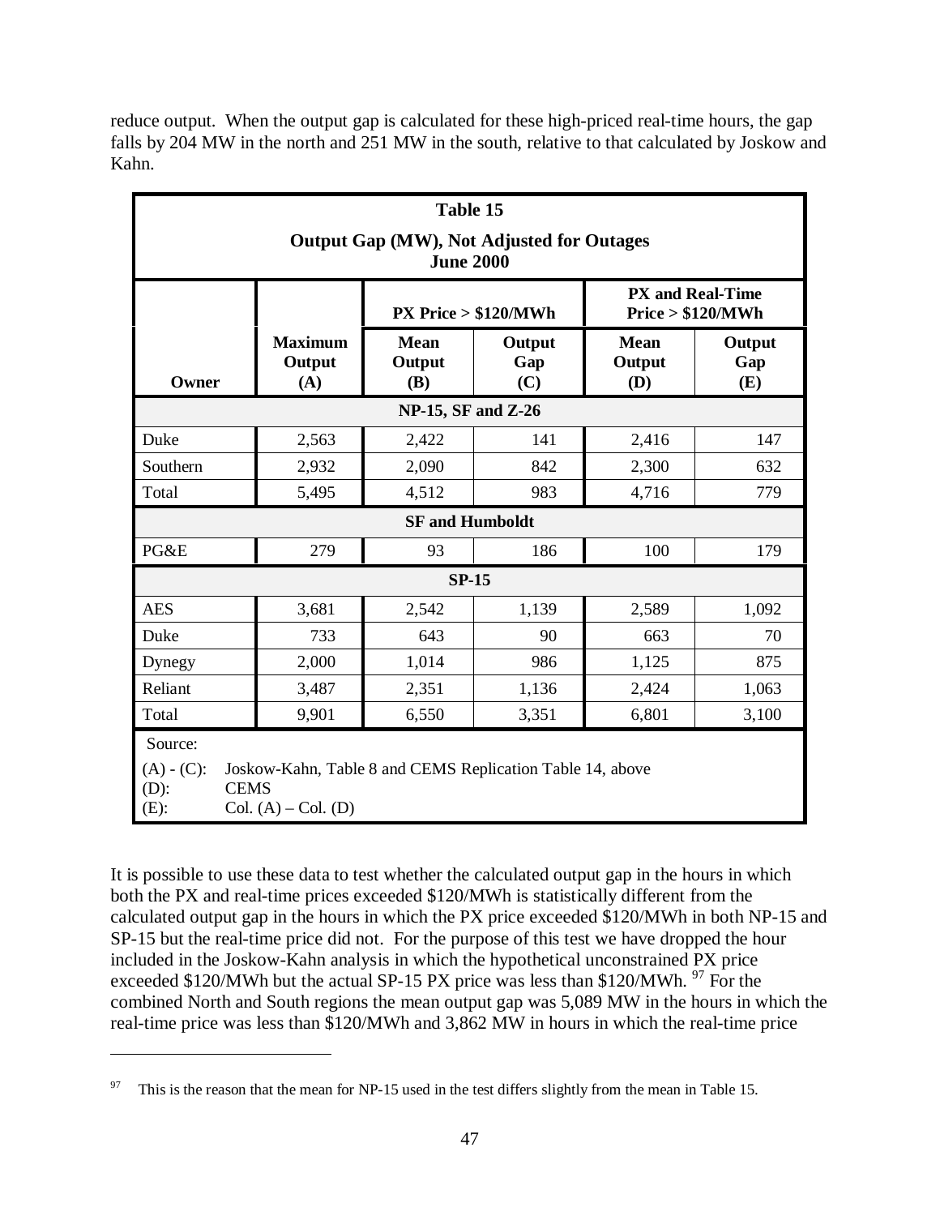reduce output. When the output gap is calculated for these high-priced real-time hours, the gap falls by 204 MW in the north and 251 MW in the south, relative to that calculated by Joskow and Kahn.

**Table 15**

**Output Gap (MW), Not Adjusted for Outages June 2000**

| | | PX Price > $120/MWh | | PX and Real-Time Price > $120/MWh | |
|---|---|---|---|---|---|
| **Owner** | **Maximum Output (A)** | **Mean Output (B)** | **Output Gap (C)** | **Mean Output (D)** | **Output Gap (E)** |
| **NP-15, SF and Z-26** | | | | | |
| Duke | 2,563 | 2,422 | 141 | 2,416 | 147 |
| Southern | 2,932 | 2,090 | 842 | 2,300 | 632 |
| Total | 5,495 | 4,512 | 983 | 4,716 | 779 |
| **SF and Humboldt** | | | | | |
| PG&E | 279 | 93 | 186 | 100 | 179 |
| **SP-15** | | | | | |
| AES | 3,681 | 2,542 | 1,139 | 2,589 | 1,092 |
| Duke | 733 | 643 | 90 | 663 | 70 |
| Dynegy | 2,000 | 1,014 | 986 | 1,125 | 875 |
| Reliant | 3,487 | 2,351 | 1,136 | 2,424 | 1,063 |
| Total | 9,901 | 6,550 | 3,351 | 6,801 | 3,100 |

Source:
(A) - (C): Joskow-Kahn, Table 8 and CEMS Replication Table 14, above
(D): CEMS
(E): Col. (A) – Col. (D)

It is possible to use these data to test whether the calculated output gap in the hours in which both the PX and real-time prices exceeded $120/MWh is statistically different from the calculated output gap in the hours in which the PX price exceeded $120/MWh in both NP-15 and SP-15 but the real-time price did not. For the purpose of this test we have dropped the hour included in the Joskow-Kahn analysis in which the hypothetical unconstrained PX price exceeded $120/MWh but the actual SP-15 PX price was less than $120/MWh. [97] For the combined North and South regions the mean output gap was 5,089 MW in the hours in which the real-time price was less than $120/MWh and 3,862 MW in hours in which the real-time price

[97] This is the reason that the mean for NP-15 used in the test differs slightly from the mean in Table 15.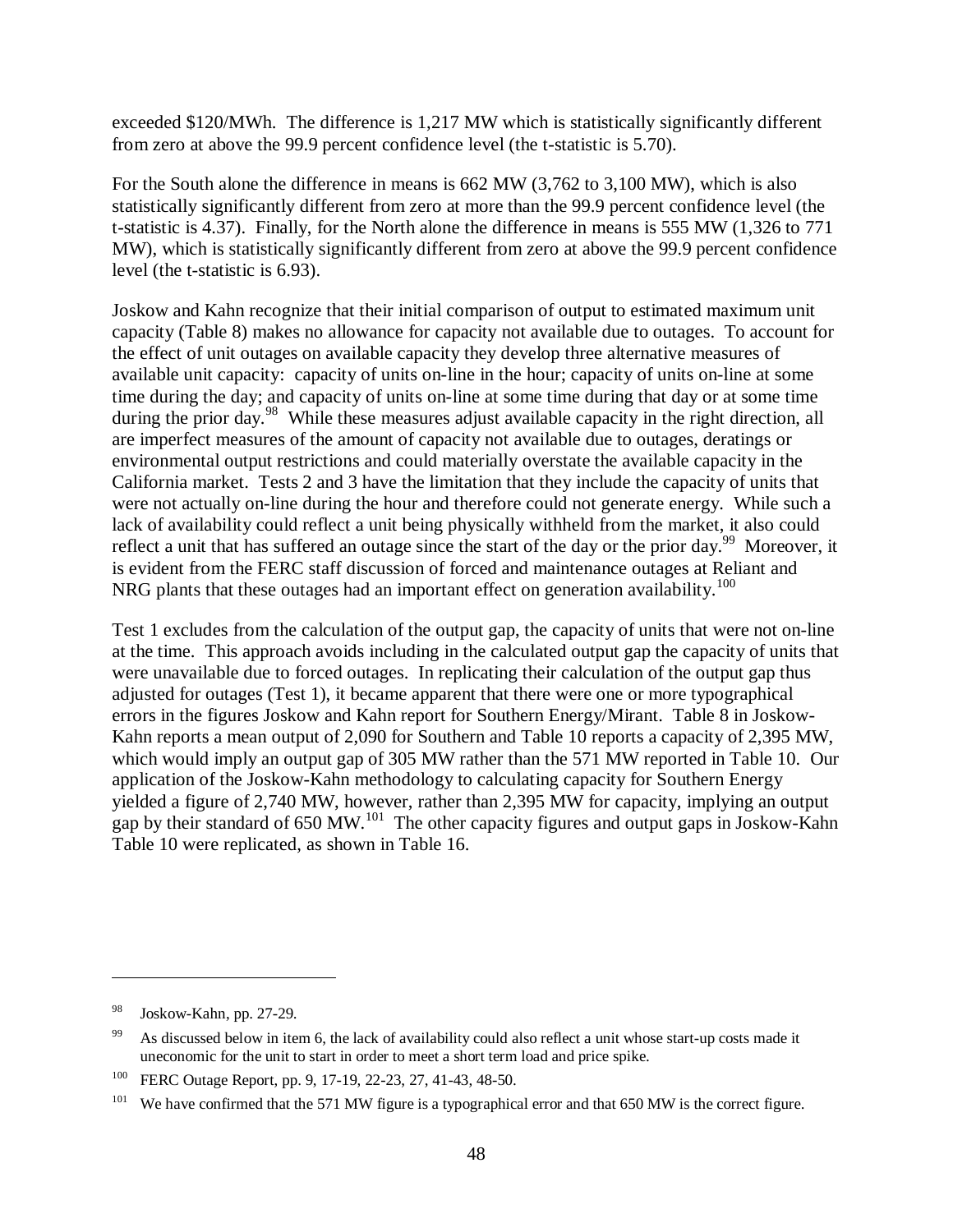exceeded $120/MWh. The difference is 1,217 MW which is statistically significantly different from zero at above the 99.9 percent confidence level (the t-statistic is 5.70).

For the South alone the difference in means is 662 MW (3,762 to 3,100 MW), which is also statistically significantly different from zero at more than the 99.9 percent confidence level (the t-statistic is 4.37). Finally, for the North alone the difference in means is 555 MW (1,326 to 771 MW), which is statistically significantly different from zero at above the 99.9 percent confidence level (the t-statistic is 6.93).

Joskow and Kahn recognize that their initial comparison of output to estimated maximum unit capacity (Table 8) makes no allowance for capacity not available due to outages. To account for the effect of unit outages on available capacity they develop three alternative measures of available unit capacity: capacity of units on-line in the hour; capacity of units on-line at some time during the day; and capacity of units on-line at some time during that day or at some time during the prior day.[98] While these measures adjust available capacity in the right direction, all are imperfect measures of the amount of capacity not available due to outages, deratings or environmental output restrictions and could materially overstate the available capacity in the California market. Tests 2 and 3 have the limitation that they include the capacity of units that were not actually on-line during the hour and therefore could not generate energy. While such a lack of availability could reflect a unit being physically withheld from the market, it also could reflect a unit that has suffered an outage since the start of the day or the prior day.[99] Moreover, it is evident from the FERC staff discussion of forced and maintenance outages at Reliant and NRG plants that these outages had an important effect on generation availability.[100]

Test 1 excludes from the calculation of the output gap, the capacity of units that were not on-line at the time. This approach avoids including in the calculated output gap the capacity of units that were unavailable due to forced outages. In replicating their calculation of the output gap thus adjusted for outages (Test 1), it became apparent that there were one or more typographical errors in the figures Joskow and Kahn report for Southern Energy/Mirant. Table 8 in Joskow-Kahn reports a mean output of 2,090 for Southern and Table 10 reports a capacity of 2,395 MW, which would imply an output gap of 305 MW rather than the 571 MW reported in Table 10. Our application of the Joskow-Kahn methodology to calculating capacity for Southern Energy yielded a figure of 2,740 MW, however, rather than 2,395 MW for capacity, implying an output gap by their standard of 650 MW.[101] The other capacity figures and output gaps in Joskow-Kahn Table 10 were replicated, as shown in Table 16.

---

[98] Joskow-Kahn, pp. 27-29.

[99] As discussed below in item 6, the lack of availability could also reflect a unit whose start-up costs made it uneconomic for the unit to start in order to meet a short term load and price spike.

[100] FERC Outage Report, pp. 9, 17-19, 22-23, 27, 41-43, 48-50.

[101] We have confirmed that the 571 MW figure is a typographical error and that 650 MW is the correct figure.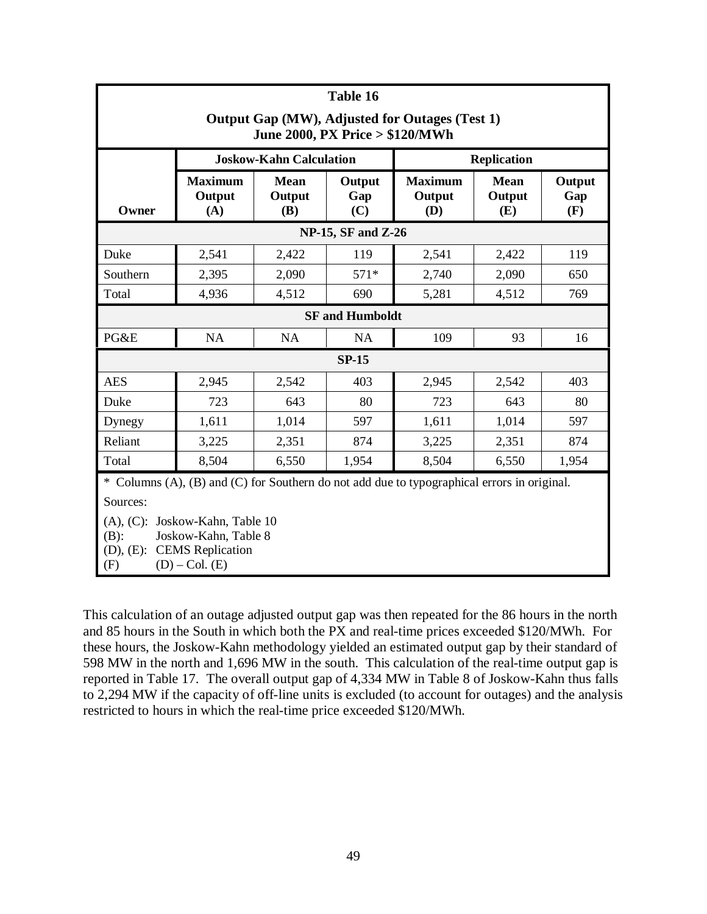**Table 16**

**Output Gap (MW), Adjusted for Outages (Test 1)**
**June 2000, PX Price > $120/MWh**

| | Joskow-Kahn Calculation | | | Replication | | |
|---|---|---|---|---|---|---|
| **Owner** | **Maximum Output (A)** | **Mean Output (B)** | **Output Gap (C)** | **Maximum Output (D)** | **Mean Output (E)** | **Output Gap (F)** |
| **NP-15, SF and Z-26** | | | | | | |
| Duke | 2,541 | 2,422 | 119 | 2,541 | 2,422 | 119 |
| Southern | 2,395 | 2,090 | 571* | 2,740 | 2,090 | 650 |
| Total | 4,936 | 4,512 | 690 | 5,281 | 4,512 | 769 |
| **SF and Humboldt** | | | | | | |
| PG&E | NA | NA | NA | 109 | 93 | 16 |
| **SP-15** | | | | | | |
| AES | 2,945 | 2,542 | 403 | 2,945 | 2,542 | 403 |
| Duke | 723 | 643 | 80 | 723 | 643 | 80 |
| Dynegy | 1,611 | 1,014 | 597 | 1,611 | 1,014 | 597 |
| Reliant | 3,225 | 2,351 | 874 | 3,225 | 2,351 | 874 |
| Total | 8,504 | 6,550 | 1,954 | 8,504 | 6,550 | 1,954 |

\* Columns (A), (B) and (C) for Southern do not add due to typographical errors in original.

Sources:

(A), (C): Joskow-Kahn, Table 10
(B): Joskow-Kahn, Table 8
(D), (E): CEMS Replication
(F) (D) – Col. (E)

This calculation of an outage adjusted output gap was then repeated for the 86 hours in the north and 85 hours in the South in which both the PX and real-time prices exceeded $120/MWh. For these hours, the Joskow-Kahn methodology yielded an estimated output gap by their standard of 598 MW in the north and 1,696 MW in the south. This calculation of the real-time output gap is reported in Table 17. The overall output gap of 4,334 MW in Table 8 of Joskow-Kahn thus falls to 2,294 MW if the capacity of off-line units is excluded (to account for outages) and the analysis restricted to hours in which the real-time price exceeded $120/MWh.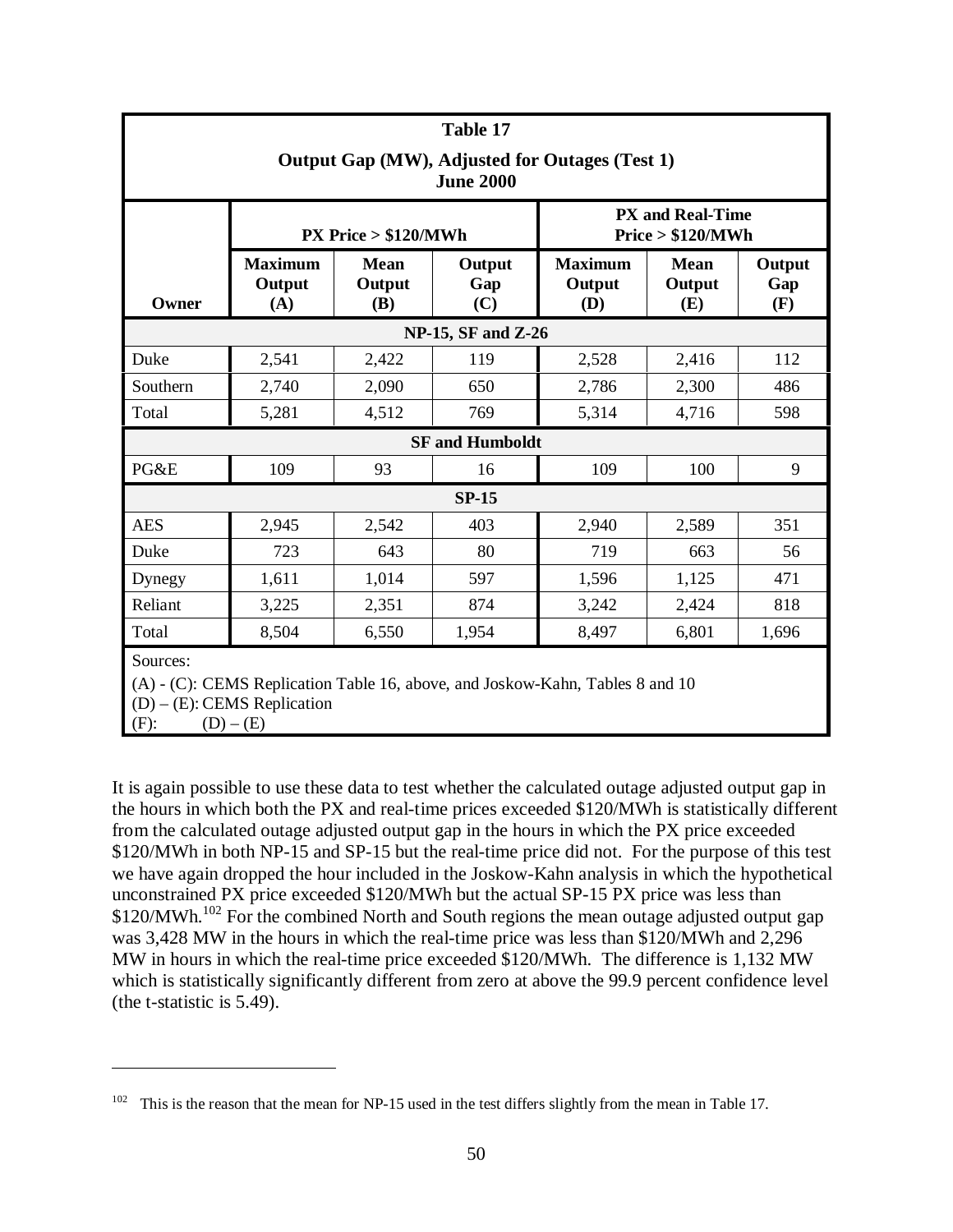**Table 17**

**Output Gap (MW), Adjusted for Outages (Test 1)**
**June 2000**

| Owner | PX Price > $120/MWh | | | PX and Real-Time Price > $120/MWh | | |
|---|---|---|---|---|---|---|
| | Maximum Output (A) | Mean Output (B) | Output Gap (C) | Maximum Output (D) | Mean Output (E) | Output Gap (F) |
| **NP-15, SF and Z-26** | | | | | | |
| Duke | 2,541 | 2,422 | 119 | 2,528 | 2,416 | 112 |
| Southern | 2,740 | 2,090 | 650 | 2,786 | 2,300 | 486 |
| Total | 5,281 | 4,512 | 769 | 5,314 | 4,716 | 598 |
| **SF and Humboldt** | | | | | | |
| PG&E | 109 | 93 | 16 | 109 | 100 | 9 |
| **SP-15** | | | | | | |
| AES | 2,945 | 2,542 | 403 | 2,940 | 2,589 | 351 |
| Duke | 723 | 643 | 80 | 719 | 663 | 56 |
| Dynegy | 1,611 | 1,014 | 597 | 1,596 | 1,125 | 471 |
| Reliant | 3,225 | 2,351 | 874 | 3,242 | 2,424 | 818 |
| Total | 8,504 | 6,550 | 1,954 | 8,497 | 6,801 | 1,696 |

Sources:
(A) - (C): CEMS Replication Table 16, above, and Joskow-Kahn, Tables 8 and 10
(D) – (E): CEMS Replication
(F): (D) – (E)

It is again possible to use these data to test whether the calculated outage adjusted output gap in the hours in which both the PX and real-time prices exceeded $120/MWh is statistically different from the calculated outage adjusted output gap in the hours in which the PX price exceeded $120/MWh in both NP-15 and SP-15 but the real-time price did not. For the purpose of this test we have again dropped the hour included in the Joskow-Kahn analysis in which the hypothetical unconstrained PX price exceeded $120/MWh but the actual SP-15 PX price was less than $120/MWh.[102] For the combined North and South regions the mean outage adjusted output gap was 3,428 MW in the hours in which the real-time price was less than $120/MWh and 2,296 MW in hours in which the real-time price exceeded $120/MWh. The difference is 1,132 MW which is statistically significantly different from zero at above the 99.9 percent confidence level (the t-statistic is 5.49).

[102] This is the reason that the mean for NP-15 used in the test differs slightly from the mean in Table 17.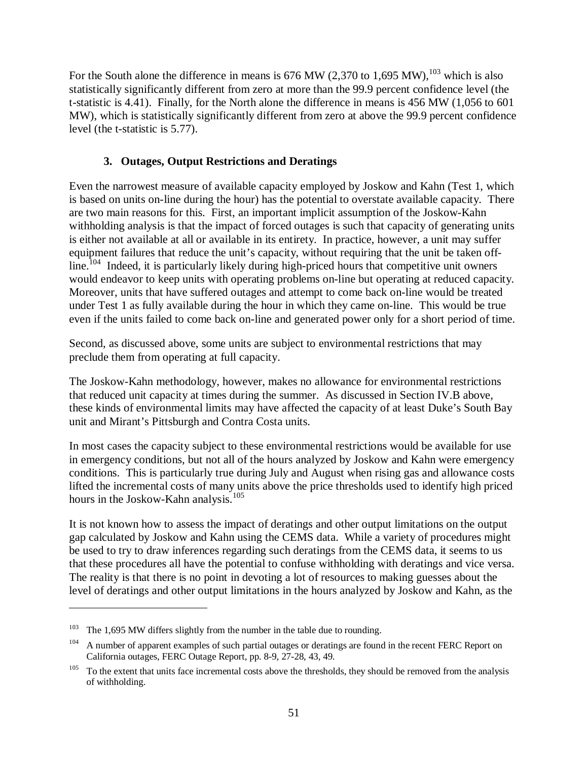For the South alone the difference in means is 676 MW (2,370 to 1,695 MW),[103] which is also statistically significantly different from zero at more than the 99.9 percent confidence level (the t-statistic is 4.41). Finally, for the North alone the difference in means is 456 MW (1,056 to 601 MW), which is statistically significantly different from zero at above the 99.9 percent confidence level (the t-statistic is 5.77).

### 3. Outages, Output Restrictions and Deratings

Even the narrowest measure of available capacity employed by Joskow and Kahn (Test 1, which is based on units on-line during the hour) has the potential to overstate available capacity. There are two main reasons for this. First, an important implicit assumption of the Joskow-Kahn withholding analysis is that the impact of forced outages is such that capacity of generating units is either not available at all or available in its entirety. In practice, however, a unit may suffer equipment failures that reduce the unit's capacity, without requiring that the unit be taken off-line.[104] Indeed, it is particularly likely during high-priced hours that competitive unit owners would endeavor to keep units with operating problems on-line but operating at reduced capacity. Moreover, units that have suffered outages and attempt to come back on-line would be treated under Test 1 as fully available during the hour in which they came on-line. This would be true even if the units failed to come back on-line and generated power only for a short period of time.

Second, as discussed above, some units are subject to environmental restrictions that may preclude them from operating at full capacity.

The Joskow-Kahn methodology, however, makes no allowance for environmental restrictions that reduced unit capacity at times during the summer. As discussed in Section IV.B above, these kinds of environmental limits may have affected the capacity of at least Duke's South Bay unit and Mirant's Pittsburgh and Contra Costa units.

In most cases the capacity subject to these environmental restrictions would be available for use in emergency conditions, but not all of the hours analyzed by Joskow and Kahn were emergency conditions. This is particularly true during July and August when rising gas and allowance costs lifted the incremental costs of many units above the price thresholds used to identify high priced hours in the Joskow-Kahn analysis.[105]

It is not known how to assess the impact of deratings and other output limitations on the output gap calculated by Joskow and Kahn using the CEMS data. While a variety of procedures might be used to try to draw inferences regarding such deratings from the CEMS data, it seems to us that these procedures all have the potential to confuse withholding with deratings and vice versa. The reality is that there is no point in devoting a lot of resources to making guesses about the level of deratings and other output limitations in the hours analyzed by Joskow and Kahn, as the

---

[103] The 1,695 MW differs slightly from the number in the table due to rounding.

[104] A number of apparent examples of such partial outages or deratings are found in the recent FERC Report on California outages, FERC Outage Report, pp. 8-9, 27-28, 43, 49.

[105] To the extent that units face incremental costs above the thresholds, they should be removed from the analysis of withholding.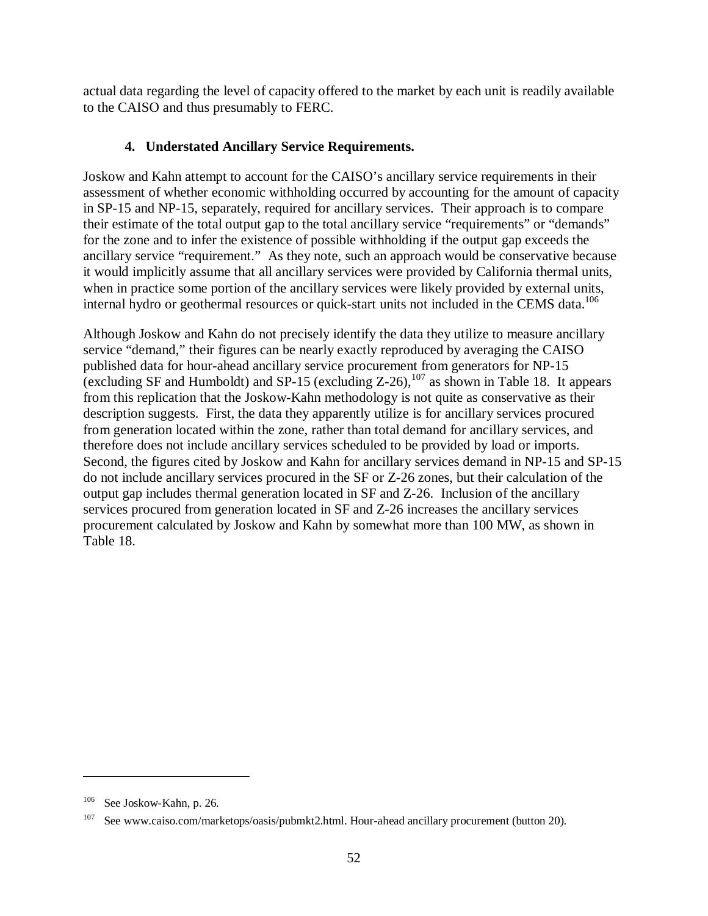actual data regarding the level of capacity offered to the market by each unit is readily available to the CAISO and thus presumably to FERC.

### 4. Understated Ancillary Service Requirements.

Joskow and Kahn attempt to account for the CAISO's ancillary service requirements in their assessment of whether economic withholding occurred by accounting for the amount of capacity in SP-15 and NP-15, separately, required for ancillary services. Their approach is to compare their estimate of the total output gap to the total ancillary service "requirements" or "demands" for the zone and to infer the existence of possible withholding if the output gap exceeds the ancillary service "requirement." As they note, such an approach would be conservative because it would implicitly assume that all ancillary services were provided by California thermal units, when in practice some portion of the ancillary services were likely provided by external units, internal hydro or geothermal resources or quick-start units not included in the CEMS data.[106]

Although Joskow and Kahn do not precisely identify the data they utilize to measure ancillary service "demand," their figures can be nearly exactly reproduced by averaging the CAISO published data for hour-ahead ancillary service procurement from generators for NP-15 (excluding SF and Humboldt) and SP-15 (excluding Z-26),[107] as shown in Table 18. It appears from this replication that the Joskow-Kahn methodology is not quite as conservative as their description suggests. First, the data they apparently utilize is for ancillary services procured from generation located within the zone, rather than total demand for ancillary services, and therefore does not include ancillary services scheduled to be provided by load or imports. Second, the figures cited by Joskow and Kahn for ancillary services demand in NP-15 and SP-15 do not include ancillary services procured in the SF or Z-26 zones, but their calculation of the output gap includes thermal generation located in SF and Z-26. Inclusion of the ancillary services procured from generation located in SF and Z-26 increases the ancillary services procurement calculated by Joskow and Kahn by somewhat more than 100 MW, as shown in Table 18.

---

[106] See Joskow-Kahn, p. 26.

[107] See www.caiso.com/marketops/oasis/pubmkt2.html. Hour-ahead ancillary procurement (button 20).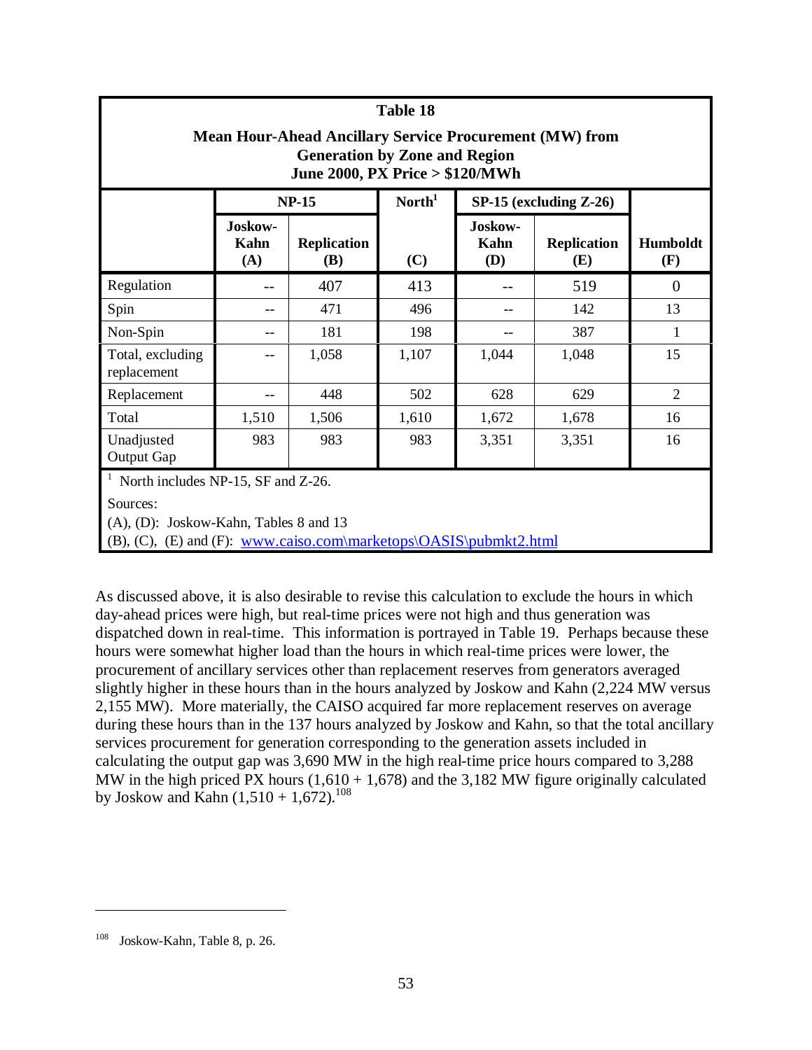**Table 18**

**Mean Hour-Ahead Ancillary Service Procurement (MW) from Generation by Zone and Region June 2000, PX Price > $120/MWh**

| | NP-15 | | North[1] | SP-15 (excluding Z-26) | | |
|---|---|---|---|---|---|---|
| | Joskow-Kahn (A) | Replication (B) | (C) | Joskow-Kahn (D) | Replication (E) | Humboldt (F) |
| Regulation | -- | 407 | 413 | -- | 519 | 0 |
| Spin | -- | 471 | 496 | -- | 142 | 13 |
| Non-Spin | -- | 181 | 198 | -- | 387 | 1 |
| Total, excluding replacement | -- | 1,058 | 1,107 | 1,044 | 1,048 | 15 |
| Replacement | -- | 448 | 502 | 628 | 629 | 2 |
| Total | 1,510 | 1,506 | 1,610 | 1,672 | 1,678 | 16 |
| Unadjusted Output Gap | 983 | 983 | 983 | 3,351 | 3,351 | 16 |

[1] North includes NP-15, SF and Z-26.

Sources:

(A), (D): Joskow-Kahn, Tables 8 and 13

(B), (C), (E) and (F): www.caiso.com\marketops\OASIS\pubmkt2.html

As discussed above, it is also desirable to revise this calculation to exclude the hours in which day-ahead prices were high, but real-time prices were not high and thus generation was dispatched down in real-time. This information is portrayed in Table 19. Perhaps because these hours were somewhat higher load than the hours in which real-time prices were lower, the procurement of ancillary services other than replacement reserves from generators averaged slightly higher in these hours than in the hours analyzed by Joskow and Kahn (2,224 MW versus 2,155 MW). More materially, the CAISO acquired far more replacement reserves on average during these hours than in the 137 hours analyzed by Joskow and Kahn, so that the total ancillary services procurement for generation corresponding to the generation assets included in calculating the output gap was 3,690 MW in the high real-time price hours compared to 3,288 MW in the high priced PX hours (1,610 + 1,678) and the 3,182 MW figure originally calculated by Joskow and Kahn (1,510 + 1,672).[108]

[108] Joskow-Kahn, Table 8, p. 26.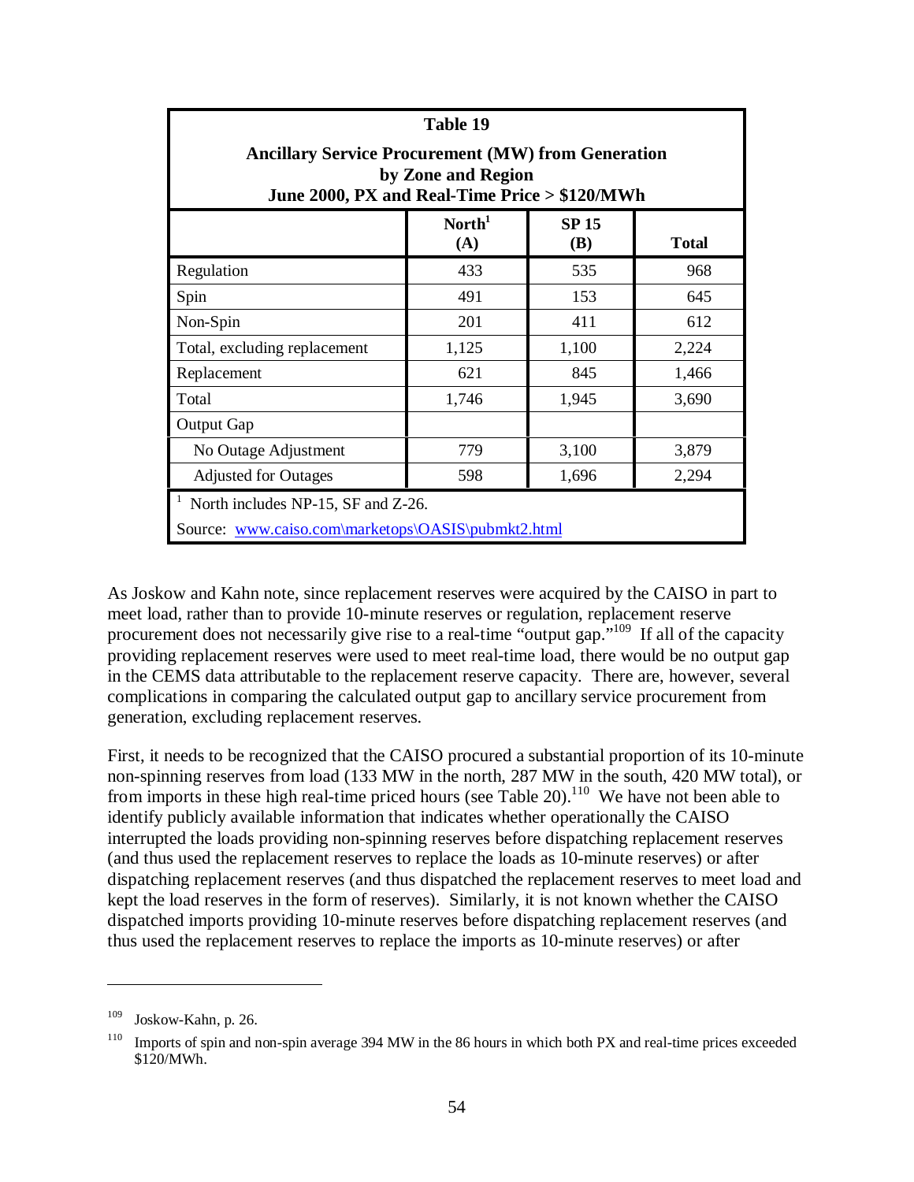| Table 19<br>Ancillary Service Procurement (MW) from Generation by Zone and Region<br>June 2000, PX and Real-Time Price > $120/MWh | | | |
|---|---|---|---|
| | North[1]<br>(A) | SP 15<br>(B) | Total |
| Regulation | 433 | 535 | 968 |
| Spin | 491 | 153 | 645 |
| Non-Spin | 201 | 411 | 612 |
| Total, excluding replacement | 1,125 | 1,100 | 2,224 |
| Replacement | 621 | 845 | 1,466 |
| Total | 1,746 | 1,945 | 3,690 |
| Output Gap | | | |
| No Outage Adjustment | 779 | 3,100 | 3,879 |
| Adjusted for Outages | 598 | 1,696 | 2,294 |

[1] North includes NP-15, SF and Z-26.

Source: www.caiso.com\marketops\OASIS\pubmkt2.html

As Joskow and Kahn note, since replacement reserves were acquired by the CAISO in part to meet load, rather than to provide 10-minute reserves or regulation, replacement reserve procurement does not necessarily give rise to a real-time "output gap."[109] If all of the capacity providing replacement reserves were used to meet real-time load, there would be no output gap in the CEMS data attributable to the replacement reserve capacity. There are, however, several complications in comparing the calculated output gap to ancillary service procurement from generation, excluding replacement reserves.

First, it needs to be recognized that the CAISO procured a substantial proportion of its 10-minute non-spinning reserves from load (133 MW in the north, 287 MW in the south, 420 MW total), or from imports in these high real-time priced hours (see Table 20).[110] We have not been able to identify publicly available information that indicates whether operationally the CAISO interrupted the loads providing non-spinning reserves before dispatching replacement reserves (and thus used the replacement reserves to replace the loads as 10-minute reserves) or after dispatching replacement reserves (and thus dispatched the replacement reserves to meet load and kept the load reserves in the form of reserves). Similarly, it is not known whether the CAISO dispatched imports providing 10-minute reserves before dispatching replacement reserves (and thus used the replacement reserves to replace the imports as 10-minute reserves) or after

[109] Joskow-Kahn, p. 26.

[110] Imports of spin and non-spin average 394 MW in the 86 hours in which both PX and real-time prices exceeded $120/MWh.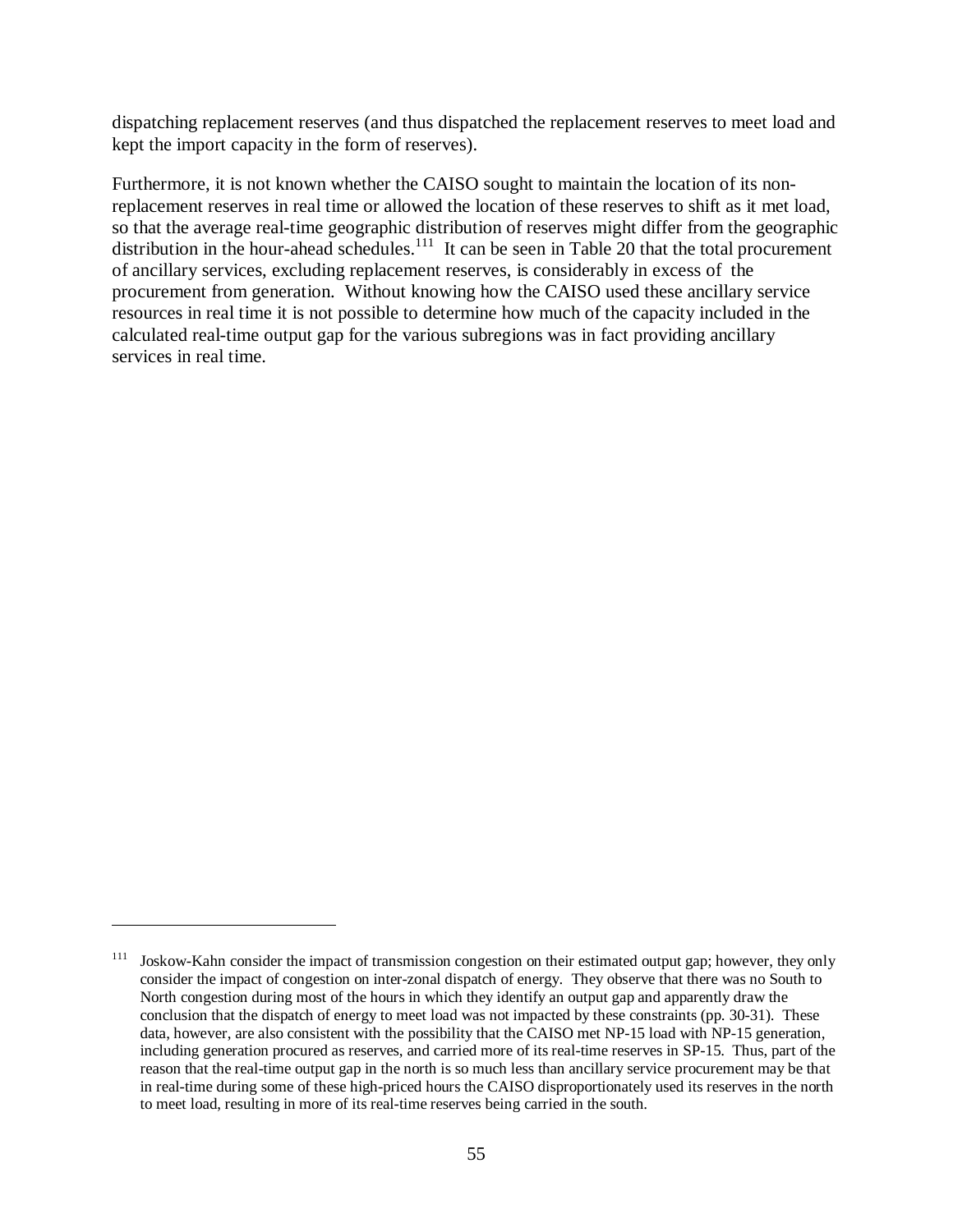dispatching replacement reserves (and thus dispatched the replacement reserves to meet load and kept the import capacity in the form of reserves).

Furthermore, it is not known whether the CAISO sought to maintain the location of its non-replacement reserves in real time or allowed the location of these reserves to shift as it met load, so that the average real-time geographic distribution of reserves might differ from the geographic distribution in the hour-ahead schedules.[111] It can be seen in Table 20 that the total procurement of ancillary services, excluding replacement reserves, is considerably in excess of the procurement from generation. Without knowing how the CAISO used these ancillary service resources in real time it is not possible to determine how much of the capacity included in the calculated real-time output gap for the various subregions was in fact providing ancillary services in real time.

---

[111] Joskow-Kahn consider the impact of transmission congestion on their estimated output gap; however, they only consider the impact of congestion on inter-zonal dispatch of energy. They observe that there was no South to North congestion during most of the hours in which they identify an output gap and apparently draw the conclusion that the dispatch of energy to meet load was not impacted by these constraints (pp. 30-31). These data, however, are also consistent with the possibility that the CAISO met NP-15 load with NP-15 generation, including generation procured as reserves, and carried more of its real-time reserves in SP-15. Thus, part of the reason that the real-time output gap in the north is so much less than ancillary service procurement may be that in real-time during some of these high-priced hours the CAISO disproportionately used its reserves in the north to meet load, resulting in more of its real-time reserves being carried in the south.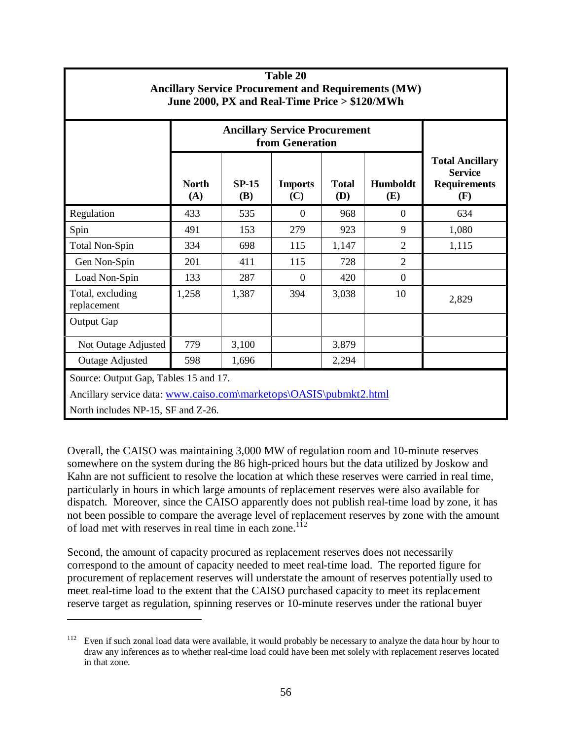**Table 20**
**Ancillary Service Procurement and Requirements (MW)**
**June 2000, PX and Real-Time Price > $120/MWh**

| | Ancillary Service Procurement from Generation | | | | | |
|---|---|---|---|---|---|---|
| | **North (A)** | **SP-15 (B)** | **Imports (C)** | **Total (D)** | **Humboldt (E)** | **Total Ancillary Service Requirements (F)** |
| Regulation | 433 | 535 | 0 | 968 | 0 | 634 |
| Spin | 491 | 153 | 279 | 923 | 9 | 1,080 |
| Total Non-Spin | 334 | 698 | 115 | 1,147 | 2 | 1,115 |
| Gen Non-Spin | 201 | 411 | 115 | 728 | 2 | |
| Load Non-Spin | 133 | 287 | 0 | 420 | 0 | |
| Total, excluding replacement | 1,258 | 1,387 | 394 | 3,038 | 10 | 2,829 |
| Output Gap | | | | | | |
| Not Outage Adjusted | 779 | 3,100 | | 3,879 | | |
| Outage Adjusted | 598 | 1,696 | | 2,294 | | |

Source: Output Gap, Tables 15 and 17.

Ancillary service data: www.caiso.com\marketops\OASIS\pubmkt2.html

North includes NP-15, SF and Z-26.

Overall, the CAISO was maintaining 3,000 MW of regulation room and 10-minute reserves somewhere on the system during the 86 high-priced hours but the data utilized by Joskow and Kahn are not sufficient to resolve the location at which these reserves were carried in real time, particularly in hours in which large amounts of replacement reserves were also available for dispatch. Moreover, since the CAISO apparently does not publish real-time load by zone, it has not been possible to compare the average level of replacement reserves by zone with the amount of load met with reserves in real time in each zone.[112]

Second, the amount of capacity procured as replacement reserves does not necessarily correspond to the amount of capacity needed to meet real-time load. The reported figure for procurement of replacement reserves will understate the amount of reserves potentially used to meet real-time load to the extent that the CAISO purchased capacity to meet its replacement reserve target as regulation, spinning reserves or 10-minute reserves under the rational buyer

---

[112] Even if such zonal load data were available, it would probably be necessary to analyze the data hour by hour to draw any inferences as to whether real-time load could have been met solely with replacement reserves located in that zone.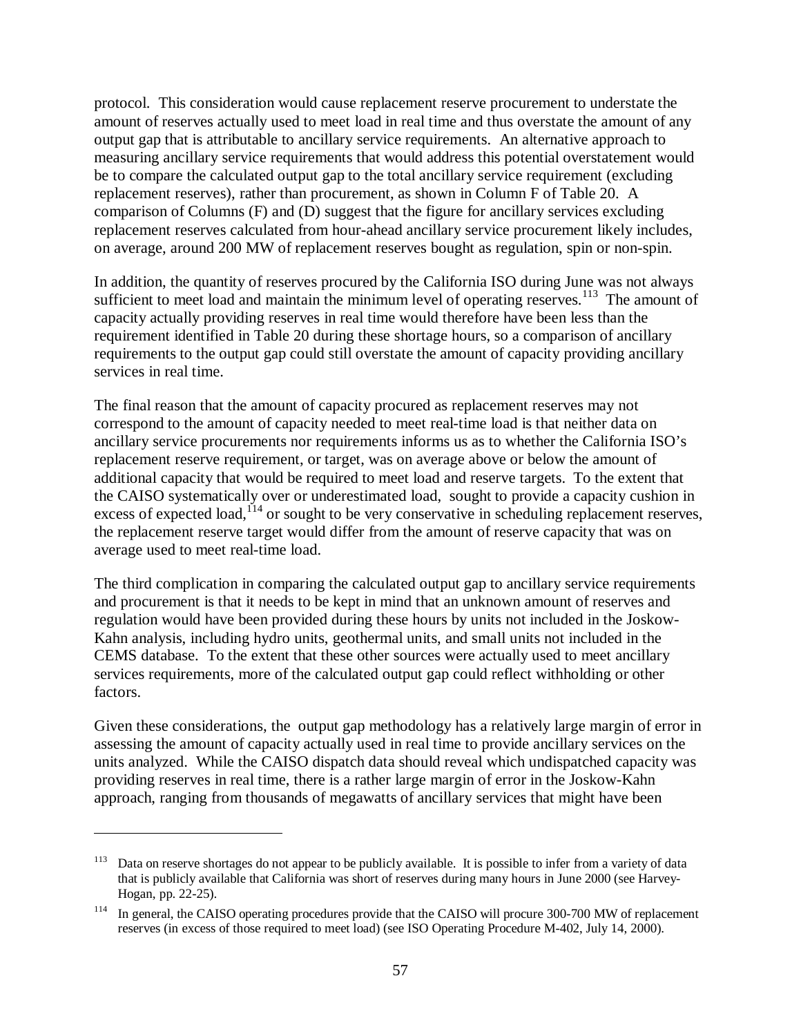protocol. This consideration would cause replacement reserve procurement to understate the amount of reserves actually used to meet load in real time and thus overstate the amount of any output gap that is attributable to ancillary service requirements. An alternative approach to measuring ancillary service requirements that would address this potential overstatement would be to compare the calculated output gap to the total ancillary service requirement (excluding replacement reserves), rather than procurement, as shown in Column F of Table 20. A comparison of Columns (F) and (D) suggest that the figure for ancillary services excluding replacement reserves calculated from hour-ahead ancillary service procurement likely includes, on average, around 200 MW of replacement reserves bought as regulation, spin or non-spin.

In addition, the quantity of reserves procured by the California ISO during June was not always sufficient to meet load and maintain the minimum level of operating reserves.[113] The amount of capacity actually providing reserves in real time would therefore have been less than the requirement identified in Table 20 during these shortage hours, so a comparison of ancillary requirements to the output gap could still overstate the amount of capacity providing ancillary services in real time.

The final reason that the amount of capacity procured as replacement reserves may not correspond to the amount of capacity needed to meet real-time load is that neither data on ancillary service procurements nor requirements informs us as to whether the California ISO's replacement reserve requirement, or target, was on average above or below the amount of additional capacity that would be required to meet load and reserve targets. To the extent that the CAISO systematically over or underestimated load, sought to provide a capacity cushion in excess of expected load,[114] or sought to be very conservative in scheduling replacement reserves, the replacement reserve target would differ from the amount of reserve capacity that was on average used to meet real-time load.

The third complication in comparing the calculated output gap to ancillary service requirements and procurement is that it needs to be kept in mind that an unknown amount of reserves and regulation would have been provided during these hours by units not included in the Joskow-Kahn analysis, including hydro units, geothermal units, and small units not included in the CEMS database. To the extent that these other sources were actually used to meet ancillary services requirements, more of the calculated output gap could reflect withholding or other factors.

Given these considerations, the output gap methodology has a relatively large margin of error in assessing the amount of capacity actually used in real time to provide ancillary services on the units analyzed. While the CAISO dispatch data should reveal which undispatched capacity was providing reserves in real time, there is a rather large margin of error in the Joskow-Kahn approach, ranging from thousands of megawatts of ancillary services that might have been

---

[113] Data on reserve shortages do not appear to be publicly available. It is possible to infer from a variety of data that is publicly available that California was short of reserves during many hours in June 2000 (see Harvey-Hogan, pp. 22-25).

[114] In general, the CAISO operating procedures provide that the CAISO will procure 300-700 MW of replacement reserves (in excess of those required to meet load) (see ISO Operating Procedure M-402, July 14, 2000).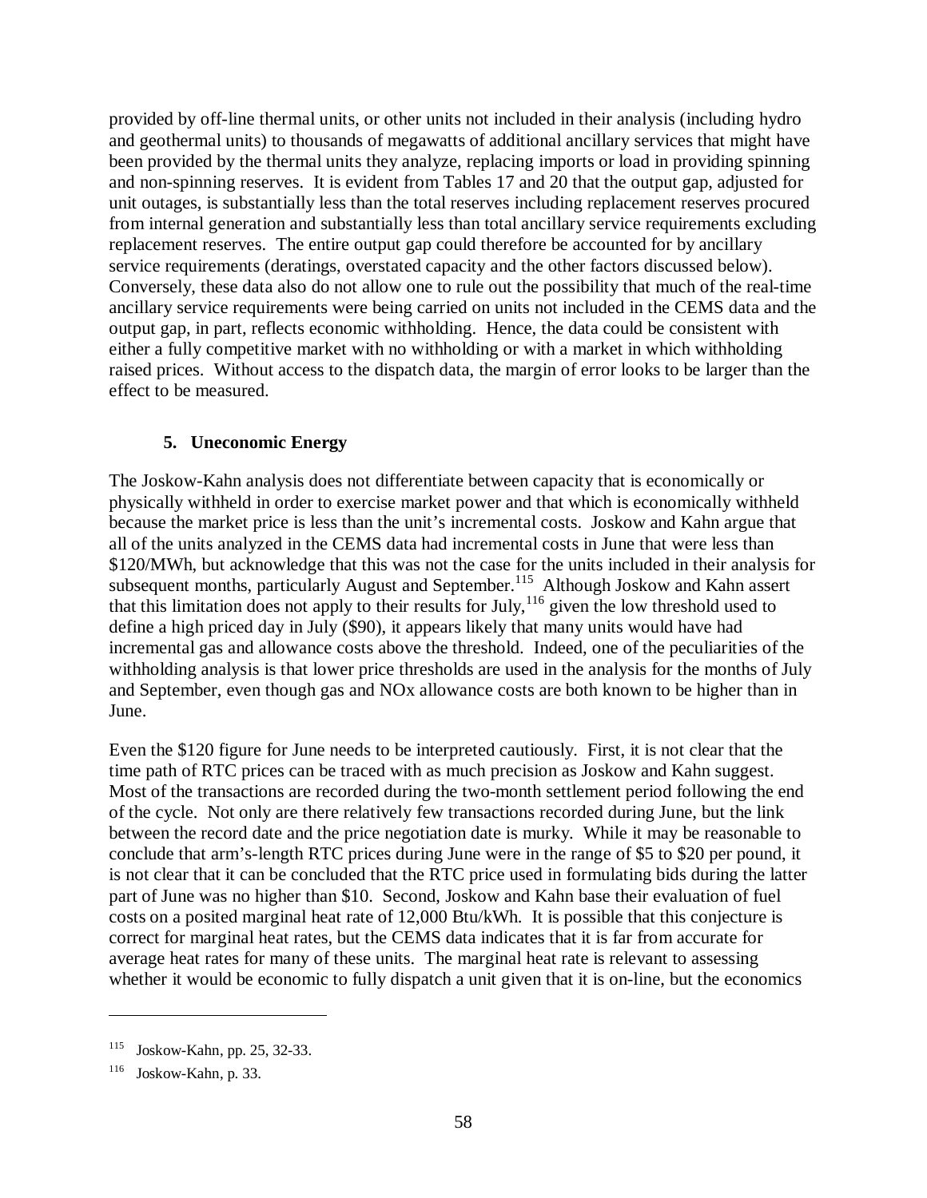provided by off-line thermal units, or other units not included in their analysis (including hydro and geothermal units) to thousands of megawatts of additional ancillary services that might have been provided by the thermal units they analyze, replacing imports or load in providing spinning and non-spinning reserves. It is evident from Tables 17 and 20 that the output gap, adjusted for unit outages, is substantially less than the total reserves including replacement reserves procured from internal generation and substantially less than total ancillary service requirements excluding replacement reserves. The entire output gap could therefore be accounted for by ancillary service requirements (deratings, overstated capacity and the other factors discussed below). Conversely, these data also do not allow one to rule out the possibility that much of the real-time ancillary service requirements were being carried on units not included in the CEMS data and the output gap, in part, reflects economic withholding. Hence, the data could be consistent with either a fully competitive market with no withholding or with a market in which withholding raised prices. Without access to the dispatch data, the margin of error looks to be larger than the effect to be measured.

### 5. Uneconomic Energy

The Joskow-Kahn analysis does not differentiate between capacity that is economically or physically withheld in order to exercise market power and that which is economically withheld because the market price is less than the unit's incremental costs. Joskow and Kahn argue that all of the units analyzed in the CEMS data had incremental costs in June that were less than \$120/MWh, but acknowledge that this was not the case for the units included in their analysis for subsequent months, particularly August and September.[115] Although Joskow and Kahn assert that this limitation does not apply to their results for July,[116] given the low threshold used to define a high priced day in July (\$90), it appears likely that many units would have had incremental gas and allowance costs above the threshold. Indeed, one of the peculiarities of the withholding analysis is that lower price thresholds are used in the analysis for the months of July and September, even though gas and NOx allowance costs are both known to be higher than in June.

Even the \$120 figure for June needs to be interpreted cautiously. First, it is not clear that the time path of RTC prices can be traced with as much precision as Joskow and Kahn suggest. Most of the transactions are recorded during the two-month settlement period following the end of the cycle. Not only are there relatively few transactions recorded during June, but the link between the record date and the price negotiation date is murky. While it may be reasonable to conclude that arm's-length RTC prices during June were in the range of \$5 to \$20 per pound, it is not clear that it can be concluded that the RTC price used in formulating bids during the latter part of June was no higher than \$10. Second, Joskow and Kahn base their evaluation of fuel costs on a posited marginal heat rate of 12,000 Btu/kWh. It is possible that this conjecture is correct for marginal heat rates, but the CEMS data indicates that it is far from accurate for average heat rates for many of these units. The marginal heat rate is relevant to assessing whether it would be economic to fully dispatch a unit given that it is on-line, but the economics

---

[115] Joskow-Kahn, pp. 25, 32-33.

[116] Joskow-Kahn, p. 33.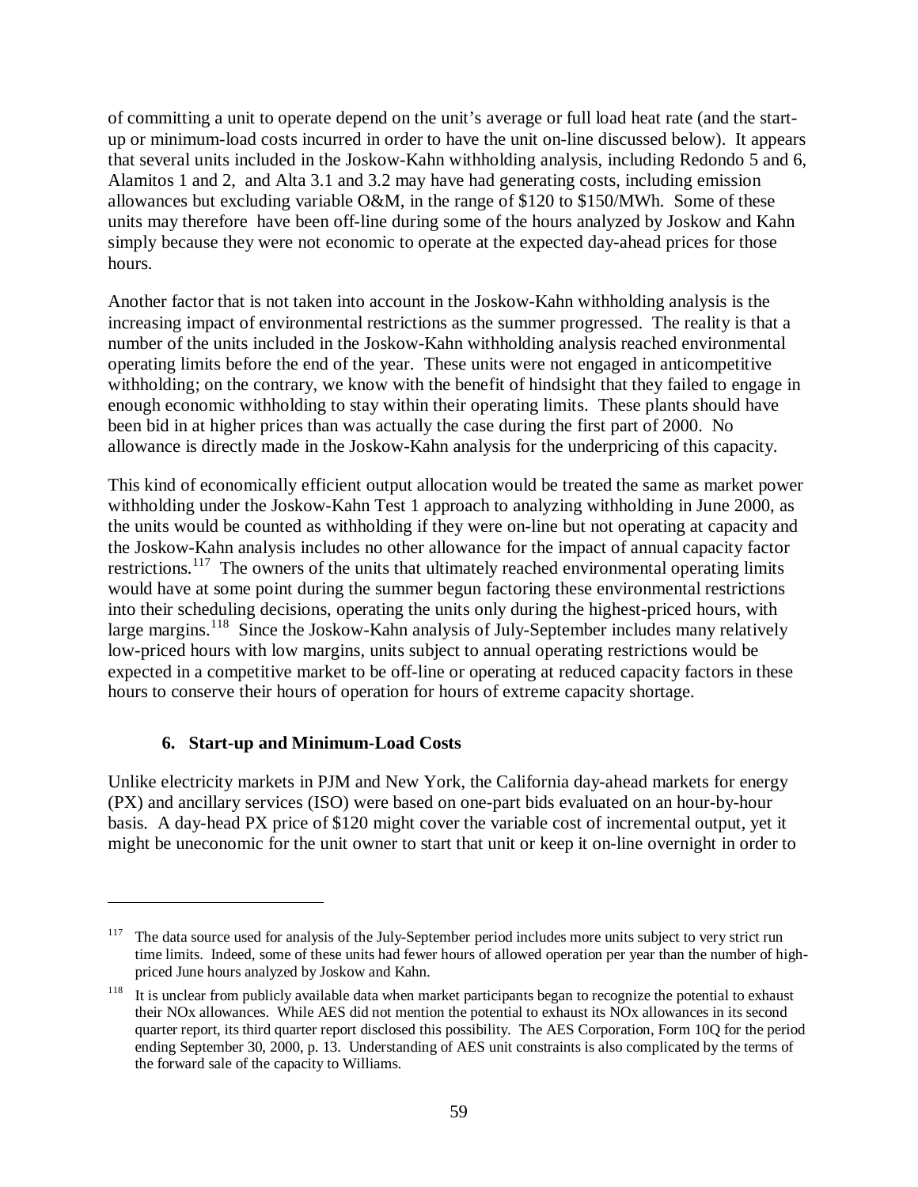of committing a unit to operate depend on the unit's average or full load heat rate (and the start-up or minimum-load costs incurred in order to have the unit on-line discussed below). It appears that several units included in the Joskow-Kahn withholding analysis, including Redondo 5 and 6, Alamitos 1 and 2, and Alta 3.1 and 3.2 may have had generating costs, including emission allowances but excluding variable O&M, in the range of $120 to $150/MWh. Some of these units may therefore have been off-line during some of the hours analyzed by Joskow and Kahn simply because they were not economic to operate at the expected day-ahead prices for those hours.

Another factor that is not taken into account in the Joskow-Kahn withholding analysis is the increasing impact of environmental restrictions as the summer progressed. The reality is that a number of the units included in the Joskow-Kahn withholding analysis reached environmental operating limits before the end of the year. These units were not engaged in anticompetitive withholding; on the contrary, we know with the benefit of hindsight that they failed to engage in enough economic withholding to stay within their operating limits. These plants should have been bid in at higher prices than was actually the case during the first part of 2000. No allowance is directly made in the Joskow-Kahn analysis for the underpricing of this capacity.

This kind of economically efficient output allocation would be treated the same as market power withholding under the Joskow-Kahn Test 1 approach to analyzing withholding in June 2000, as the units would be counted as withholding if they were on-line but not operating at capacity and the Joskow-Kahn analysis includes no other allowance for the impact of annual capacity factor restrictions.[117] The owners of the units that ultimately reached environmental operating limits would have at some point during the summer begun factoring these environmental restrictions into their scheduling decisions, operating the units only during the highest-priced hours, with large margins.[118] Since the Joskow-Kahn analysis of July-September includes many relatively low-priced hours with low margins, units subject to annual operating restrictions would be expected in a competitive market to be off-line or operating at reduced capacity factors in these hours to conserve their hours of operation for hours of extreme capacity shortage.

### 6. Start-up and Minimum-Load Costs

Unlike electricity markets in PJM and New York, the California day-ahead markets for energy (PX) and ancillary services (ISO) were based on one-part bids evaluated on an hour-by-hour basis. A day-head PX price of $120 might cover the variable cost of incremental output, yet it might be uneconomic for the unit owner to start that unit or keep it on-line overnight in order to

---

[117] The data source used for analysis of the July-September period includes more units subject to very strict run time limits. Indeed, some of these units had fewer hours of allowed operation per year than the number of high-priced June hours analyzed by Joskow and Kahn.

[118] It is unclear from publicly available data when market participants began to recognize the potential to exhaust their NOx allowances. While AES did not mention the potential to exhaust its NOx allowances in its second quarter report, its third quarter report disclosed this possibility. The AES Corporation, Form 10Q for the period ending September 30, 2000, p. 13. Understanding of AES unit constraints is also complicated by the terms of the forward sale of the capacity to Williams.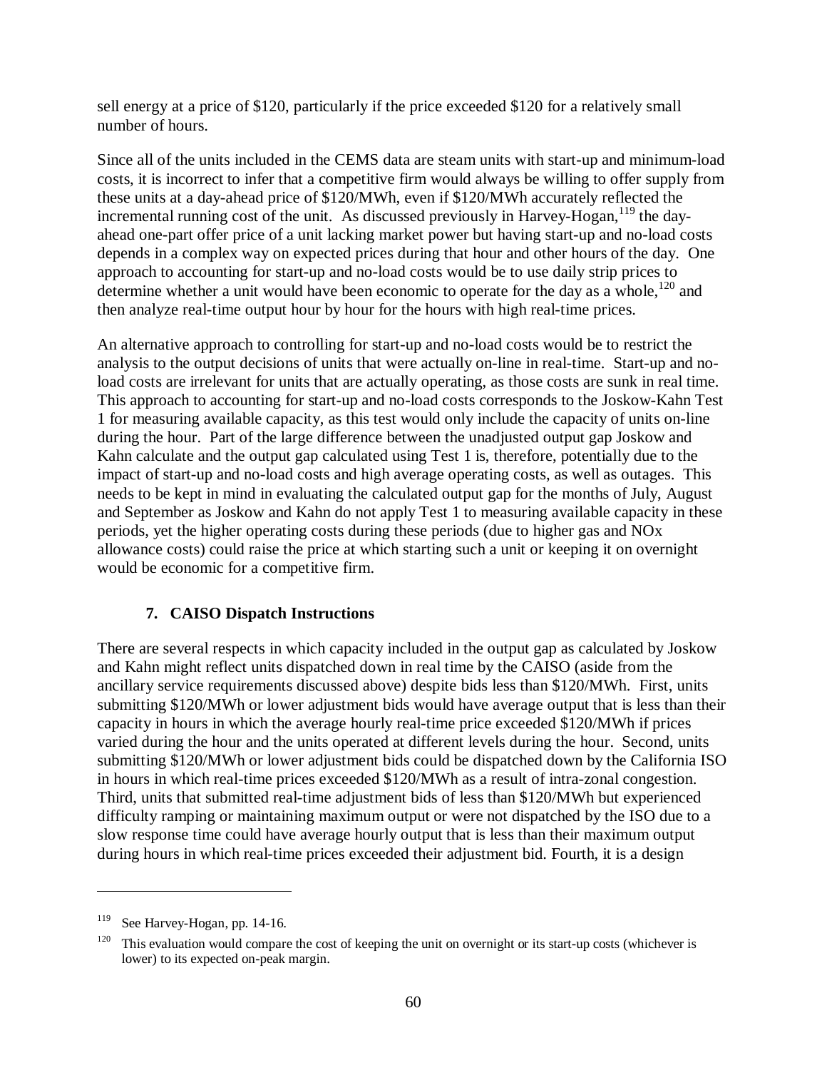sell energy at a price of $120, particularly if the price exceeded $120 for a relatively small number of hours.

Since all of the units included in the CEMS data are steam units with start-up and minimum-load costs, it is incorrect to infer that a competitive firm would always be willing to offer supply from these units at a day-ahead price of $120/MWh, even if $120/MWh accurately reflected the incremental running cost of the unit. As discussed previously in Harvey-Hogan,[119] the day-ahead one-part offer price of a unit lacking market power but having start-up and no-load costs depends in a complex way on expected prices during that hour and other hours of the day. One approach to accounting for start-up and no-load costs would be to use daily strip prices to determine whether a unit would have been economic to operate for the day as a whole,[120] and then analyze real-time output hour by hour for the hours with high real-time prices.

An alternative approach to controlling for start-up and no-load costs would be to restrict the analysis to the output decisions of units that were actually on-line in real-time. Start-up and no-load costs are irrelevant for units that are actually operating, as those costs are sunk in real time. This approach to accounting for start-up and no-load costs corresponds to the Joskow-Kahn Test 1 for measuring available capacity, as this test would only include the capacity of units on-line during the hour. Part of the large difference between the unadjusted output gap Joskow and Kahn calculate and the output gap calculated using Test 1 is, therefore, potentially due to the impact of start-up and no-load costs and high average operating costs, as well as outages. This needs to be kept in mind in evaluating the calculated output gap for the months of July, August and September as Joskow and Kahn do not apply Test 1 to measuring available capacity in these periods, yet the higher operating costs during these periods (due to higher gas and NOx allowance costs) could raise the price at which starting such a unit or keeping it on overnight would be economic for a competitive firm.

### 7. CAISO Dispatch Instructions

There are several respects in which capacity included in the output gap as calculated by Joskow and Kahn might reflect units dispatched down in real time by the CAISO (aside from the ancillary service requirements discussed above) despite bids less than $120/MWh. First, units submitting $120/MWh or lower adjustment bids would have average output that is less than their capacity in hours in which the average hourly real-time price exceeded $120/MWh if prices varied during the hour and the units operated at different levels during the hour. Second, units submitting $120/MWh or lower adjustment bids could be dispatched down by the California ISO in hours in which real-time prices exceeded $120/MWh as a result of intra-zonal congestion. Third, units that submitted real-time adjustment bids of less than $120/MWh but experienced difficulty ramping or maintaining maximum output or were not dispatched by the ISO due to a slow response time could have average hourly output that is less than their maximum output during hours in which real-time prices exceeded their adjustment bid. Fourth, it is a design

---

[119] See Harvey-Hogan, pp. 14-16.

[120] This evaluation would compare the cost of keeping the unit on overnight or its start-up costs (whichever is lower) to its expected on-peak margin.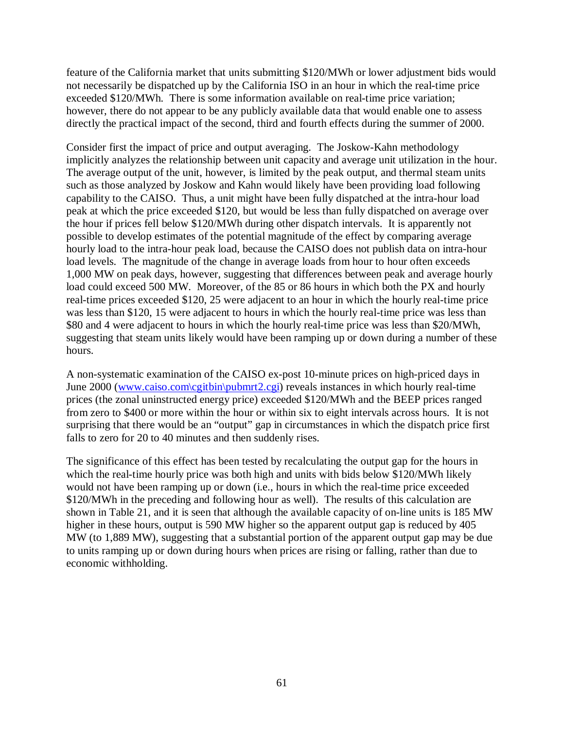feature of the California market that units submitting $120/MWh or lower adjustment bids would not necessarily be dispatched up by the California ISO in an hour in which the real-time price exceeded $120/MWh. There is some information available on real-time price variation; however, there do not appear to be any publicly available data that would enable one to assess directly the practical impact of the second, third and fourth effects during the summer of 2000.

Consider first the impact of price and output averaging. The Joskow-Kahn methodology implicitly analyzes the relationship between unit capacity and average unit utilization in the hour. The average output of the unit, however, is limited by the peak output, and thermal steam units such as those analyzed by Joskow and Kahn would likely have been providing load following capability to the CAISO. Thus, a unit might have been fully dispatched at the intra-hour load peak at which the price exceeded $120, but would be less than fully dispatched on average over the hour if prices fell below $120/MWh during other dispatch intervals. It is apparently not possible to develop estimates of the potential magnitude of the effect by comparing average hourly load to the intra-hour peak load, because the CAISO does not publish data on intra-hour load levels. The magnitude of the change in average loads from hour to hour often exceeds 1,000 MW on peak days, however, suggesting that differences between peak and average hourly load could exceed 500 MW. Moreover, of the 85 or 86 hours in which both the PX and hourly real-time prices exceeded $120, 25 were adjacent to an hour in which the hourly real-time price was less than $120, 15 were adjacent to hours in which the hourly real-time price was less than $80 and 4 were adjacent to hours in which the hourly real-time price was less than $20/MWh, suggesting that steam units likely would have been ramping up or down during a number of these hours.

A non-systematic examination of the CAISO ex-post 10-minute prices on high-priced days in June 2000 (www.caiso.com\cgitbin\pubmrt2.cgi) reveals instances in which hourly real-time prices (the zonal uninstructed energy price) exceeded $120/MWh and the BEEP prices ranged from zero to $400 or more within the hour or within six to eight intervals across hours. It is not surprising that there would be an "output" gap in circumstances in which the dispatch price first falls to zero for 20 to 40 minutes and then suddenly rises.

The significance of this effect has been tested by recalculating the output gap for the hours in which the real-time hourly price was both high and units with bids below $120/MWh likely would not have been ramping up or down (i.e., hours in which the real-time price exceeded $120/MWh in the preceding and following hour as well). The results of this calculation are shown in Table 21, and it is seen that although the available capacity of on-line units is 185 MW higher in these hours, output is 590 MW higher so the apparent output gap is reduced by 405 MW (to 1,889 MW), suggesting that a substantial portion of the apparent output gap may be due to units ramping up or down during hours when prices are rising or falling, rather than due to economic withholding.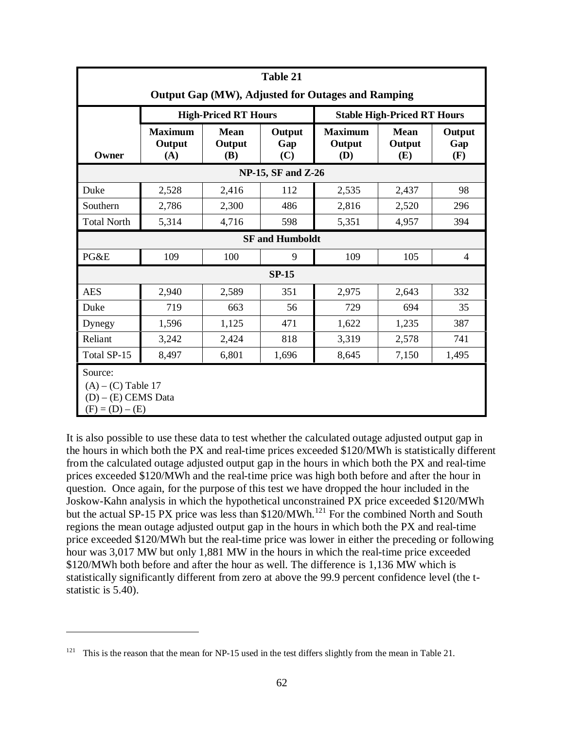**Table 21**

**Output Gap (MW), Adjusted for Outages and Ramping**

| | High-Priced RT Hours | | | Stable High-Priced RT Hours | | |
|---|---|---|---|---|---|---|
| **Owner** | **Maximum Output (A)** | **Mean Output (B)** | **Output Gap (C)** | **Maximum Output (D)** | **Mean Output (E)** | **Output Gap (F)** |
| **NP-15, SF and Z-26** | | | | | | |
| Duke | 2,528 | 2,416 | 112 | 2,535 | 2,437 | 98 |
| Southern | 2,786 | 2,300 | 486 | 2,816 | 2,520 | 296 |
| Total North | 5,314 | 4,716 | 598 | 5,351 | 4,957 | 394 |
| **SF and Humboldt** | | | | | | |
| PG&E | 109 | 100 | 9 | 109 | 105 | 4 |
| **SP-15** | | | | | | |
| AES | 2,940 | 2,589 | 351 | 2,975 | 2,643 | 332 |
| Duke | 719 | 663 | 56 | 729 | 694 | 35 |
| Dynegy | 1,596 | 1,125 | 471 | 1,622 | 1,235 | 387 |
| Reliant | 3,242 | 2,424 | 818 | 3,319 | 2,578 | 741 |
| Total SP-15 | 8,497 | 6,801 | 1,696 | 8,645 | 7,150 | 1,495 |

Source:
(A) – (C) Table 17
(D) – (E) CEMS Data
(F) = (D) – (E)

It is also possible to use these data to test whether the calculated outage adjusted output gap in the hours in which both the PX and real-time prices exceeded $120/MWh is statistically different from the calculated outage adjusted output gap in the hours in which both the PX and real-time prices exceeded $120/MWh and the real-time price was high both before and after the hour in question. Once again, for the purpose of this test we have dropped the hour included in the Joskow-Kahn analysis in which the hypothetical unconstrained PX price exceeded $120/MWh but the actual SP-15 PX price was less than $120/MWh.[121] For the combined North and South regions the mean outage adjusted output gap in the hours in which both the PX and real-time price exceeded $120/MWh but the real-time price was lower in either the preceding or following hour was 3,017 MW but only 1,881 MW in the hours in which the real-time price exceeded $120/MWh both before and after the hour as well. The difference is 1,136 MW which is statistically significantly different from zero at above the 99.9 percent confidence level (the t-statistic is 5.40).

[121] This is the reason that the mean for NP-15 used in the test differs slightly from the mean in Table 21.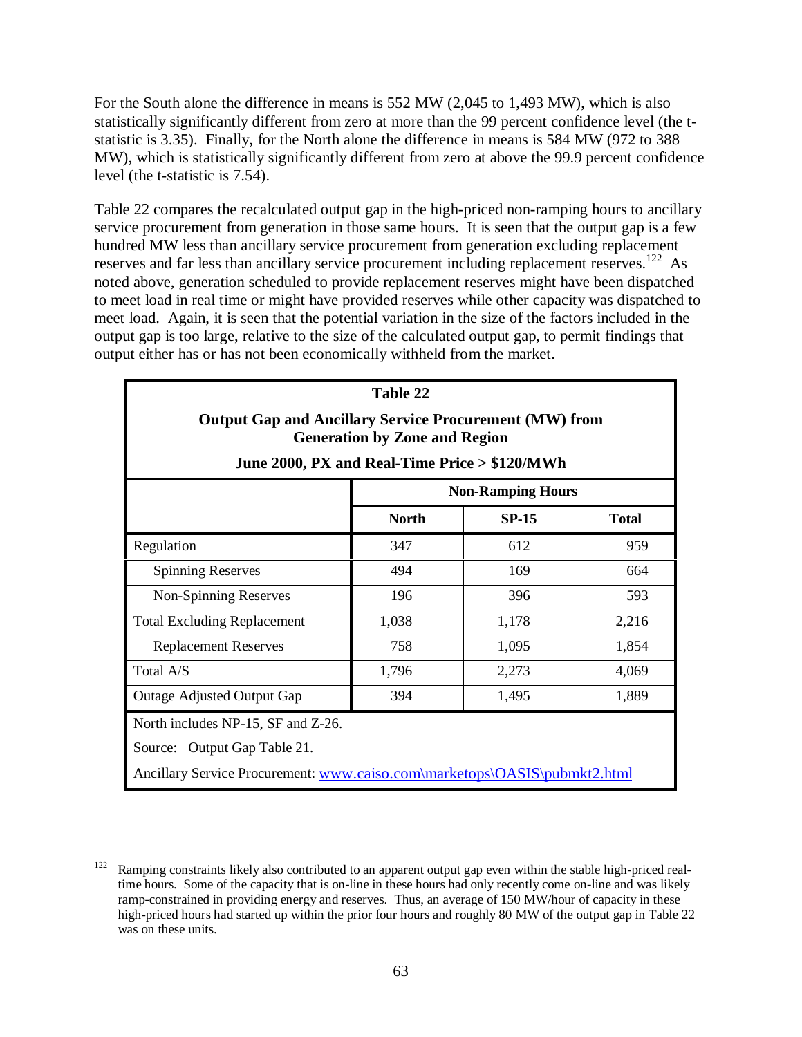For the South alone the difference in means is 552 MW (2,045 to 1,493 MW), which is also statistically significantly different from zero at more than the 99 percent confidence level (the t-statistic is 3.35). Finally, for the North alone the difference in means is 584 MW (972 to 388 MW), which is statistically significantly different from zero at above the 99.9 percent confidence level (the t-statistic is 7.54).

Table 22 compares the recalculated output gap in the high-priced non-ramping hours to ancillary service procurement from generation in those same hours. It is seen that the output gap is a few hundred MW less than ancillary service procurement from generation excluding replacement reserves and far less than ancillary service procurement including replacement reserves.[122] As noted above, generation scheduled to provide replacement reserves might have been dispatched to meet load in real time or might have provided reserves while other capacity was dispatched to meet load. Again, it is seen that the potential variation in the size of the factors included in the output gap is too large, relative to the size of the calculated output gap, to permit findings that output either has or has not been economically withheld from the market.

**Table 22**

**Output Gap and Ancillary Service Procurement (MW) from Generation by Zone and Region**

**June 2000, PX and Real-Time Price > $120/MWh**

| | Non-Ramping Hours | | |
|---|---|---|---|
| | **North** | **SP-15** | **Total** |
| Regulation | 347 | 612 | 959 |
| Spinning Reserves | 494 | 169 | 664 |
| Non-Spinning Reserves | 196 | 396 | 593 |
| Total Excluding Replacement | 1,038 | 1,178 | 2,216 |
| Replacement Reserves | 758 | 1,095 | 1,854 |
| Total A/S | 1,796 | 2,273 | 4,069 |
| Outage Adjusted Output Gap | 394 | 1,495 | 1,889 |

North includes NP-15, SF and Z-26.

Source: Output Gap Table 21.

Ancillary Service Procurement: www.caiso.com\marketops\OASIS\pubmkt2.html

---

[122] Ramping constraints likely also contributed to an apparent output gap even within the stable high-priced real-time hours. Some of the capacity that is on-line in these hours had only recently come on-line and was likely ramp-constrained in providing energy and reserves. Thus, an average of 150 MW/hour of capacity in these high-priced hours had started up within the prior four hours and roughly 80 MW of the output gap in Table 22 was on these units.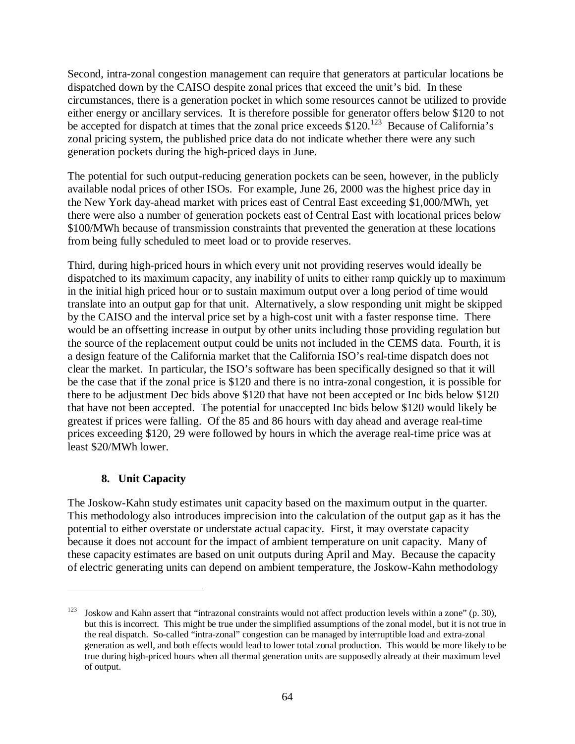Second, intra-zonal congestion management can require that generators at particular locations be dispatched down by the CAISO despite zonal prices that exceed the unit's bid. In these circumstances, there is a generation pocket in which some resources cannot be utilized to provide either energy or ancillary services. It is therefore possible for generator offers below $120 to not be accepted for dispatch at times that the zonal price exceeds $120.[123] Because of California's zonal pricing system, the published price data do not indicate whether there were any such generation pockets during the high-priced days in June.

The potential for such output-reducing generation pockets can be seen, however, in the publicly available nodal prices of other ISOs. For example, June 26, 2000 was the highest price day in the New York day-ahead market with prices east of Central East exceeding $1,000/MWh, yet there were also a number of generation pockets east of Central East with locational prices below $100/MWh because of transmission constraints that prevented the generation at these locations from being fully scheduled to meet load or to provide reserves.

Third, during high-priced hours in which every unit not providing reserves would ideally be dispatched to its maximum capacity, any inability of units to either ramp quickly up to maximum in the initial high priced hour or to sustain maximum output over a long period of time would translate into an output gap for that unit. Alternatively, a slow responding unit might be skipped by the CAISO and the interval price set by a high-cost unit with a faster response time. There would be an offsetting increase in output by other units including those providing regulation but the source of the replacement output could be units not included in the CEMS data. Fourth, it is a design feature of the California market that the California ISO's real-time dispatch does not clear the market. In particular, the ISO's software has been specifically designed so that it will be the case that if the zonal price is $120 and there is no intra-zonal congestion, it is possible for there to be adjustment Dec bids above $120 that have not been accepted or Inc bids below $120 that have not been accepted. The potential for unaccepted Inc bids below $120 would likely be greatest if prices were falling. Of the 85 and 86 hours with day ahead and average real-time prices exceeding $120, 29 were followed by hours in which the average real-time price was at least $20/MWh lower.

### 8. Unit Capacity

The Joskow-Kahn study estimates unit capacity based on the maximum output in the quarter. This methodology also introduces imprecision into the calculation of the output gap as it has the potential to either overstate or understate actual capacity. First, it may overstate capacity because it does not account for the impact of ambient temperature on unit capacity. Many of these capacity estimates are based on unit outputs during April and May. Because the capacity of electric generating units can depend on ambient temperature, the Joskow-Kahn methodology

---

[123] Joskow and Kahn assert that "intrazonal constraints would not affect production levels within a zone" (p. 30), but this is incorrect. This might be true under the simplified assumptions of the zonal model, but it is not true in the real dispatch. So-called "intra-zonal" congestion can be managed by interruptible load and extra-zonal generation as well, and both effects would lead to lower total zonal production. This would be more likely to be true during high-priced hours when all thermal generation units are supposedly already at their maximum level of output.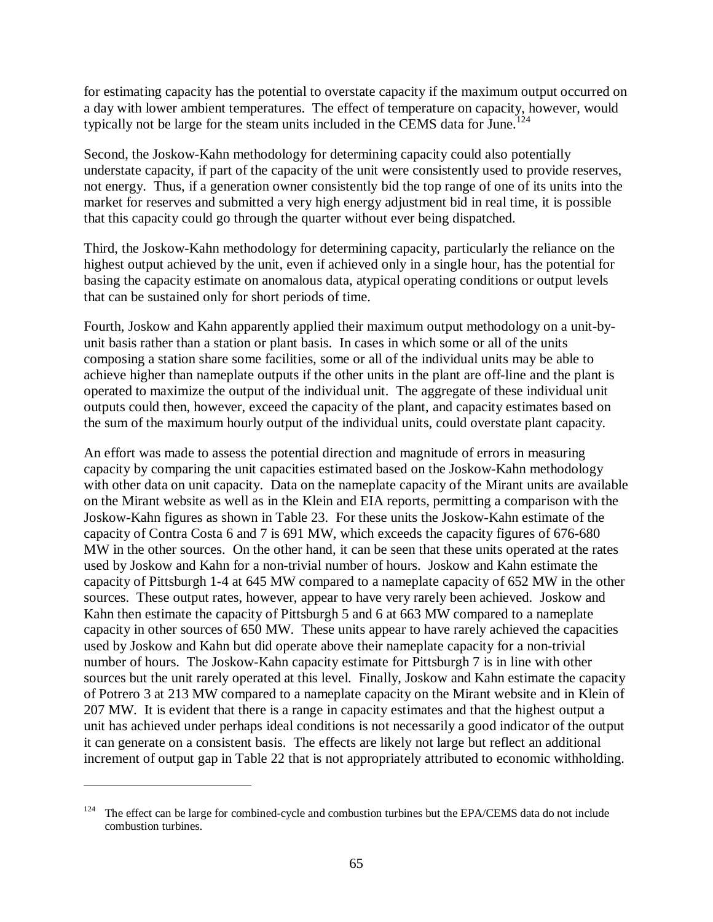for estimating capacity has the potential to overstate capacity if the maximum output occurred on a day with lower ambient temperatures. The effect of temperature on capacity, however, would typically not be large for the steam units included in the CEMS data for June.[124]

Second, the Joskow-Kahn methodology for determining capacity could also potentially understate capacity, if part of the capacity of the unit were consistently used to provide reserves, not energy. Thus, if a generation owner consistently bid the top range of one of its units into the market for reserves and submitted a very high energy adjustment bid in real time, it is possible that this capacity could go through the quarter without ever being dispatched.

Third, the Joskow-Kahn methodology for determining capacity, particularly the reliance on the highest output achieved by the unit, even if achieved only in a single hour, has the potential for basing the capacity estimate on anomalous data, atypical operating conditions or output levels that can be sustained only for short periods of time.

Fourth, Joskow and Kahn apparently applied their maximum output methodology on a unit-by-unit basis rather than a station or plant basis. In cases in which some or all of the units composing a station share some facilities, some or all of the individual units may be able to achieve higher than nameplate outputs if the other units in the plant are off-line and the plant is operated to maximize the output of the individual unit. The aggregate of these individual unit outputs could then, however, exceed the capacity of the plant, and capacity estimates based on the sum of the maximum hourly output of the individual units, could overstate plant capacity.

An effort was made to assess the potential direction and magnitude of errors in measuring capacity by comparing the unit capacities estimated based on the Joskow-Kahn methodology with other data on unit capacity. Data on the nameplate capacity of the Mirant units are available on the Mirant website as well as in the Klein and EIA reports, permitting a comparison with the Joskow-Kahn figures as shown in Table 23. For these units the Joskow-Kahn estimate of the capacity of Contra Costa 6 and 7 is 691 MW, which exceeds the capacity figures of 676-680 MW in the other sources. On the other hand, it can be seen that these units operated at the rates used by Joskow and Kahn for a non-trivial number of hours. Joskow and Kahn estimate the capacity of Pittsburgh 1-4 at 645 MW compared to a nameplate capacity of 652 MW in the other sources. These output rates, however, appear to have very rarely been achieved. Joskow and Kahn then estimate the capacity of Pittsburgh 5 and 6 at 663 MW compared to a nameplate capacity in other sources of 650 MW. These units appear to have rarely achieved the capacities used by Joskow and Kahn but did operate above their nameplate capacity for a non-trivial number of hours. The Joskow-Kahn capacity estimate for Pittsburgh 7 is in line with other sources but the unit rarely operated at this level. Finally, Joskow and Kahn estimate the capacity of Potrero 3 at 213 MW compared to a nameplate capacity on the Mirant website and in Klein of 207 MW. It is evident that there is a range in capacity estimates and that the highest output a unit has achieved under perhaps ideal conditions is not necessarily a good indicator of the output it can generate on a consistent basis. The effects are likely not large but reflect an additional increment of output gap in Table 22 that is not appropriately attributed to economic withholding.

[124] The effect can be large for combined-cycle and combustion turbines but the EPA/CEMS data do not include combustion turbines.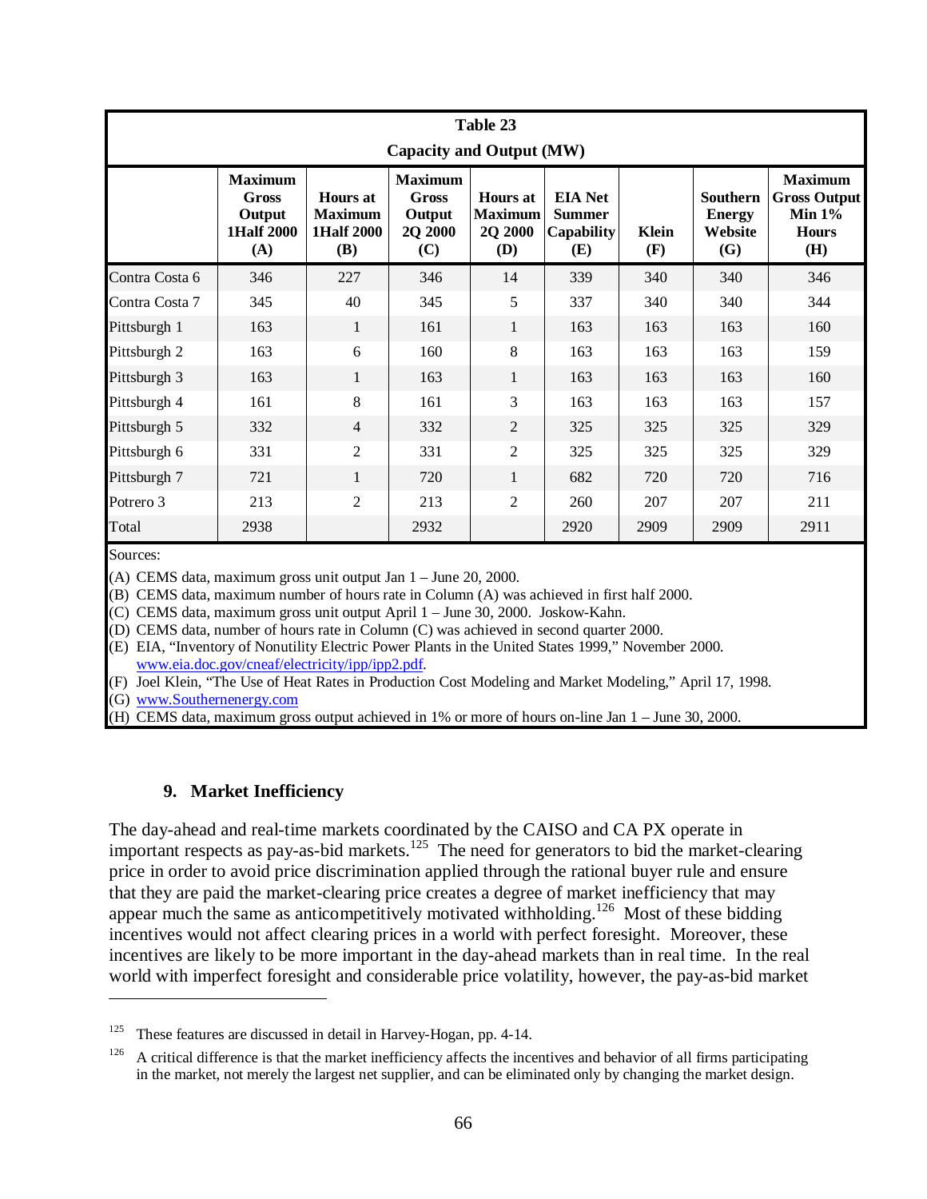**Table 23**

**Capacity and Output (MW)**

| | Maximum Gross Output 1Half 2000 (A) | Hours at Maximum 1Half 2000 (B) | Maximum Gross Output 2Q 2000 (C) | Hours at Maximum 2Q 2000 (D) | EIA Net Summer Capability (E) | Klein (F) | Southern Energy Website (G) | Maximum Gross Output Min 1% Hours (H) |
|---|---|---|---|---|---|---|---|---|
| Contra Costa 6 | 346 | 227 | 346 | 14 | 339 | 340 | 340 | 346 |
| Contra Costa 7 | 345 | 40 | 345 | 5 | 337 | 340 | 340 | 344 |
| Pittsburgh 1 | 163 | 1 | 161 | 1 | 163 | 163 | 163 | 160 |
| Pittsburgh 2 | 163 | 6 | 160 | 8 | 163 | 163 | 163 | 159 |
| Pittsburgh 3 | 163 | 1 | 163 | 1 | 163 | 163 | 163 | 160 |
| Pittsburgh 4 | 161 | 8 | 161 | 3 | 163 | 163 | 163 | 157 |
| Pittsburgh 5 | 332 | 4 | 332 | 2 | 325 | 325 | 325 | 329 |
| Pittsburgh 6 | 331 | 2 | 331 | 2 | 325 | 325 | 325 | 329 |
| Pittsburgh 7 | 721 | 1 | 720 | 1 | 682 | 720 | 720 | 716 |
| Potrero 3 | 213 | 2 | 213 | 2 | 260 | 207 | 207 | 211 |
| Total | 2938 | | 2932 | | 2920 | 2909 | 2909 | 2911 |

Sources:

(A) CEMS data, maximum gross unit output Jan 1 – June 20, 2000.

(B) CEMS data, maximum number of hours rate in Column (A) was achieved in first half 2000.

(C) CEMS data, maximum gross unit output April 1 – June 30, 2000. Joskow-Kahn.

(D) CEMS data, number of hours rate in Column (C) was achieved in second quarter 2000.

(E) EIA, "Inventory of Nonutility Electric Power Plants in the United States 1999," November 2000. www.eia.doc.gov/cneaf/electricity/ipp/ipp2.pdf.

(F) Joel Klein, "The Use of Heat Rates in Production Cost Modeling and Market Modeling," April 17, 1998.

(G) www.Southernenergy.com

(H) CEMS data, maximum gross output achieved in 1% or more of hours on-line Jan 1 – June 30, 2000.

### 9. Market Inefficiency

The day-ahead and real-time markets coordinated by the CAISO and CA PX operate in important respects as pay-as-bid markets.[125] The need for generators to bid the market-clearing price in order to avoid price discrimination applied through the rational buyer rule and ensure that they are paid the market-clearing price creates a degree of market inefficiency that may appear much the same as anticompetitively motivated withholding.[126] Most of these bidding incentives would not affect clearing prices in a world with perfect foresight. Moreover, these incentives are likely to be more important in the day-ahead markets than in real time. In the real world with imperfect foresight and considerable price volatility, however, the pay-as-bid market

---

[125] These features are discussed in detail in Harvey-Hogan, pp. 4-14.

[126] A critical difference is that the market inefficiency affects the incentives and behavior of all firms participating in the market, not merely the largest net supplier, and can be eliminated only by changing the market design.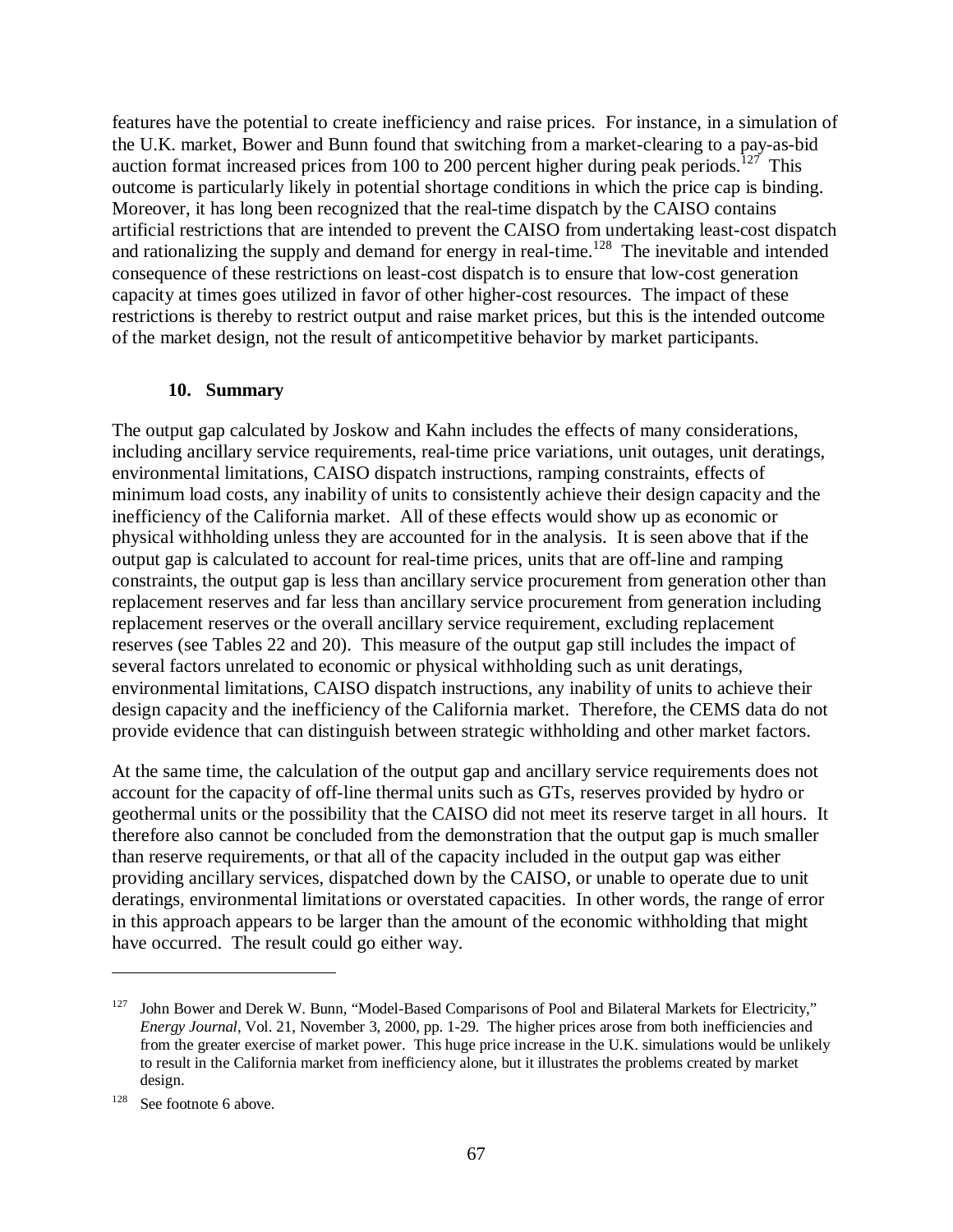features have the potential to create inefficiency and raise prices. For instance, in a simulation of the U.K. market, Bower and Bunn found that switching from a market-clearing to a pay-as-bid auction format increased prices from 100 to 200 percent higher during peak periods.[127] This outcome is particularly likely in potential shortage conditions in which the price cap is binding. Moreover, it has long been recognized that the real-time dispatch by the CAISO contains artificial restrictions that are intended to prevent the CAISO from undertaking least-cost dispatch and rationalizing the supply and demand for energy in real-time.[128] The inevitable and intended consequence of these restrictions on least-cost dispatch is to ensure that low-cost generation capacity at times goes utilized in favor of other higher-cost resources. The impact of these restrictions is thereby to restrict output and raise market prices, but this is the intended outcome of the market design, not the result of anticompetitive behavior by market participants.

### 10. Summary

The output gap calculated by Joskow and Kahn includes the effects of many considerations, including ancillary service requirements, real-time price variations, unit outages, unit deratings, environmental limitations, CAISO dispatch instructions, ramping constraints, effects of minimum load costs, any inability of units to consistently achieve their design capacity and the inefficiency of the California market. All of these effects would show up as economic or physical withholding unless they are accounted for in the analysis. It is seen above that if the output gap is calculated to account for real-time prices, units that are off-line and ramping constraints, the output gap is less than ancillary service procurement from generation other than replacement reserves and far less than ancillary service procurement from generation including replacement reserves or the overall ancillary service requirement, excluding replacement reserves (see Tables 22 and 20). This measure of the output gap still includes the impact of several factors unrelated to economic or physical withholding such as unit deratings, environmental limitations, CAISO dispatch instructions, any inability of units to achieve their design capacity and the inefficiency of the California market. Therefore, the CEMS data do not provide evidence that can distinguish between strategic withholding and other market factors.

At the same time, the calculation of the output gap and ancillary service requirements does not account for the capacity of off-line thermal units such as GTs, reserves provided by hydro or geothermal units or the possibility that the CAISO did not meet its reserve target in all hours. It therefore also cannot be concluded from the demonstration that the output gap is much smaller than reserve requirements, or that all of the capacity included in the output gap was either providing ancillary services, dispatched down by the CAISO, or unable to operate due to unit deratings, environmental limitations or overstated capacities. In other words, the range of error in this approach appears to be larger than the amount of the economic withholding that might have occurred. The result could go either way.

---

[127] John Bower and Derek W. Bunn, "Model-Based Comparisons of Pool and Bilateral Markets for Electricity," *Energy Journal*, Vol. 21, November 3, 2000, pp. 1-29. The higher prices arose from both inefficiencies and from the greater exercise of market power. This huge price increase in the U.K. simulations would be unlikely to result in the California market from inefficiency alone, but it illustrates the problems created by market design.

[128] See footnote 6 above.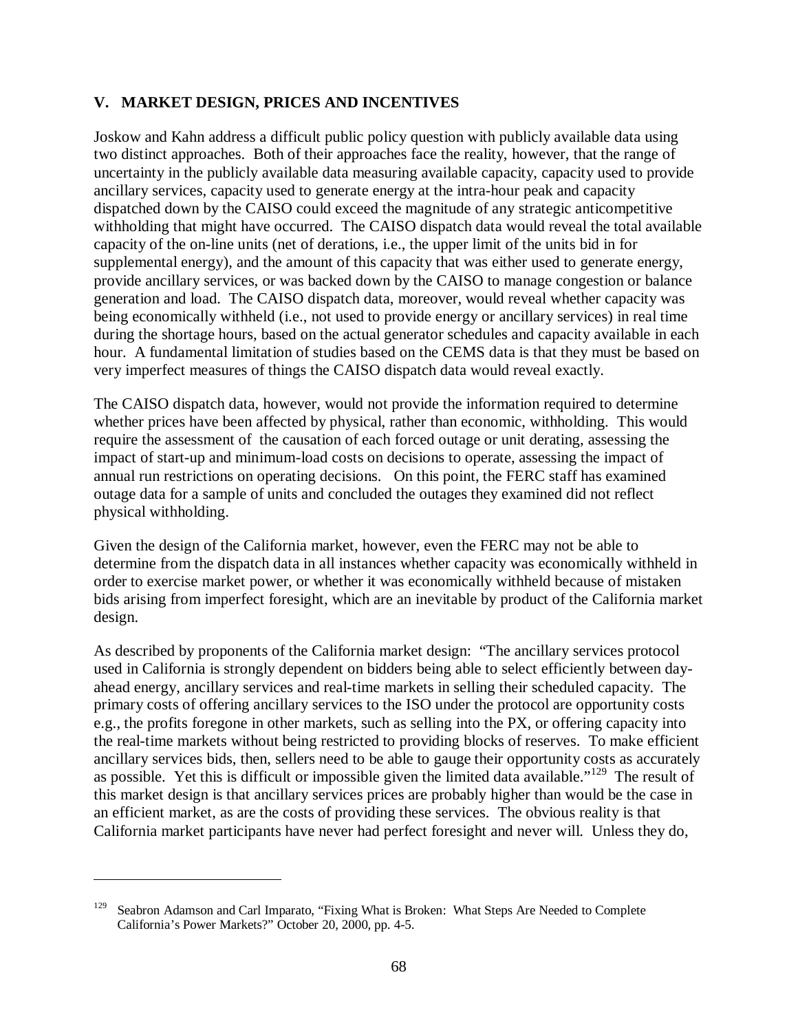## V. MARKET DESIGN, PRICES AND INCENTIVES

Joskow and Kahn address a difficult public policy question with publicly available data using two distinct approaches. Both of their approaches face the reality, however, that the range of uncertainty in the publicly available data measuring available capacity, capacity used to provide ancillary services, capacity used to generate energy at the intra-hour peak and capacity dispatched down by the CAISO could exceed the magnitude of any strategic anticompetitive withholding that might have occurred. The CAISO dispatch data would reveal the total available capacity of the on-line units (net of derations, i.e., the upper limit of the units bid in for supplemental energy), and the amount of this capacity that was either used to generate energy, provide ancillary services, or was backed down by the CAISO to manage congestion or balance generation and load. The CAISO dispatch data, moreover, would reveal whether capacity was being economically withheld (i.e., not used to provide energy or ancillary services) in real time during the shortage hours, based on the actual generator schedules and capacity available in each hour. A fundamental limitation of studies based on the CEMS data is that they must be based on very imperfect measures of things the CAISO dispatch data would reveal exactly.

The CAISO dispatch data, however, would not provide the information required to determine whether prices have been affected by physical, rather than economic, withholding. This would require the assessment of the causation of each forced outage or unit derating, assessing the impact of start-up and minimum-load costs on decisions to operate, assessing the impact of annual run restrictions on operating decisions. On this point, the FERC staff has examined outage data for a sample of units and concluded the outages they examined did not reflect physical withholding.

Given the design of the California market, however, even the FERC may not be able to determine from the dispatch data in all instances whether capacity was economically withheld in order to exercise market power, or whether it was economically withheld because of mistaken bids arising from imperfect foresight, which are an inevitable by product of the California market design.

As described by proponents of the California market design: "The ancillary services protocol used in California is strongly dependent on bidders being able to select efficiently between day-ahead energy, ancillary services and real-time markets in selling their scheduled capacity. The primary costs of offering ancillary services to the ISO under the protocol are opportunity costs e.g., the profits foregone in other markets, such as selling into the PX, or offering capacity into the real-time markets without being restricted to providing blocks of reserves. To make efficient ancillary services bids, then, sellers need to be able to gauge their opportunity costs as accurately as possible. Yet this is difficult or impossible given the limited data available."[129] The result of this market design is that ancillary services prices are probably higher than would be the case in an efficient market, as are the costs of providing these services. The obvious reality is that California market participants have never had perfect foresight and never will. Unless they do,

[129] Seabron Adamson and Carl Imparato, "Fixing What is Broken: What Steps Are Needed to Complete California's Power Markets?" October 20, 2000, pp. 4-5.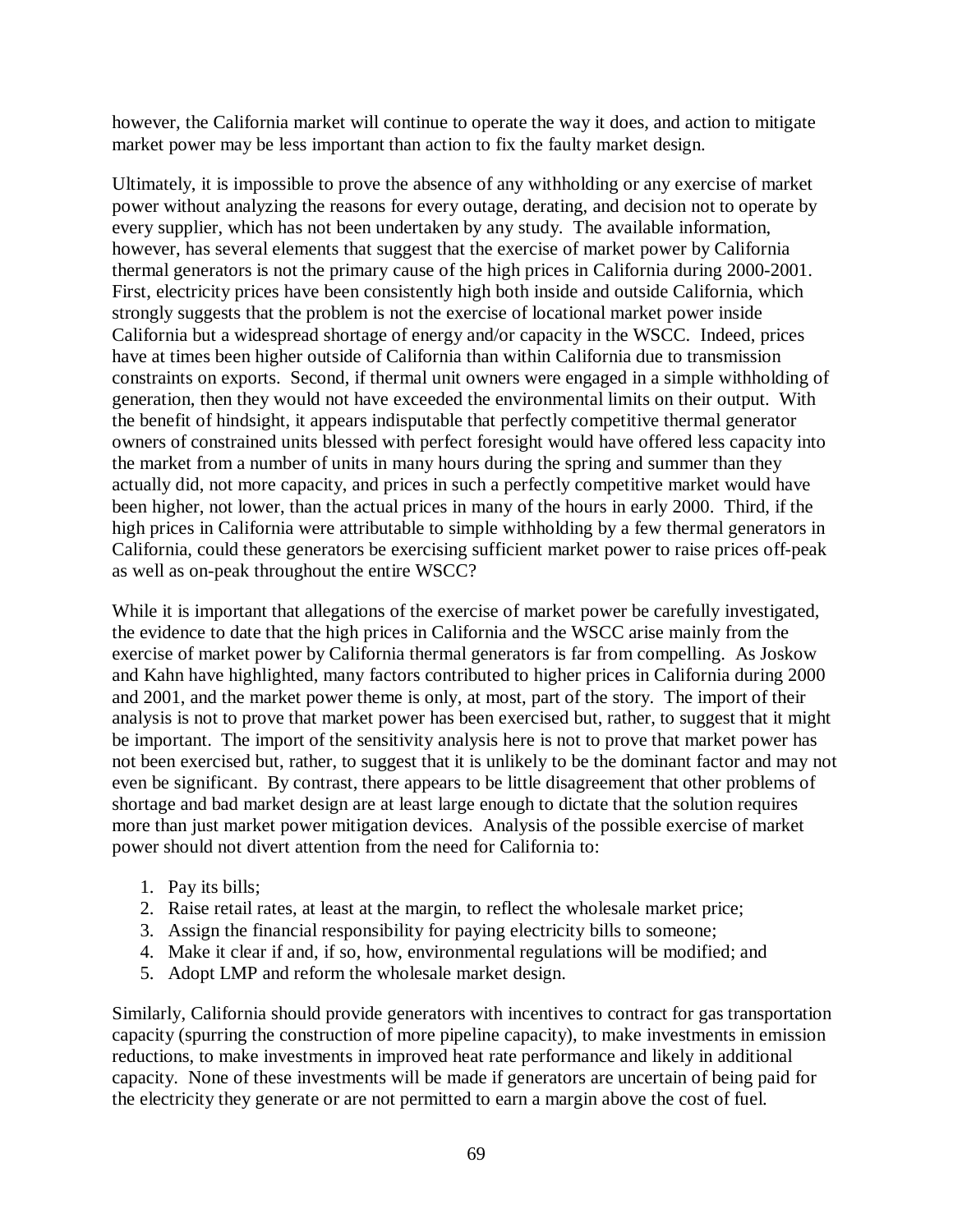however, the California market will continue to operate the way it does, and action to mitigate market power may be less important than action to fix the faulty market design.

Ultimately, it is impossible to prove the absence of any withholding or any exercise of market power without analyzing the reasons for every outage, derating, and decision not to operate by every supplier, which has not been undertaken by any study. The available information, however, has several elements that suggest that the exercise of market power by California thermal generators is not the primary cause of the high prices in California during 2000-2001. First, electricity prices have been consistently high both inside and outside California, which strongly suggests that the problem is not the exercise of locational market power inside California but a widespread shortage of energy and/or capacity in the WSCC. Indeed, prices have at times been higher outside of California than within California due to transmission constraints on exports. Second, if thermal unit owners were engaged in a simple withholding of generation, then they would not have exceeded the environmental limits on their output. With the benefit of hindsight, it appears indisputable that perfectly competitive thermal generator owners of constrained units blessed with perfect foresight would have offered less capacity into the market from a number of units in many hours during the spring and summer than they actually did, not more capacity, and prices in such a perfectly competitive market would have been higher, not lower, than the actual prices in many of the hours in early 2000. Third, if the high prices in California were attributable to simple withholding by a few thermal generators in California, could these generators be exercising sufficient market power to raise prices off-peak as well as on-peak throughout the entire WSCC?

While it is important that allegations of the exercise of market power be carefully investigated, the evidence to date that the high prices in California and the WSCC arise mainly from the exercise of market power by California thermal generators is far from compelling. As Joskow and Kahn have highlighted, many factors contributed to higher prices in California during 2000 and 2001, and the market power theme is only, at most, part of the story. The import of their analysis is not to prove that market power has been exercised but, rather, to suggest that it might be important. The import of the sensitivity analysis here is not to prove that market power has not been exercised but, rather, to suggest that it is unlikely to be the dominant factor and may not even be significant. By contrast, there appears to be little disagreement that other problems of shortage and bad market design are at least large enough to dictate that the solution requires more than just market power mitigation devices. Analysis of the possible exercise of market power should not divert attention from the need for California to:

1. Pay its bills;
2. Raise retail rates, at least at the margin, to reflect the wholesale market price;
3. Assign the financial responsibility for paying electricity bills to someone;
4. Make it clear if and, if so, how, environmental regulations will be modified; and
5. Adopt LMP and reform the wholesale market design.

Similarly, California should provide generators with incentives to contract for gas transportation capacity (spurring the construction of more pipeline capacity), to make investments in emission reductions, to make investments in improved heat rate performance and likely in additional capacity. None of these investments will be made if generators are uncertain of being paid for the electricity they generate or are not permitted to earn a margin above the cost of fuel.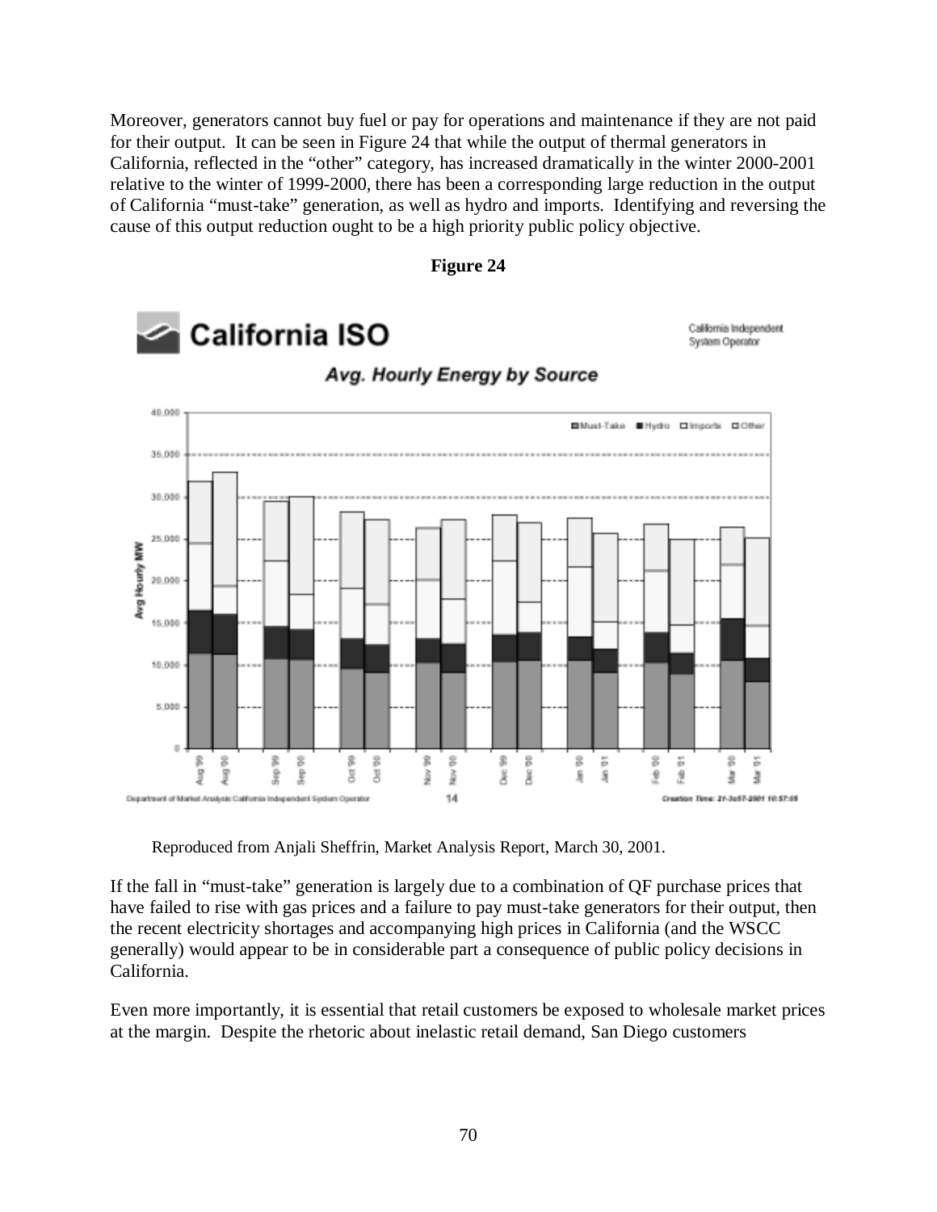Moreover, generators cannot buy fuel or pay for operations and maintenance if they are not paid for their output. It can be seen in Figure 24 that while the output of thermal generators in California, reflected in the "other" category, has increased dramatically in the winter 2000-2001 relative to the winter of 1999-2000, there has been a corresponding large reduction in the output of California "must-take" generation, as well as hydro and imports. Identifying and reversing the cause of this output reduction ought to be a high priority public policy objective.

**Figure 24**

Reproduced from Anjali Sheffrin, Market Analysis Report, March 30, 2001.

If the fall in "must-take" generation is largely due to a combination of QF purchase prices that have failed to rise with gas prices and a failure to pay must-take generators for their output, then the recent electricity shortages and accompanying high prices in California (and the WSCC generally) would appear to be in considerable part a consequence of public policy decisions in California.

Even more importantly, it is essential that retail customers be exposed to wholesale market prices at the margin. Despite the rhetoric about inelastic retail demand, San Diego customers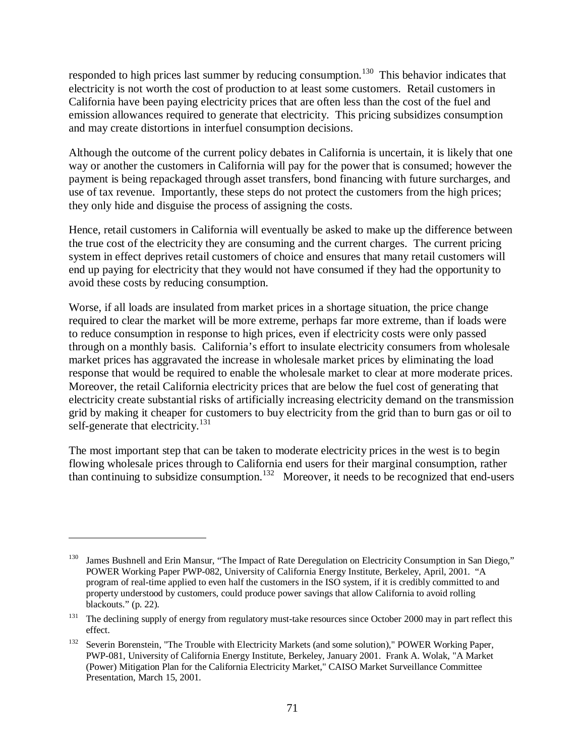responded to high prices last summer by reducing consumption.[130] This behavior indicates that electricity is not worth the cost of production to at least some customers. Retail customers in California have been paying electricity prices that are often less than the cost of the fuel and emission allowances required to generate that electricity. This pricing subsidizes consumption and may create distortions in interfuel consumption decisions.

Although the outcome of the current policy debates in California is uncertain, it is likely that one way or another the customers in California will pay for the power that is consumed; however the payment is being repackaged through asset transfers, bond financing with future surcharges, and use of tax revenue. Importantly, these steps do not protect the customers from the high prices; they only hide and disguise the process of assigning the costs.

Hence, retail customers in California will eventually be asked to make up the difference between the true cost of the electricity they are consuming and the current charges. The current pricing system in effect deprives retail customers of choice and ensures that many retail customers will end up paying for electricity that they would not have consumed if they had the opportunity to avoid these costs by reducing consumption.

Worse, if all loads are insulated from market prices in a shortage situation, the price change required to clear the market will be more extreme, perhaps far more extreme, than if loads were to reduce consumption in response to high prices, even if electricity costs were only passed through on a monthly basis. California's effort to insulate electricity consumers from wholesale market prices has aggravated the increase in wholesale market prices by eliminating the load response that would be required to enable the wholesale market to clear at more moderate prices. Moreover, the retail California electricity prices that are below the fuel cost of generating that electricity create substantial risks of artificially increasing electricity demand on the transmission grid by making it cheaper for customers to buy electricity from the grid than to burn gas or oil to self-generate that electricity.[131]

The most important step that can be taken to moderate electricity prices in the west is to begin flowing wholesale prices through to California end users for their marginal consumption, rather than continuing to subsidize consumption.[132] Moreover, it needs to be recognized that end-users

---

[130] James Bushnell and Erin Mansur, "The Impact of Rate Deregulation on Electricity Consumption in San Diego," POWER Working Paper PWP-082, University of California Energy Institute, Berkeley, April, 2001. "A program of real-time applied to even half the customers in the ISO system, if it is credibly committed to and property understood by customers, could produce power savings that allow California to avoid rolling blackouts." (p. 22).

[131] The declining supply of energy from regulatory must-take resources since October 2000 may in part reflect this effect.

[132] Severin Borenstein, "The Trouble with Electricity Markets (and some solution)," POWER Working Paper, PWP-081, University of California Energy Institute, Berkeley, January 2001. Frank A. Wolak, "A Market (Power) Mitigation Plan for the California Electricity Market," CAISO Market Surveillance Committee Presentation, March 15, 2001.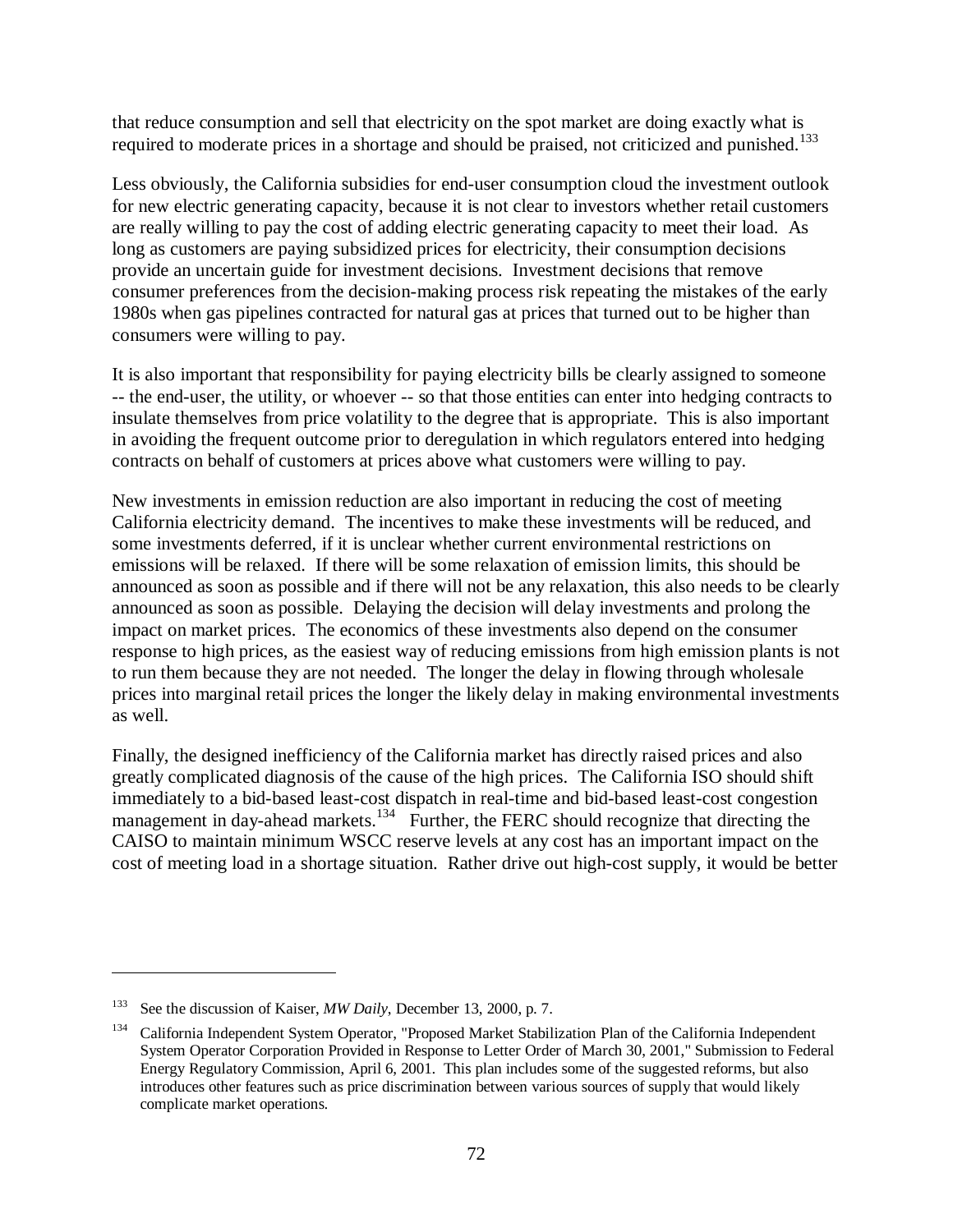that reduce consumption and sell that electricity on the spot market are doing exactly what is required to moderate prices in a shortage and should be praised, not criticized and punished.[133]

Less obviously, the California subsidies for end-user consumption cloud the investment outlook for new electric generating capacity, because it is not clear to investors whether retail customers are really willing to pay the cost of adding electric generating capacity to meet their load. As long as customers are paying subsidized prices for electricity, their consumption decisions provide an uncertain guide for investment decisions. Investment decisions that remove consumer preferences from the decision-making process risk repeating the mistakes of the early 1980s when gas pipelines contracted for natural gas at prices that turned out to be higher than consumers were willing to pay.

It is also important that responsibility for paying electricity bills be clearly assigned to someone -- the end-user, the utility, or whoever -- so that those entities can enter into hedging contracts to insulate themselves from price volatility to the degree that is appropriate. This is also important in avoiding the frequent outcome prior to deregulation in which regulators entered into hedging contracts on behalf of customers at prices above what customers were willing to pay.

New investments in emission reduction are also important in reducing the cost of meeting California electricity demand. The incentives to make these investments will be reduced, and some investments deferred, if it is unclear whether current environmental restrictions on emissions will be relaxed. If there will be some relaxation of emission limits, this should be announced as soon as possible and if there will not be any relaxation, this also needs to be clearly announced as soon as possible. Delaying the decision will delay investments and prolong the impact on market prices. The economics of these investments also depend on the consumer response to high prices, as the easiest way of reducing emissions from high emission plants is not to run them because they are not needed. The longer the delay in flowing through wholesale prices into marginal retail prices the longer the likely delay in making environmental investments as well.

Finally, the designed inefficiency of the California market has directly raised prices and also greatly complicated diagnosis of the cause of the high prices. The California ISO should shift immediately to a bid-based least-cost dispatch in real-time and bid-based least-cost congestion management in day-ahead markets.[134] Further, the FERC should recognize that directing the CAISO to maintain minimum WSCC reserve levels at any cost has an important impact on the cost of meeting load in a shortage situation. Rather drive out high-cost supply, it would be better

---

[133] See the discussion of Kaiser, *MW Daily*, December 13, 2000, p. 7.

[134] California Independent System Operator, "Proposed Market Stabilization Plan of the California Independent System Operator Corporation Provided in Response to Letter Order of March 30, 2001," Submission to Federal Energy Regulatory Commission, April 6, 2001. This plan includes some of the suggested reforms, but also introduces other features such as price discrimination between various sources of supply that would likely complicate market operations.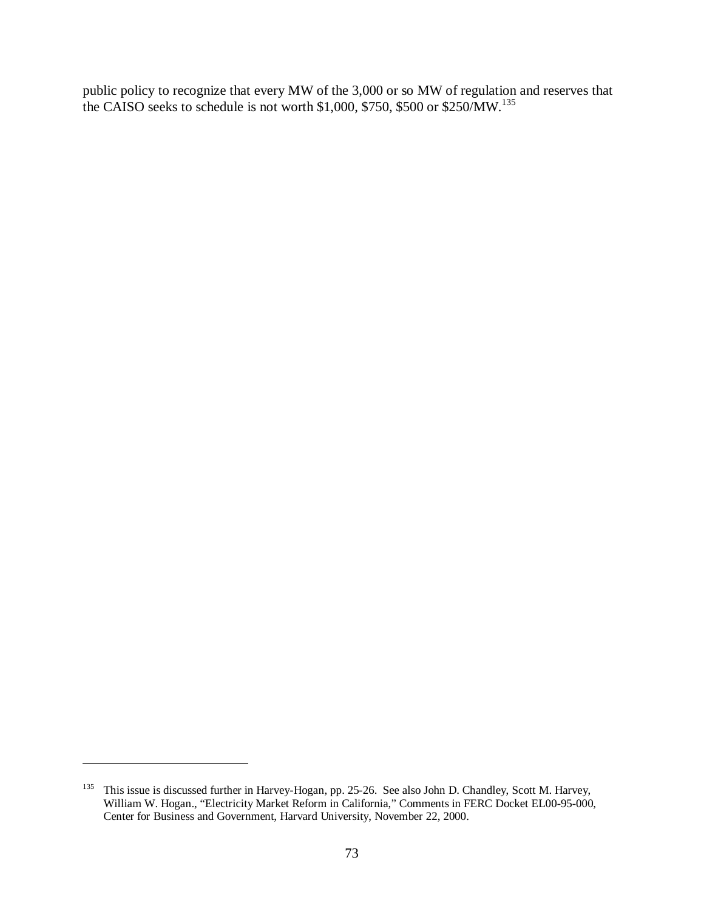public policy to recognize that every MW of the 3,000 or so MW of regulation and reserves that the CAISO seeks to schedule is not worth $1,000, $750, $500 or $250/MW.[135]

---

[135] This issue is discussed further in Harvey-Hogan, pp. 25-26. See also John D. Chandley, Scott M. Harvey, William W. Hogan., "Electricity Market Reform in California," Comments in FERC Docket EL00-95-000, Center for Business and Government, Harvard University, November 22, 2000.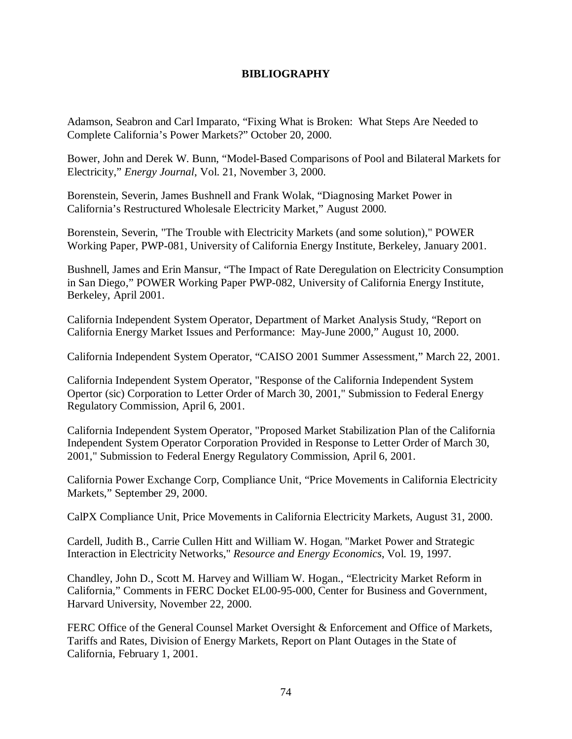# BIBLIOGRAPHY

Adamson, Seabron and Carl Imparato, "Fixing What is Broken: What Steps Are Needed to Complete California's Power Markets?" October 20, 2000.

Bower, John and Derek W. Bunn, "Model-Based Comparisons of Pool and Bilateral Markets for Electricity," *Energy Journal*, Vol. 21, November 3, 2000.

Borenstein, Severin, James Bushnell and Frank Wolak, "Diagnosing Market Power in California's Restructured Wholesale Electricity Market," August 2000.

Borenstein, Severin, "The Trouble with Electricity Markets (and some solution)," POWER Working Paper, PWP-081, University of California Energy Institute, Berkeley, January 2001.

Bushnell, James and Erin Mansur, "The Impact of Rate Deregulation on Electricity Consumption in San Diego," POWER Working Paper PWP-082, University of California Energy Institute, Berkeley, April 2001.

California Independent System Operator, Department of Market Analysis Study, "Report on California Energy Market Issues and Performance: May-June 2000," August 10, 2000.

California Independent System Operator, "CAISO 2001 Summer Assessment," March 22, 2001.

California Independent System Operator, "Response of the California Independent System Opertor (sic) Corporation to Letter Order of March 30, 2001," Submission to Federal Energy Regulatory Commission, April 6, 2001.

California Independent System Operator, "Proposed Market Stabilization Plan of the California Independent System Operator Corporation Provided in Response to Letter Order of March 30, 2001," Submission to Federal Energy Regulatory Commission, April 6, 2001.

California Power Exchange Corp, Compliance Unit, "Price Movements in California Electricity Markets," September 29, 2000.

CalPX Compliance Unit, Price Movements in California Electricity Markets, August 31, 2000.

Cardell, Judith B., Carrie Cullen Hitt and William W. Hogan, "Market Power and Strategic Interaction in Electricity Networks," *Resource and Energy Economics*, Vol. 19, 1997.

Chandley, John D., Scott M. Harvey and William W. Hogan., "Electricity Market Reform in California," Comments in FERC Docket EL00-95-000, Center for Business and Government, Harvard University, November 22, 2000.

FERC Office of the General Counsel Market Oversight & Enforcement and Office of Markets, Tariffs and Rates, Division of Energy Markets, Report on Plant Outages in the State of California, February 1, 2001.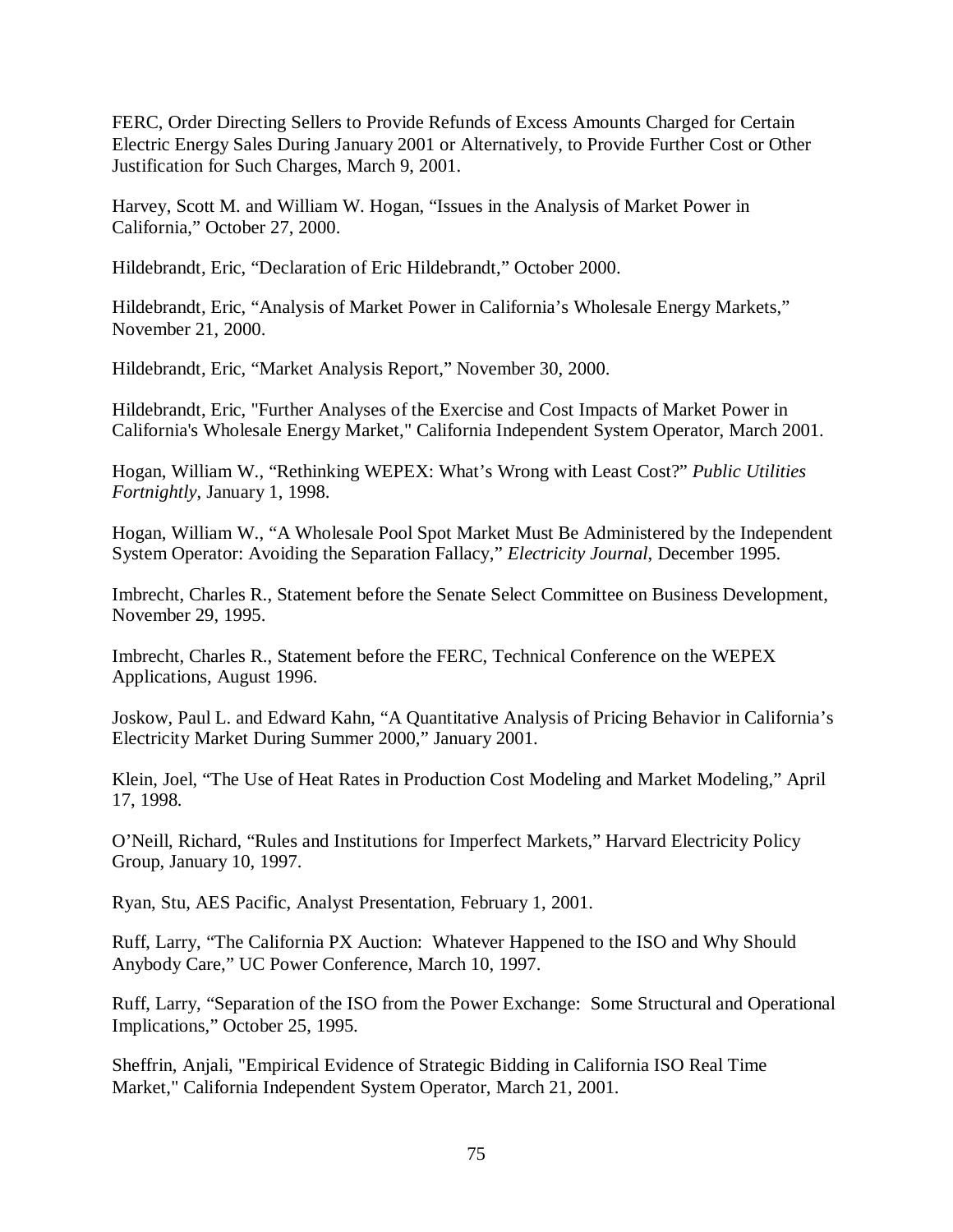FERC, Order Directing Sellers to Provide Refunds of Excess Amounts Charged for Certain Electric Energy Sales During January 2001 or Alternatively, to Provide Further Cost or Other Justification for Such Charges, March 9, 2001.

Harvey, Scott M. and William W. Hogan, "Issues in the Analysis of Market Power in California," October 27, 2000.

Hildebrandt, Eric, "Declaration of Eric Hildebrandt," October 2000.

Hildebrandt, Eric, "Analysis of Market Power in California's Wholesale Energy Markets," November 21, 2000.

Hildebrandt, Eric, "Market Analysis Report," November 30, 2000.

Hildebrandt, Eric, "Further Analyses of the Exercise and Cost Impacts of Market Power in California's Wholesale Energy Market," California Independent System Operator, March 2001.

Hogan, William W., "Rethinking WEPEX: What's Wrong with Least Cost?" *Public Utilities Fortnightly*, January 1, 1998.

Hogan, William W., "A Wholesale Pool Spot Market Must Be Administered by the Independent System Operator: Avoiding the Separation Fallacy," *Electricity Journal*, December 1995.

Imbrecht, Charles R., Statement before the Senate Select Committee on Business Development, November 29, 1995.

Imbrecht, Charles R., Statement before the FERC, Technical Conference on the WEPEX Applications, August 1996.

Joskow, Paul L. and Edward Kahn, "A Quantitative Analysis of Pricing Behavior in California's Electricity Market During Summer 2000," January 2001.

Klein, Joel, "The Use of Heat Rates in Production Cost Modeling and Market Modeling," April 17, 1998.

O'Neill, Richard, "Rules and Institutions for Imperfect Markets," Harvard Electricity Policy Group, January 10, 1997.

Ryan, Stu, AES Pacific, Analyst Presentation, February 1, 2001.

Ruff, Larry, "The California PX Auction: Whatever Happened to the ISO and Why Should Anybody Care," UC Power Conference, March 10, 1997.

Ruff, Larry, "Separation of the ISO from the Power Exchange: Some Structural and Operational Implications," October 25, 1995.

Sheffrin, Anjali, "Empirical Evidence of Strategic Bidding in California ISO Real Time Market," California Independent System Operator, March 21, 2001.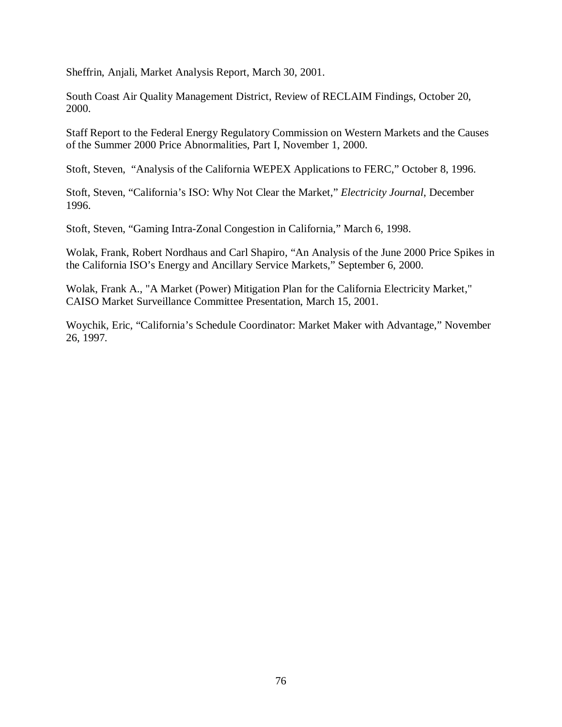Sheffrin, Anjali, Market Analysis Report, March 30, 2001.

South Coast Air Quality Management District, Review of RECLAIM Findings, October 20, 2000.

Staff Report to the Federal Energy Regulatory Commission on Western Markets and the Causes of the Summer 2000 Price Abnormalities, Part I, November 1, 2000.

Stoft, Steven, "Analysis of the California WEPEX Applications to FERC," October 8, 1996.

Stoft, Steven, "California's ISO: Why Not Clear the Market," *Electricity Journal*, December 1996.

Stoft, Steven, "Gaming Intra-Zonal Congestion in California," March 6, 1998.

Wolak, Frank, Robert Nordhaus and Carl Shapiro, "An Analysis of the June 2000 Price Spikes in the California ISO's Energy and Ancillary Service Markets," September 6, 2000.

Wolak, Frank A., "A Market (Power) Mitigation Plan for the California Electricity Market," CAISO Market Surveillance Committee Presentation, March 15, 2001.

Woychik, Eric, "California's Schedule Coordinator: Market Maker with Advantage," November 26, 1997.